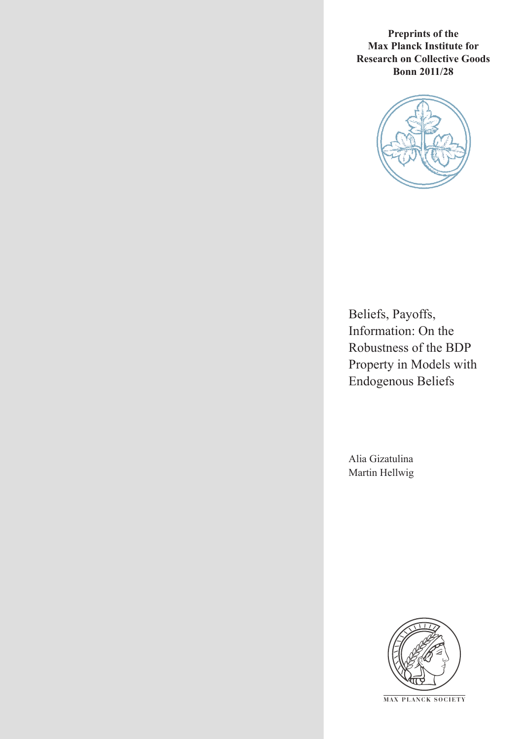**Preprints of the Max Planck Institute for Research on Collective Goods Bonn 2011/28**

# Beliefs, Payoffs, Information: On the Robustness of the BDP Property in Models with Endogenous Beliefs

Alia Gizatulina
Martin Hellwig

MAX PLANCK SOCIETY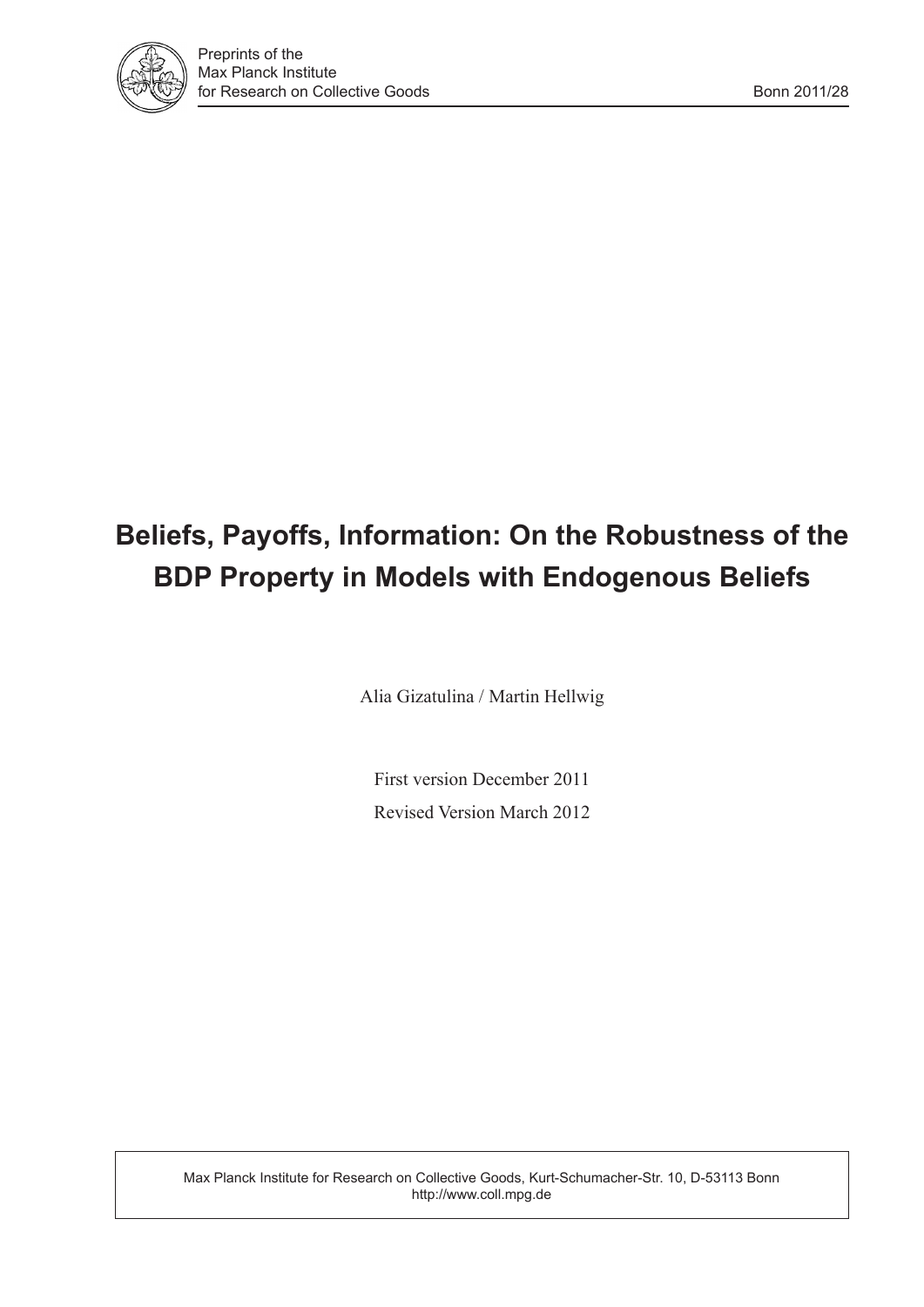# Beliefs, Payoffs, Information: On the Robustness of the BDP Property in Models with Endogenous Beliefs

Alia Gizatulina / Martin Hellwig

First version December 2011

Revised Version March 2012

Max Planck Institute for Research on Collective Goods, Kurt-Schumacher-Str. 10, D-53113 Bonn
http://www.coll.mpg.de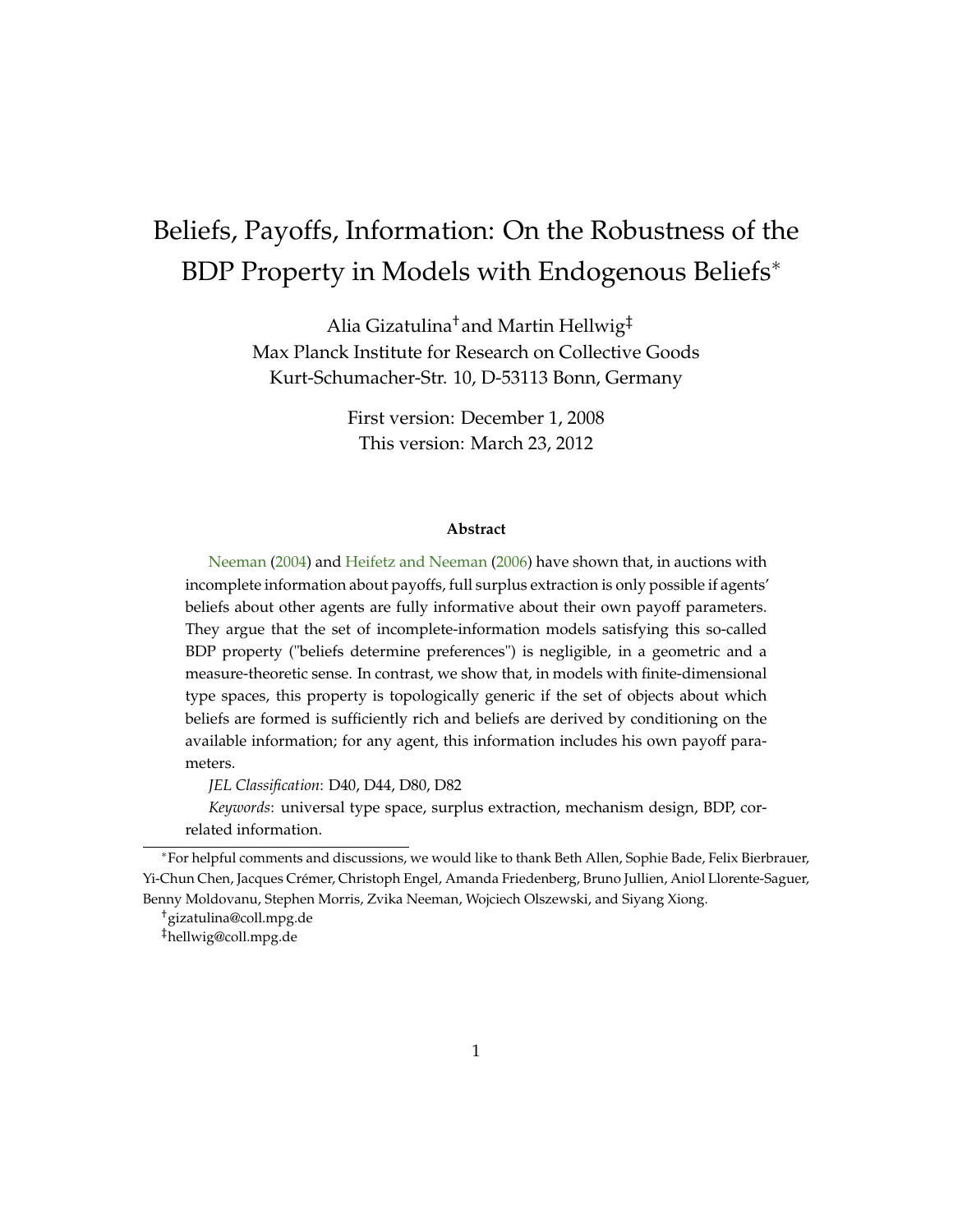# Beliefs, Payoffs, Information: On the Robustness of the BDP Property in Models with Endogenous Beliefs*

Alia Gizatulina[†] and Martin Hellwig[‡]
Max Planck Institute for Research on Collective Goods
Kurt-Schumacher-Str. 10, D-53113 Bonn, Germany

First version: December 1, 2008
This version: March 23, 2012

### Abstract

Neeman (2004) and Heifetz and Neeman (2006) have shown that, in auctions with incomplete information about payoffs, full surplus extraction is only possible if agents' beliefs about other agents are fully informative about their own payoff parameters. They argue that the set of incomplete-information models satisfying this so-called BDP property ("beliefs determine preferences") is negligible, in a geometric and a measure-theoretic sense. In contrast, we show that, in models with finite-dimensional type spaces, this property is topologically generic if the set of objects about which beliefs are formed is sufficiently rich and beliefs are derived by conditioning on the available information; for any agent, this information includes his own payoff parameters.

*JEL Classification*: D40, D44, D80, D82

*Keywords*: universal type space, surplus extraction, mechanism design, BDP, correlated information.

---

*For helpful comments and discussions, we would like to thank Beth Allen, Sophie Bade, Felix Bierbrauer, Yi-Chun Chen, Jacques Crémer, Christoph Engel, Amanda Friedenberg, Bruno Jullien, Aniol Llorente-Saguer, Benny Moldovanu, Stephen Morris, Zvika Neeman, Wojciech Olszewski, and Siyang Xiong.

[†]gizatulina@coll.mpg.de

[‡]hellwig@coll.mpg.de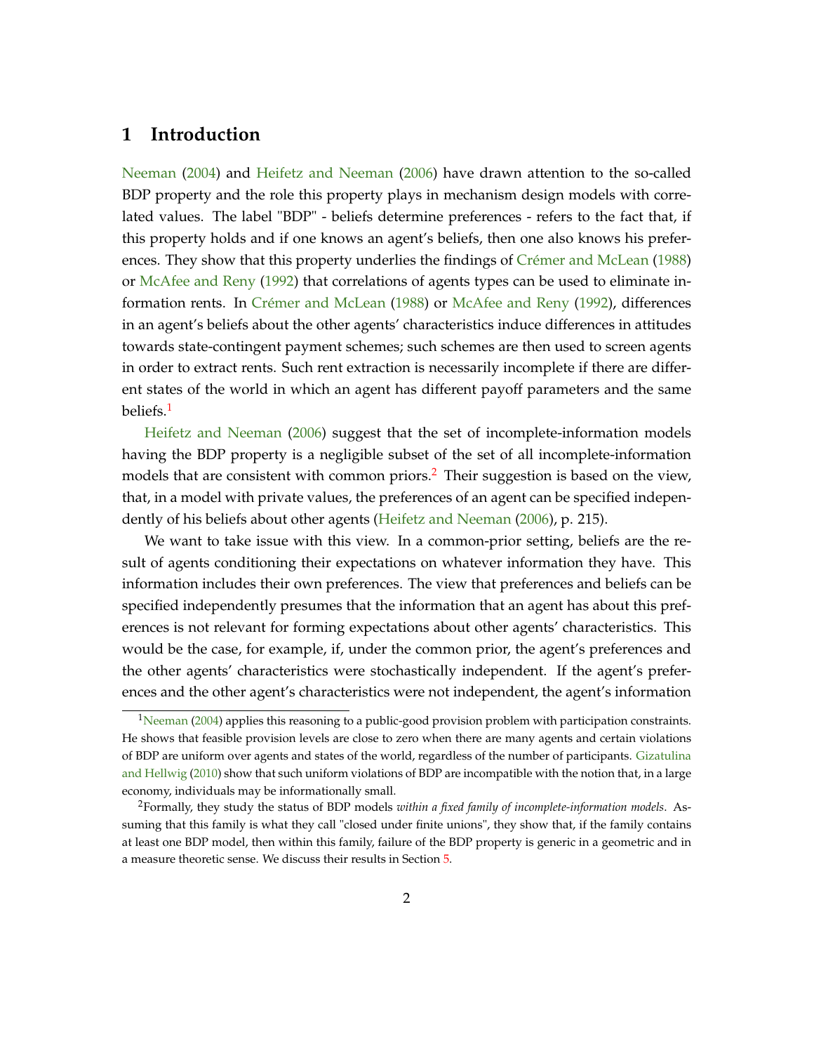# 1 Introduction

Neeman (2004) and Heifetz and Neeman (2006) have drawn attention to the so-called BDP property and the role this property plays in mechanism design models with correlated values. The label "BDP" - beliefs determine preferences - refers to the fact that, if this property holds and if one knows an agent's beliefs, then one also knows his preferences. They show that this property underlies the findings of Crémer and McLean (1988) or McAfee and Reny (1992) that correlations of agents types can be used to eliminate information rents. In Crémer and McLean (1988) or McAfee and Reny (1992), differences in an agent's beliefs about the other agents' characteristics induce differences in attitudes towards state-contingent payment schemes; such schemes are then used to screen agents in order to extract rents. Such rent extraction is necessarily incomplete if there are different states of the world in which an agent has different payoff parameters and the same beliefs.[1]

Heifetz and Neeman (2006) suggest that the set of incomplete-information models having the BDP property is a negligible subset of the set of all incomplete-information models that are consistent with common priors.[2] Their suggestion is based on the view, that, in a model with private values, the preferences of an agent can be specified independently of his beliefs about other agents (Heifetz and Neeman (2006), p. 215).

We want to take issue with this view. In a common-prior setting, beliefs are the result of agents conditioning their expectations on whatever information they have. This information includes their own preferences. The view that preferences and beliefs can be specified independently presumes that the information that an agent has about this preferences is not relevant for forming expectations about other agents' characteristics. This would be the case, for example, if, under the common prior, the agent's preferences and the other agents' characteristics were stochastically independent. If the agent's preferences and the other agent's characteristics were not independent, the agent's information

[1] Neeman (2004) applies this reasoning to a public-good provision problem with participation constraints. He shows that feasible provision levels are close to zero when there are many agents and certain violations of BDP are uniform over agents and states of the world, regardless of the number of participants. Gizatulina and Hellwig (2010) show that such uniform violations of BDP are incompatible with the notion that, in a large economy, individuals may be informationally small.

[2] Formally, they study the status of BDP models *within a fixed family of incomplete-information models*. Assuming that this family is what they call "closed under finite unions", they show that, if the family contains at least one BDP model, then within this family, failure of the BDP property is generic in a geometric and in a measure theoretic sense. We discuss their results in Section 5.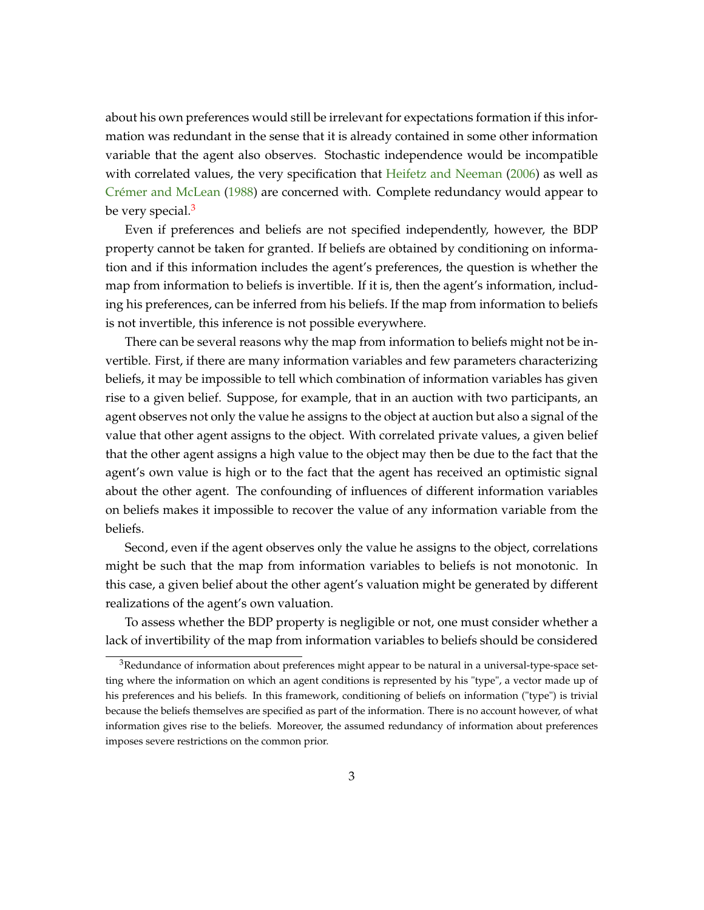about his own preferences would still be irrelevant for expectations formation if this information was redundant in the sense that it is already contained in some other information variable that the agent also observes. Stochastic independence would be incompatible with correlated values, the very specification that Heifetz and Neeman (2006) as well as Crémer and McLean (1988) are concerned with. Complete redundancy would appear to be very special.[3]

Even if preferences and beliefs are not specified independently, however, the BDP property cannot be taken for granted. If beliefs are obtained by conditioning on information and if this information includes the agent's preferences, the question is whether the map from information to beliefs is invertible. If it is, then the agent's information, including his preferences, can be inferred from his beliefs. If the map from information to beliefs is not invertible, this inference is not possible everywhere.

There can be several reasons why the map from information to beliefs might not be invertible. First, if there are many information variables and few parameters characterizing beliefs, it may be impossible to tell which combination of information variables has given rise to a given belief. Suppose, for example, that in an auction with two participants, an agent observes not only the value he assigns to the object at auction but also a signal of the value that other agent assigns to the object. With correlated private values, a given belief that the other agent assigns a high value to the object may then be due to the fact that the agent's own value is high or to the fact that the agent has received an optimistic signal about the other agent. The confounding of influences of different information variables on beliefs makes it impossible to recover the value of any information variable from the beliefs.

Second, even if the agent observes only the value he assigns to the object, correlations might be such that the map from information variables to beliefs is not monotonic. In this case, a given belief about the other agent's valuation might be generated by different realizations of the agent's own valuation.

To assess whether the BDP property is negligible or not, one must consider whether a lack of invertibility of the map from information variables to beliefs should be considered

[3] Redundance of information about preferences might appear to be natural in a universal-type-space setting where the information on which an agent conditions is represented by his "type", a vector made up of his preferences and his beliefs. In this framework, conditioning of beliefs on information ("type") is trivial because the beliefs themselves are specified as part of the information. There is no account however, of what information gives rise to the beliefs. Moreover, the assumed redundancy of information about preferences imposes severe restrictions on the common prior.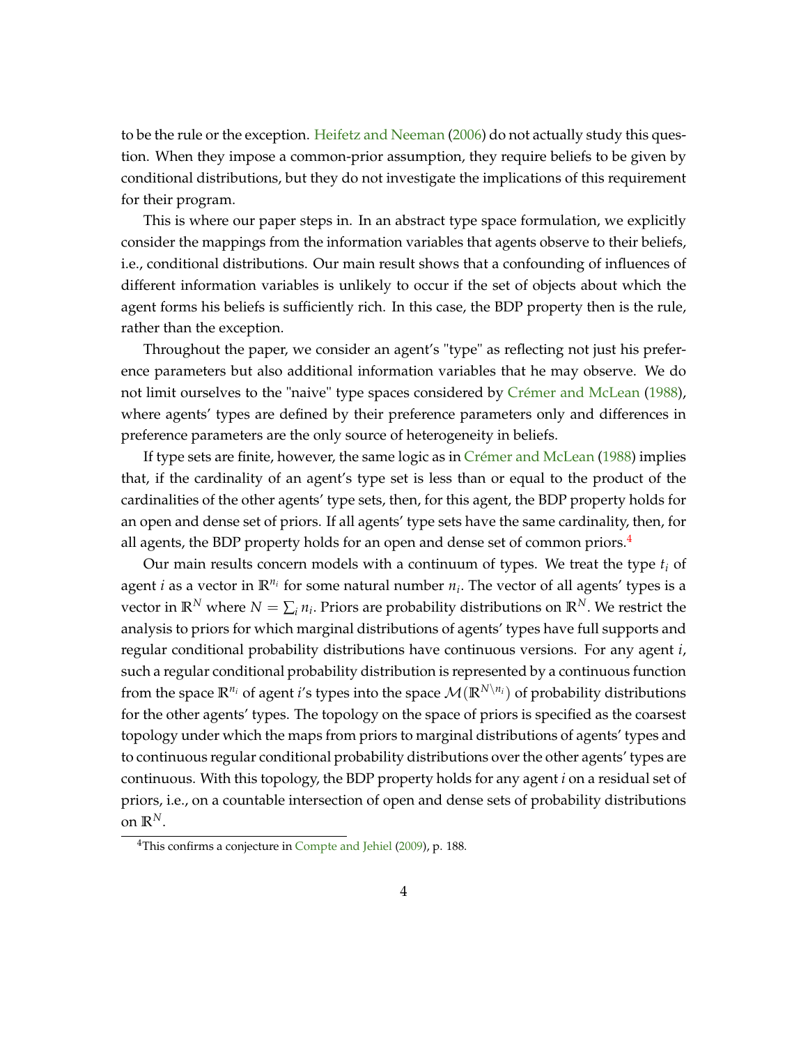to be the rule or the exception. Heifetz and Neeman (2006) do not actually study this question. When they impose a common-prior assumption, they require beliefs to be given by conditional distributions, but they do not investigate the implications of this requirement for their program.

This is where our paper steps in. In an abstract type space formulation, we explicitly consider the mappings from the information variables that agents observe to their beliefs, i.e., conditional distributions. Our main result shows that a confounding of influences of different information variables is unlikely to occur if the set of objects about which the agent forms his beliefs is sufficiently rich. In this case, the BDP property then is the rule, rather than the exception.

Throughout the paper, we consider an agent's "type" as reflecting not just his preference parameters but also additional information variables that he may observe. We do not limit ourselves to the "naive" type spaces considered by Crémer and McLean (1988), where agents' types are defined by their preference parameters only and differences in preference parameters are the only source of heterogeneity in beliefs.

If type sets are finite, however, the same logic as in Crémer and McLean (1988) implies that, if the cardinality of an agent's type set is less than or equal to the product of the cardinalities of the other agents' type sets, then, for this agent, the BDP property holds for an open and dense set of priors. If all agents' type sets have the same cardinality, then, for all agents, the BDP property holds for an open and dense set of common priors.[4]

Our main results concern models with a continuum of types. We treat the type $t_i$ of agent $i$ as a vector in $\mathbb{R}^{n_i}$ for some natural number $n_i$. The vector of all agents' types is a vector in $\mathbb{R}^N$ where $N = \sum_i n_i$. Priors are probability distributions on $\mathbb{R}^N$. We restrict the analysis to priors for which marginal distributions of agents' types have full supports and regular conditional probability distributions have continuous versions. For any agent $i$, such a regular conditional probability distribution is represented by a continuous function from the space $\mathbb{R}^{n_i}$ of agent $i$'s types into the space $\mathcal{M}(\mathbb{R}^{N \setminus n_i})$ of probability distributions for the other agents' types. The topology on the space of priors is specified as the coarsest topology under which the maps from priors to marginal distributions of agents' types and to continuous regular conditional probability distributions over the other agents' types are continuous. With this topology, the BDP property holds for any agent $i$ on a residual set of priors, i.e., on a countable intersection of open and dense sets of probability distributions on $\mathbb{R}^N$.

[4]This confirms a conjecture in Compte and Jehiel (2009), p. 188.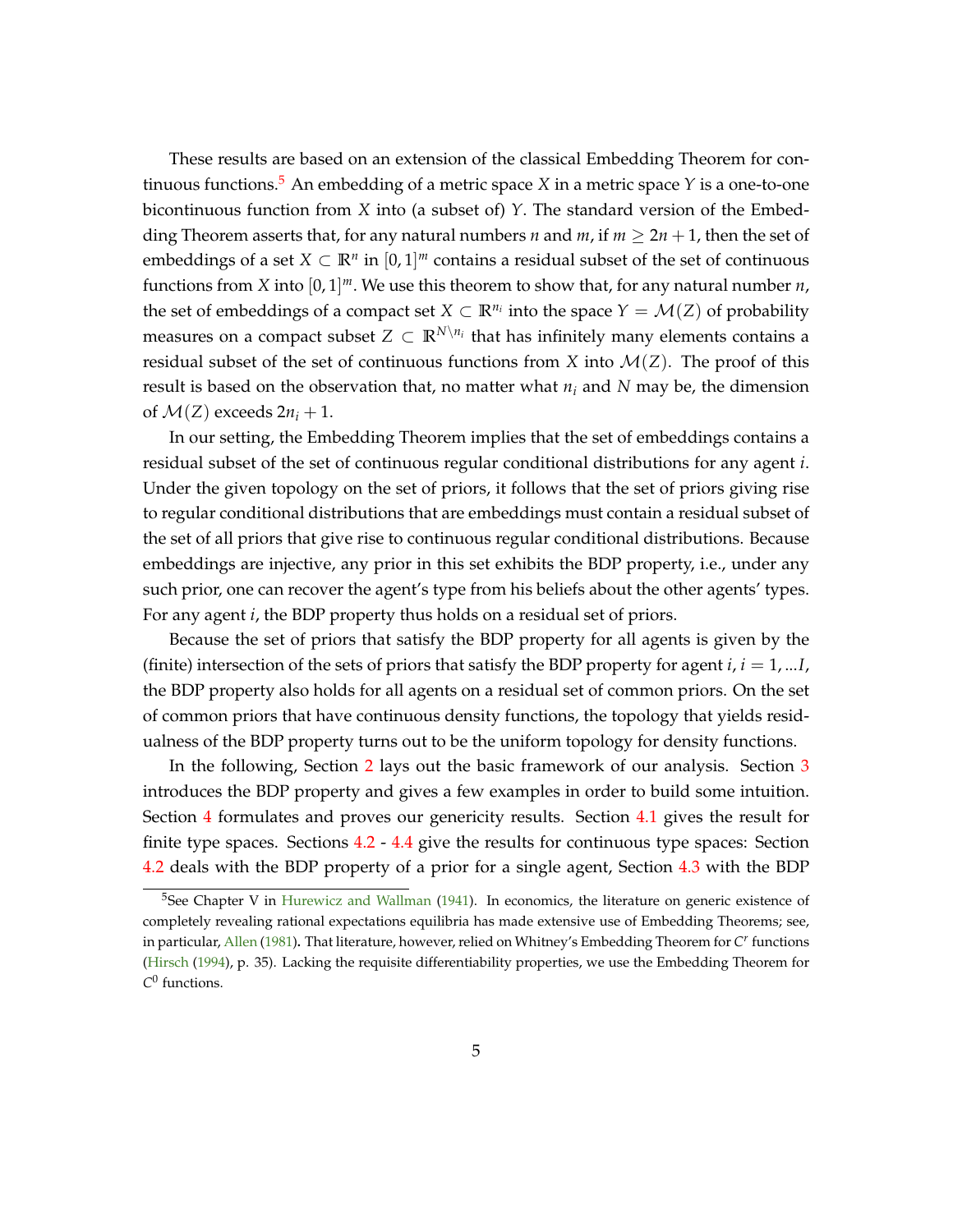These results are based on an extension of the classical Embedding Theorem for continuous functions.[5] An embedding of a metric space $X$ in a metric space $Y$ is a one-to-one bicontinuous function from $X$ into (a subset of) $Y$. The standard version of the Embedding Theorem asserts that, for any natural numbers $n$ and $m$, if $m \geq 2n+1$, then the set of embeddings of a set $X \subset \mathbb{R}^n$ in $[0,1]^m$ contains a residual subset of the set of continuous functions from $X$ into $[0,1]^m$. We use this theorem to show that, for any natural number $n$, the set of embeddings of a compact set $X \subset \mathbb{R}^{n_i}$ into the space $Y = \mathcal{M}(Z)$ of probability measures on a compact subset $Z \subset \mathbb{R}^{N \setminus n_i}$ that has infinitely many elements contains a residual subset of the set of continuous functions from $X$ into $\mathcal{M}(Z)$. The proof of this result is based on the observation that, no matter what $n_i$ and $N$ may be, the dimension of $\mathcal{M}(Z)$ exceeds $2n_i + 1$.

In our setting, the Embedding Theorem implies that the set of embeddings contains a residual subset of the set of continuous regular conditional distributions for any agent $i$. Under the given topology on the set of priors, it follows that the set of priors giving rise to regular conditional distributions that are embeddings must contain a residual subset of the set of all priors that give rise to continuous regular conditional distributions. Because embeddings are injective, any prior in this set exhibits the BDP property, i.e., under any such prior, one can recover the agent's type from his beliefs about the other agents' types. For any agent $i$, the BDP property thus holds on a residual set of priors.

Because the set of priors that satisfy the BDP property for all agents is given by the (finite) intersection of the sets of priors that satisfy the BDP property for agent $i$, $i = 1, ...I$, the BDP property also holds for all agents on a residual set of common priors. On the set of common priors that have continuous density functions, the topology that yields residualness of the BDP property turns out to be the uniform topology for density functions.

In the following, Section 2 lays out the basic framework of our analysis. Section 3 introduces the BDP property and gives a few examples in order to build some intuition. Section 4 formulates and proves our genericity results. Section 4.1 gives the result for finite type spaces. Sections 4.2 - 4.4 give the results for continuous type spaces: Section 4.2 deals with the BDP property of a prior for a single agent, Section 4.3 with the BDP

[5] See Chapter V in Hurewicz and Wallman (1941). In economics, the literature on generic existence of completely revealing rational expectations equilibria has made extensive use of Embedding Theorems; see, in particular, Allen (1981). That literature, however, relied on Whitney's Embedding Theorem for $C^r$ functions (Hirsch (1994), p. 35). Lacking the requisite differentiability properties, we use the Embedding Theorem for $C^0$ functions.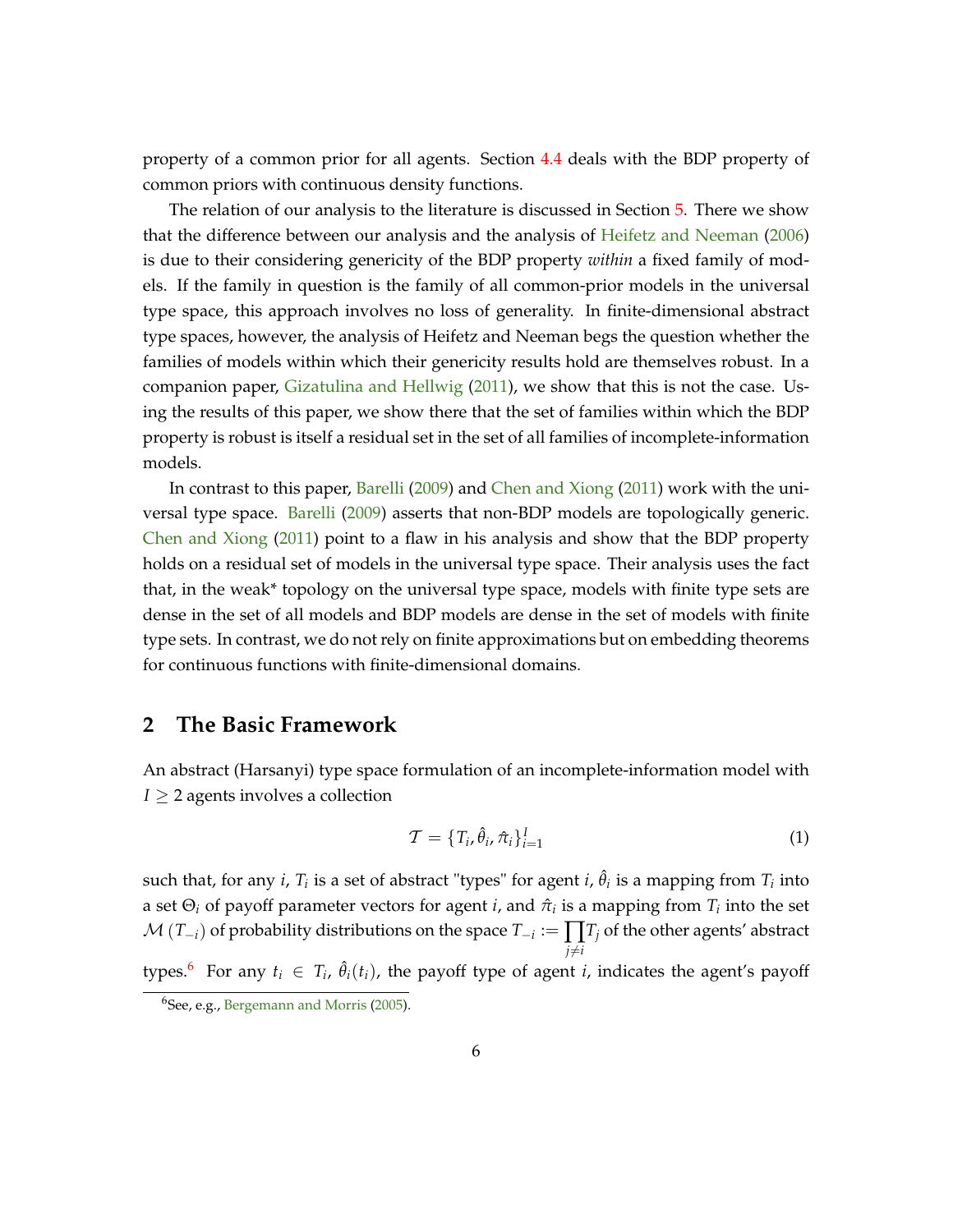property of a common prior for all agents. Section 4.4 deals with the BDP property of common priors with continuous density functions.

The relation of our analysis to the literature is discussed in Section 5. There we show that the difference between our analysis and the analysis of Heifetz and Neeman (2006) is due to their considering genericity of the BDP property *within* a fixed family of models. If the family in question is the family of all common-prior models in the universal type space, this approach involves no loss of generality. In finite-dimensional abstract type spaces, however, the analysis of Heifetz and Neeman begs the question whether the families of models within which their genericity results hold are themselves robust. In a companion paper, Gizatulina and Hellwig (2011), we show that this is not the case. Using the results of this paper, we show there that the set of families within which the BDP property is robust is itself a residual set in the set of all families of incomplete-information models.

In contrast to this paper, Barelli (2009) and Chen and Xiong (2011) work with the universal type space. Barelli (2009) asserts that non-BDP models are topologically generic. Chen and Xiong (2011) point to a flaw in his analysis and show that the BDP property holds on a residual set of models in the universal type space. Their analysis uses the fact that, in the weak* topology on the universal type space, models with finite type sets are dense in the set of all models and BDP models are dense in the set of models with finite type sets. In contrast, we do not rely on finite approximations but on embedding theorems for continuous functions with finite-dimensional domains.

## 2 The Basic Framework

An abstract (Harsanyi) type space formulation of an incomplete-information model with $I \geq 2$ agents involves a collection

$$\mathcal{T} = \{T_i, \hat{\theta}_i, \hat{\pi}_i\}_{i=1}^{I} \tag{1}$$

such that, for any $i$, $T_i$ is a set of abstract "types" for agent $i$, $\hat{\theta}_i$ is a mapping from $T_i$ into a set $\Theta_i$ of payoff parameter vectors for agent $i$, and $\hat{\pi}_i$ is a mapping from $T_i$ into the set $\mathcal{M}(T_{-i})$ of probability distributions on the space $T_{-i} := \prod_{j \neq i} T_j$ of the other agents' abstract types.[6] For any $t_i \in T_i$, $\hat{\theta}_i(t_i)$, the payoff type of agent $i$, indicates the agent's payoff

[6] See, e.g., Bergemann and Morris (2005).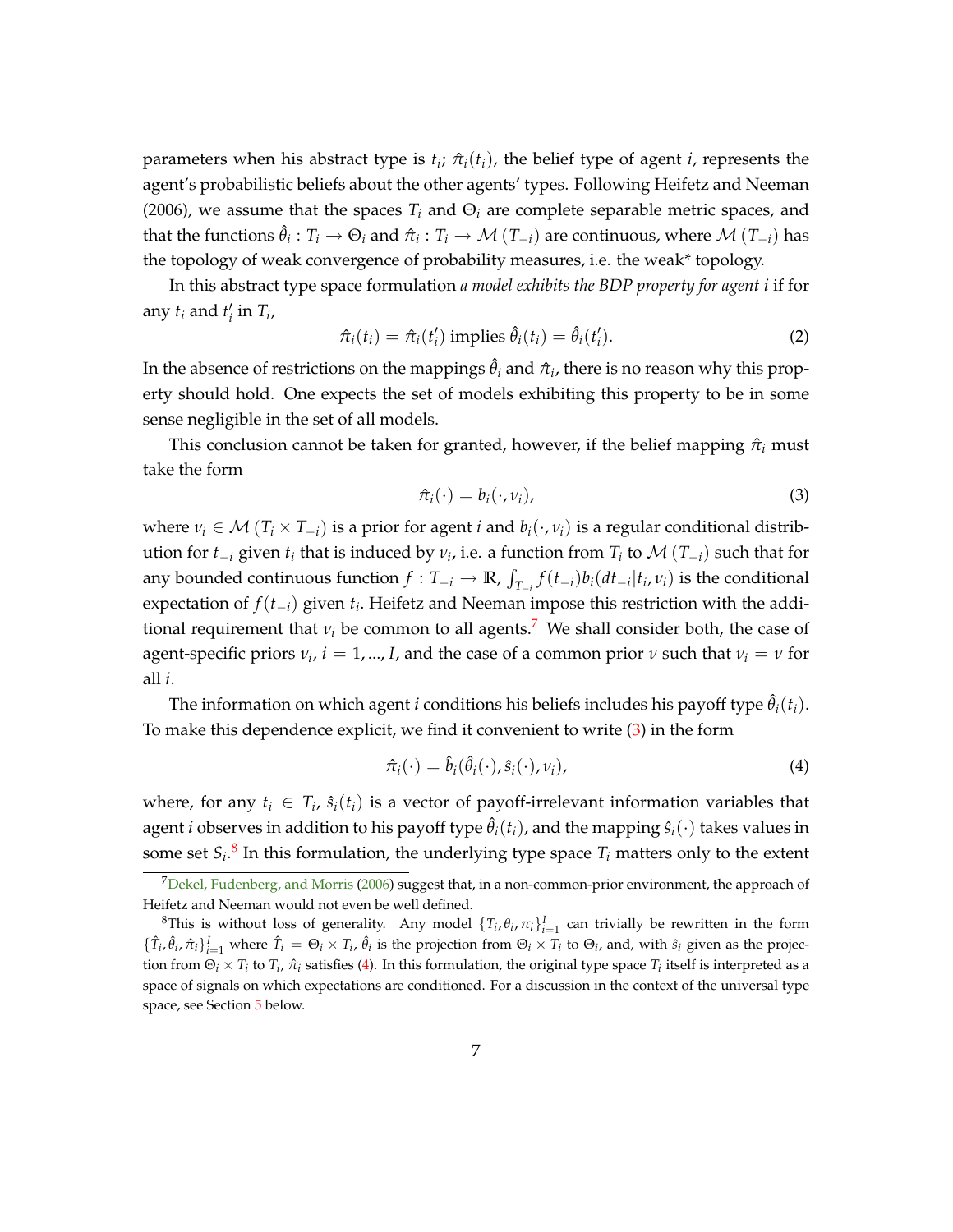parameters when his abstract type is $t_i$; $\hat{\pi}_i(t_i)$, the belief type of agent $i$, represents the agent's probabilistic beliefs about the other agents' types. Following Heifetz and Neeman (2006), we assume that the spaces $T_i$ and $\Theta_i$ are complete separable metric spaces, and that the functions $\hat{\theta}_i : T_i \to \Theta_i$ and $\hat{\pi}_i : T_i \to \mathcal{M}(T_{-i})$ are continuous, where $\mathcal{M}(T_{-i})$ has the topology of weak convergence of probability measures, i.e. the weak* topology.

In this abstract type space formulation *a model exhibits the BDP property for agent $i$* if for any $t_i$ and $t_i'$ in $T_i$,

$$\hat{\pi}_i(t_i) = \hat{\pi}_i(t_i') \text{ implies } \hat{\theta}_i(t_i) = \hat{\theta}_i(t_i'). \tag{2}$$

In the absence of restrictions on the mappings $\hat{\theta}_i$ and $\hat{\pi}_i$, there is no reason why this property should hold. One expects the set of models exhibiting this property to be in some sense negligible in the set of all models.

This conclusion cannot be taken for granted, however, if the belief mapping $\hat{\pi}_i$ must take the form

$$\hat{\pi}_i(\cdot) = b_i(\cdot, \nu_i), \tag{3}$$

where $\nu_i \in \mathcal{M}(T_i \times T_{-i})$ is a prior for agent $i$ and $b_i(\cdot, \nu_i)$ is a regular conditional distribution for $t_{-i}$ given $t_i$ that is induced by $\nu_i$, i.e. a function from $T_i$ to $\mathcal{M}(T_{-i})$ such that for any bounded continuous function $f : T_{-i} \to \mathbb{R}$, $\int_{T_{-i}} f(t_{-i}) b_i(dt_{-i}|t_i, \nu_i)$ is the conditional expectation of $f(t_{-i})$ given $t_i$. Heifetz and Neeman impose this restriction with the additional requirement that $\nu_i$ be common to all agents.[7] We shall consider both, the case of agent-specific priors $\nu_i$, $i = 1, ..., I$, and the case of a common prior $\nu$ such that $\nu_i = \nu$ for all $i$.

The information on which agent $i$ conditions his beliefs includes his payoff type $\hat{\theta}_i(t_i)$. To make this dependence explicit, we find it convenient to write (3) in the form

$$\hat{\pi}_i(\cdot) = \hat{b}_i(\hat{\theta}_i(\cdot), \hat{s}_i(\cdot), \nu_i), \tag{4}$$

where, for any $t_i \in T_i$, $\hat{s}_i(t_i)$ is a vector of payoff-irrelevant information variables that agent $i$ observes in addition to his payoff type $\hat{\theta}_i(t_i)$, and the mapping $\hat{s}_i(\cdot)$ takes values in some set $S_i$.[8] In this formulation, the underlying type space $T_i$ matters only to the extent

---

[7] Dekel, Fudenberg, and Morris (2006) suggest that, in a non-common-prior environment, the approach of Heifetz and Neeman would not even be well defined.

[8] This is without loss of generality. Any model $\{T_i, \theta_i, \pi_i\}_{i=1}^I$ can trivially be rewritten in the form $\{\hat{T}_i, \hat{\theta}_i, \hat{\pi}_i\}_{i=1}^I$ where $\hat{T}_i = \Theta_i \times T_i$, $\hat{\theta}_i$ is the projection from $\Theta_i \times T_i$ to $\Theta_i$, and, with $\hat{s}_i$ given as the projection from $\Theta_i \times T_i$ to $T_i$, $\hat{\pi}_i$ satisfies (4). In this formulation, the original type space $T_i$ itself is interpreted as a space of signals on which expectations are conditioned. For a discussion in the context of the universal type space, see Section 5 below.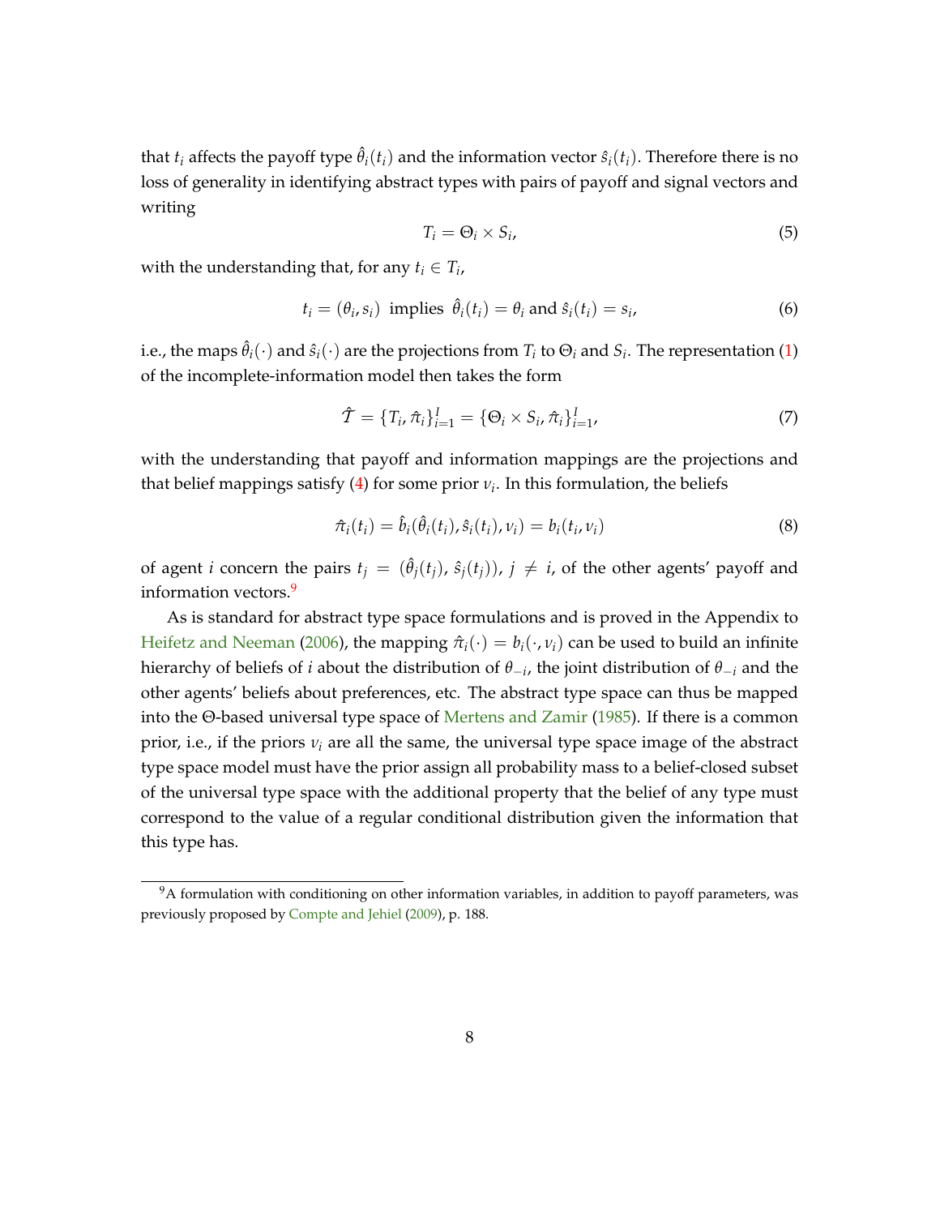that $t_i$ affects the payoff type $\hat{\theta}_i(t_i)$ and the information vector $\hat{s}_i(t_i)$. Therefore there is no loss of generality in identifying abstract types with pairs of payoff and signal vectors and writing

$$T_i = \Theta_i \times S_i, \tag{5}$$

with the understanding that, for any $t_i \in T_i$,

$$t_i = (\theta_i, s_i) \text{ implies } \hat{\theta}_i(t_i) = \theta_i \text{ and } \hat{s}_i(t_i) = s_i, \tag{6}$$

i.e., the maps $\hat{\theta}_i(\cdot)$ and $\hat{s}_i(\cdot)$ are the projections from $T_i$ to $\Theta_i$ and $S_i$. The representation (1) of the incomplete-information model then takes the form

$$\hat{\mathcal{T}} = \{T_i, \hat{\pi}_i\}_{i=1}^I = \{\Theta_i \times S_i, \hat{\pi}_i\}_{i=1}^I, \tag{7}$$

with the understanding that payoff and information mappings are the projections and that belief mappings satisfy (4) for some prior $\nu_i$. In this formulation, the beliefs

$$\hat{\pi}_i(t_i) = \hat{b}_i(\hat{\theta}_i(t_i), \hat{s}_i(t_i), \nu_i) = b_i(t_i, \nu_i) \tag{8}$$

of agent $i$ concern the pairs $t_j = (\hat{\theta}_j(t_j), \hat{s}_j(t_j))$, $j \neq i$, of the other agents' payoff and information vectors.[9]

As is standard for abstract type space formulations and is proved in the Appendix to Heifetz and Neeman (2006), the mapping $\hat{\pi}_i(\cdot) = b_i(\cdot, \nu_i)$ can be used to build an infinite hierarchy of beliefs of $i$ about the distribution of $\theta_{-i}$, the joint distribution of $\theta_{-i}$ and the other agents' beliefs about preferences, etc. The abstract type space can thus be mapped into the $\Theta$-based universal type space of Mertens and Zamir (1985). If there is a common prior, i.e., if the priors $\nu_i$ are all the same, the universal type space image of the abstract type space model must have the prior assign all probability mass to a belief-closed subset of the universal type space with the additional property that the belief of any type must correspond to the value of a regular conditional distribution given the information that this type has.

[9] A formulation with conditioning on other information variables, in addition to payoff parameters, was previously proposed by Compte and Jehiel (2009), p. 188.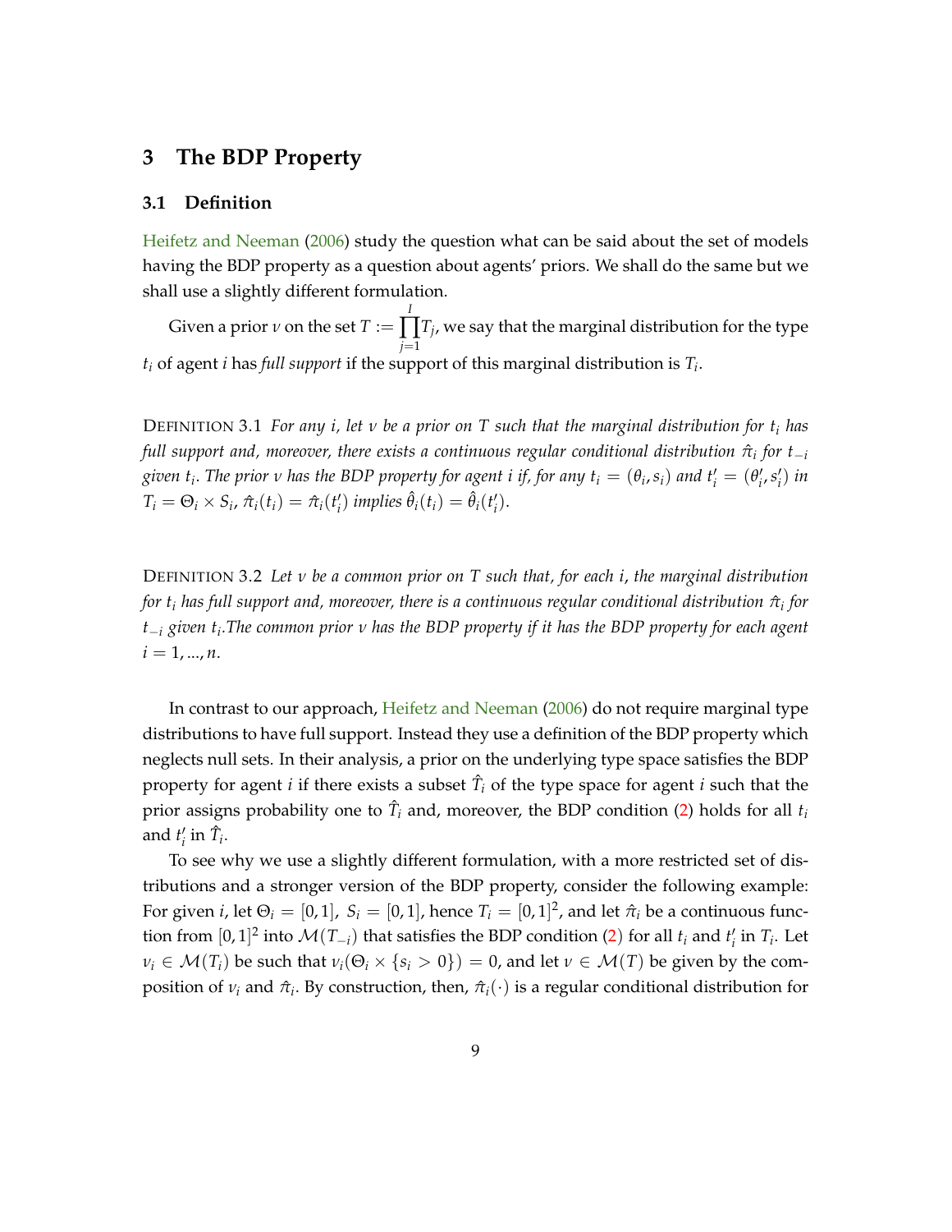# 3 The BDP Property

## 3.1 Definition

Heifetz and Neeman (2006) study the question what can be said about the set of models having the BDP property as a question about agents' priors. We shall do the same but we shall use a slightly different formulation.

Given a prior $\nu$ on the set $T := \prod_{j=1}^{I} T_j$, we say that the marginal distribution for the type $t_i$ of agent $i$ has *full support* if the support of this marginal distribution is $T_i$.

DEFINITION 3.1 *For any $i$, let $\nu$ be a prior on $T$ such that the marginal distribution for $t_i$ has full support and, moreover, there exists a continuous regular conditional distribution $\hat{\pi}_i$ for $t_{-i}$ given $t_i$. The prior $\nu$ has the BDP property for agent $i$ if, for any $t_i = (\theta_i, s_i)$ and $t'_i = (\theta'_i, s'_i)$ in $T_i = \Theta_i \times S_i$, $\hat{\pi}_i(t_i) = \hat{\pi}_i(t'_i)$ implies $\hat{\theta}_i(t_i) = \hat{\theta}_i(t'_i)$.*

DEFINITION 3.2 *Let $\nu$ be a common prior on $T$ such that, for each $i$, the marginal distribution for $t_i$ has full support and, moreover, there is a continuous regular conditional distribution $\hat{\pi}_i$ for $t_{-i}$ given $t_i$.The common prior $\nu$ has the BDP property if it has the BDP property for each agent $i = 1, ..., n$.*

In contrast to our approach, Heifetz and Neeman (2006) do not require marginal type distributions to have full support. Instead they use a definition of the BDP property which neglects null sets. In their analysis, a prior on the underlying type space satisfies the BDP property for agent $i$ if there exists a subset $\hat{T}_i$ of the type space for agent $i$ such that the prior assigns probability one to $\hat{T}_i$ and, moreover, the BDP condition (2) holds for all $t_i$ and $t'_i$ in $\hat{T}_i$.

To see why we use a slightly different formulation, with a more restricted set of distributions and a stronger version of the BDP property, consider the following example: For given $i$, let $\Theta_i = [0, 1]$, $S_i = [0, 1]$, hence $T_i = [0, 1]^2$, and let $\hat{\pi}_i$ be a continuous function from $[0, 1]^2$ into $\mathcal{M}(T_{-i})$ that satisfies the BDP condition (2) for all $t_i$ and $t'_i$ in $T_i$. Let $\nu_i \in \mathcal{M}(T_i)$ be such that $\nu_i(\Theta_i \times \{s_i > 0\}) = 0$, and let $\nu \in \mathcal{M}(T)$ be given by the composition of $\nu_i$ and $\hat{\pi}_i$. By construction, then, $\hat{\pi}_i(\cdot)$ is a regular conditional distribution for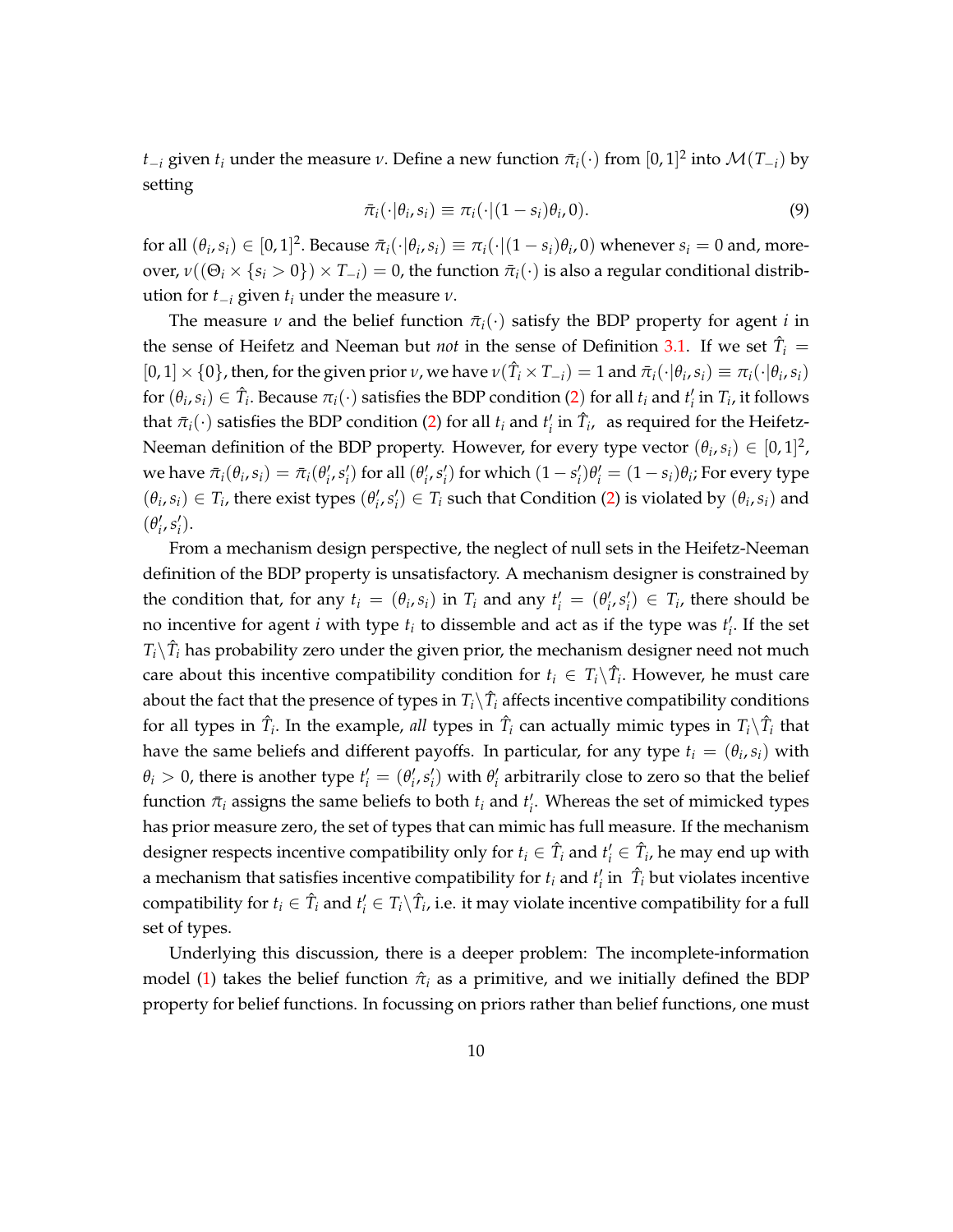$t_{-i}$ given $t_i$ under the measure $\nu$. Define a new function $\bar{\pi}_i(\cdot)$ from $[0,1]^2$ into $\mathcal{M}(T_{-i})$ by setting

$$\bar{\pi}_i(\cdot|\theta_i, s_i) \equiv \pi_i(\cdot|(1-s_i)\theta_i, 0). \tag{9}$$

for all $(\theta_i, s_i) \in [0,1]^2$. Because $\bar{\pi}_i(\cdot|\theta_i, s_i) \equiv \pi_i(\cdot|(1-s_i)\theta_i, 0)$ whenever $s_i = 0$ and, moreover, $\nu((\Theta_i \times \{s_i > 0\}) \times T_{-i}) = 0$, the function $\bar{\pi}_i(\cdot)$ is also a regular conditional distribution for $t_{-i}$ given $t_i$ under the measure $\nu$.

The measure $\nu$ and the belief function $\bar{\pi}_i(\cdot)$ satisfy the BDP property for agent $i$ in the sense of Heifetz and Neeman but *not* in the sense of Definition 3.1. If we set $\hat{T}_i = [0,1] \times \{0\}$, then, for the given prior $\nu$, we have $\nu(\hat{T}_i \times T_{-i}) = 1$ and $\bar{\pi}_i(\cdot|\theta_i, s_i) \equiv \pi_i(\cdot|\theta_i, s_i)$ for $(\theta_i, s_i) \in \hat{T}_i$. Because $\pi_i(\cdot)$ satisfies the BDP condition (2) for all $t_i$ and $t_i'$ in $T_i$, it follows that $\bar{\pi}_i(\cdot)$ satisfies the BDP condition (2) for all $t_i$ and $t_i'$ in $\hat{T}_i$, as required for the Heifetz-Neeman definition of the BDP property. However, for every type vector $(\theta_i, s_i) \in [0,1]^2$, we have $\bar{\pi}_i(\theta_i, s_i) = \bar{\pi}_i(\theta_i', s_i')$ for all $(\theta_i', s_i')$ for which $(1-s_i')\theta_i' = (1-s_i)\theta_i$; For every type $(\theta_i, s_i) \in T_i$, there exist types $(\theta_i', s_i') \in T_i$ such that Condition (2) is violated by $(\theta_i, s_i)$ and $(\theta_i', s_i')$.

From a mechanism design perspective, the neglect of null sets in the Heifetz-Neeman definition of the BDP property is unsatisfactory. A mechanism designer is constrained by the condition that, for any $t_i = (\theta_i, s_i)$ in $T_i$ and any $t_i' = (\theta_i', s_i') \in T_i$, there should be no incentive for agent $i$ with type $t_i$ to dissemble and act as if the type was $t_i'$. If the set $T_i \backslash \hat{T}_i$ has probability zero under the given prior, the mechanism designer need not much care about this incentive compatibility condition for $t_i \in T_i \backslash \hat{T}_i$. However, he must care about the fact that the presence of types in $T_i \backslash \hat{T}_i$ affects incentive compatibility conditions for all types in $\hat{T}_i$. In the example, *all* types in $\hat{T}_i$ can actually mimic types in $T_i \backslash \hat{T}_i$ that have the same beliefs and different payoffs. In particular, for any type $t_i = (\theta_i, s_i)$ with $\theta_i > 0$, there is another type $t_i' = (\theta_i', s_i')$ with $\theta_i'$ arbitrarily close to zero so that the belief function $\bar{\pi}_i$ assigns the same beliefs to both $t_i$ and $t_i'$. Whereas the set of mimicked types has prior measure zero, the set of types that can mimic has full measure. If the mechanism designer respects incentive compatibility only for $t_i \in \hat{T}_i$ and $t_i' \in \hat{T}_i$, he may end up with a mechanism that satisfies incentive compatibility for $t_i$ and $t_i'$ in $\hat{T}_i$ but violates incentive compatibility for $t_i \in \hat{T}_i$ and $t_i' \in T_i \backslash \hat{T}_i$, i.e. it may violate incentive compatibility for a full set of types.

Underlying this discussion, there is a deeper problem: The incomplete-information model (1) takes the belief function $\hat{\pi}_i$ as a primitive, and we initially defined the BDP property for belief functions. In focussing on priors rather than belief functions, one must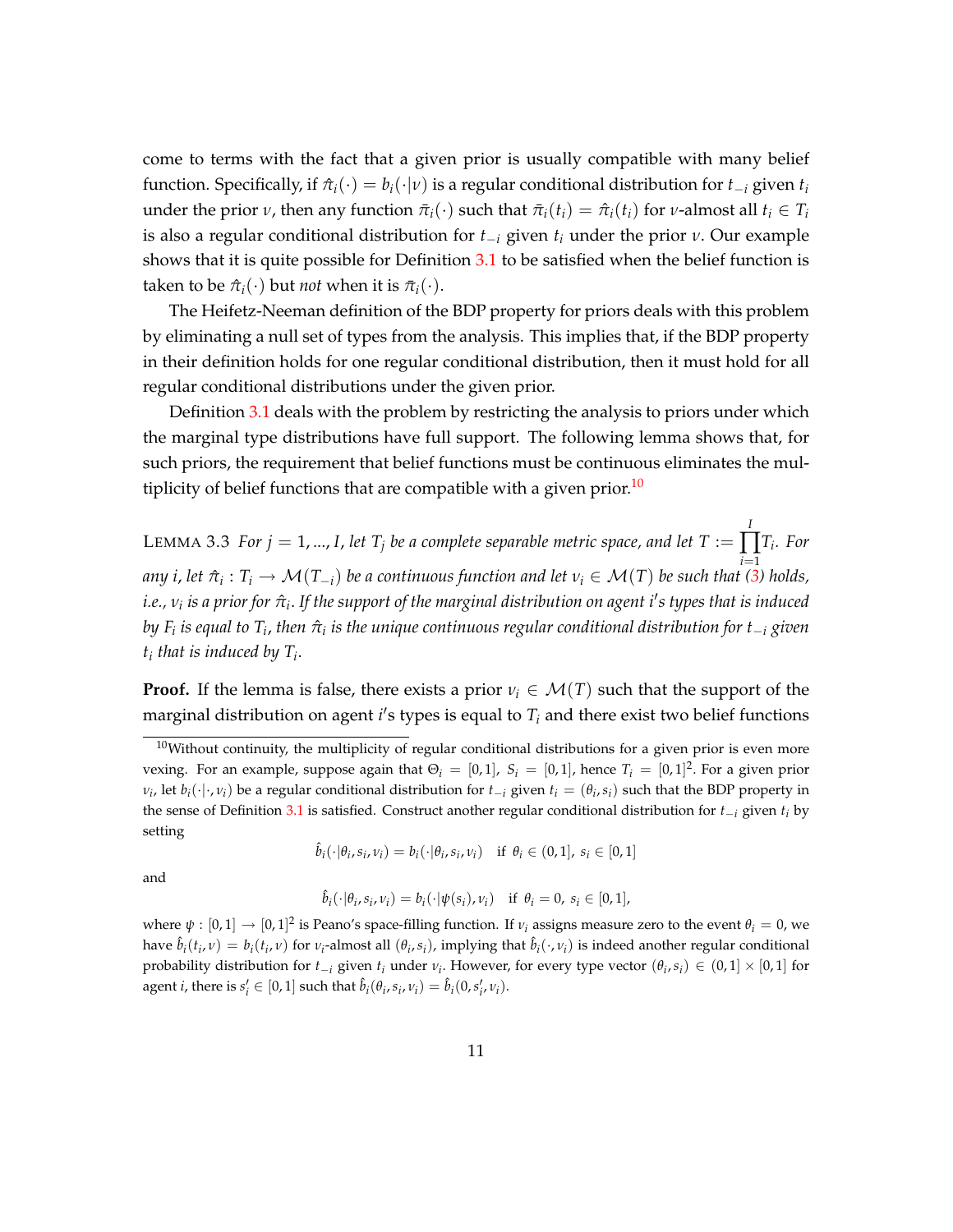come to terms with the fact that a given prior is usually compatible with many belief function. Specifically, if $\hat{\pi}_i(\cdot) = b_i(\cdot|\nu)$ is a regular conditional distribution for $t_{-i}$ given $t_i$ under the prior $\nu$, then any function $\bar{\pi}_i(\cdot)$ such that $\bar{\pi}_i(t_i) = \hat{\pi}_i(t_i)$ for $\nu$-almost all $t_i \in T_i$ is also a regular conditional distribution for $t_{-i}$ given $t_i$ under the prior $\nu$. Our example shows that it is quite possible for Definition 3.1 to be satisfied when the belief function is taken to be $\hat{\pi}_i(\cdot)$ but *not* when it is $\bar{\pi}_i(\cdot)$.

The Heifetz-Neeman definition of the BDP property for priors deals with this problem by eliminating a null set of types from the analysis. This implies that, if the BDP property in their definition holds for one regular conditional distribution, then it must hold for all regular conditional distributions under the given prior.

Definition 3.1 deals with the problem by restricting the analysis to priors under which the marginal type distributions have full support. The following lemma shows that, for such priors, the requirement that belief functions must be continuous eliminates the multiplicity of belief functions that are compatible with a given prior.[10]

LEMMA 3.3 *For $j = 1, ..., I$, let $T_j$ be a complete separable metric space, and let $T := \prod_{i=1}^{I} T_i$. For any $i$, let $\hat{\pi}_i : T_i \to \mathcal{M}(T_{-i})$ be a continuous function and let $\nu_i \in \mathcal{M}(T)$ be such that (3) holds, i.e., $\nu_i$ is a prior for $\hat{\pi}_i$. If the support of the marginal distribution on agent $i$'s types that is induced by $F_i$ is equal to $T_i$, then $\hat{\pi}_i$ is the unique continuous regular conditional distribution for $t_{-i}$ given $t_i$ that is induced by $T_i$.*

**Proof.** If the lemma is false, there exists a prior $\nu_i \in \mathcal{M}(T)$ such that the support of the marginal distribution on agent $i$'s types is equal to $T_i$ and there exist two belief functions

---

[10] Without continuity, the multiplicity of regular conditional distributions for a given prior is even more vexing. For an example, suppose again that $\Theta_i = [0, 1]$, $S_i = [0, 1]$, hence $T_i = [0, 1]^2$. For a given prior $\nu_i$, let $b_i(\cdot|\cdot, \nu_i)$ be a regular conditional distribution for $t_{-i}$ given $t_i = (\theta_i, s_i)$ such that the BDP property in the sense of Definition 3.1 is satisfied. Construct another regular conditional distribution for $t_{-i}$ given $t_i$ by setting

$$\hat{b}_i(\cdot|\theta_i, s_i, \nu_i) = b_i(\cdot|\theta_i, s_i, \nu_i) \quad \text{if } \theta_i \in (0, 1],\ s_i \in [0, 1]$$

and

$$\hat{b}_i(\cdot|\theta_i, s_i, \nu_i) = b_i(\cdot|\psi(s_i), \nu_i) \quad \text{if } \theta_i = 0,\ s_i \in [0, 1],$$

where $\psi : [0, 1] \to [0, 1]^2$ is Peano's space-filling function. If $\nu_i$ assigns measure zero to the event $\theta_i = 0$, we have $\hat{b}_i(t_i, \nu) = b_i(t_i, \nu)$ for $\nu_i$-almost all $(\theta_i, s_i)$, implying that $\hat{b}_i(\cdot, \nu_i)$ is indeed another regular conditional probability distribution for $t_{-i}$ given $t_i$ under $\nu_i$. However, for every type vector $(\theta_i, s_i) \in (0, 1] \times [0, 1]$ for agent $i$, there is $s_i' \in [0, 1]$ such that $\hat{b}_i(\theta_i, s_i, \nu_i) = \hat{b}_i(0, s_i', \nu_i)$.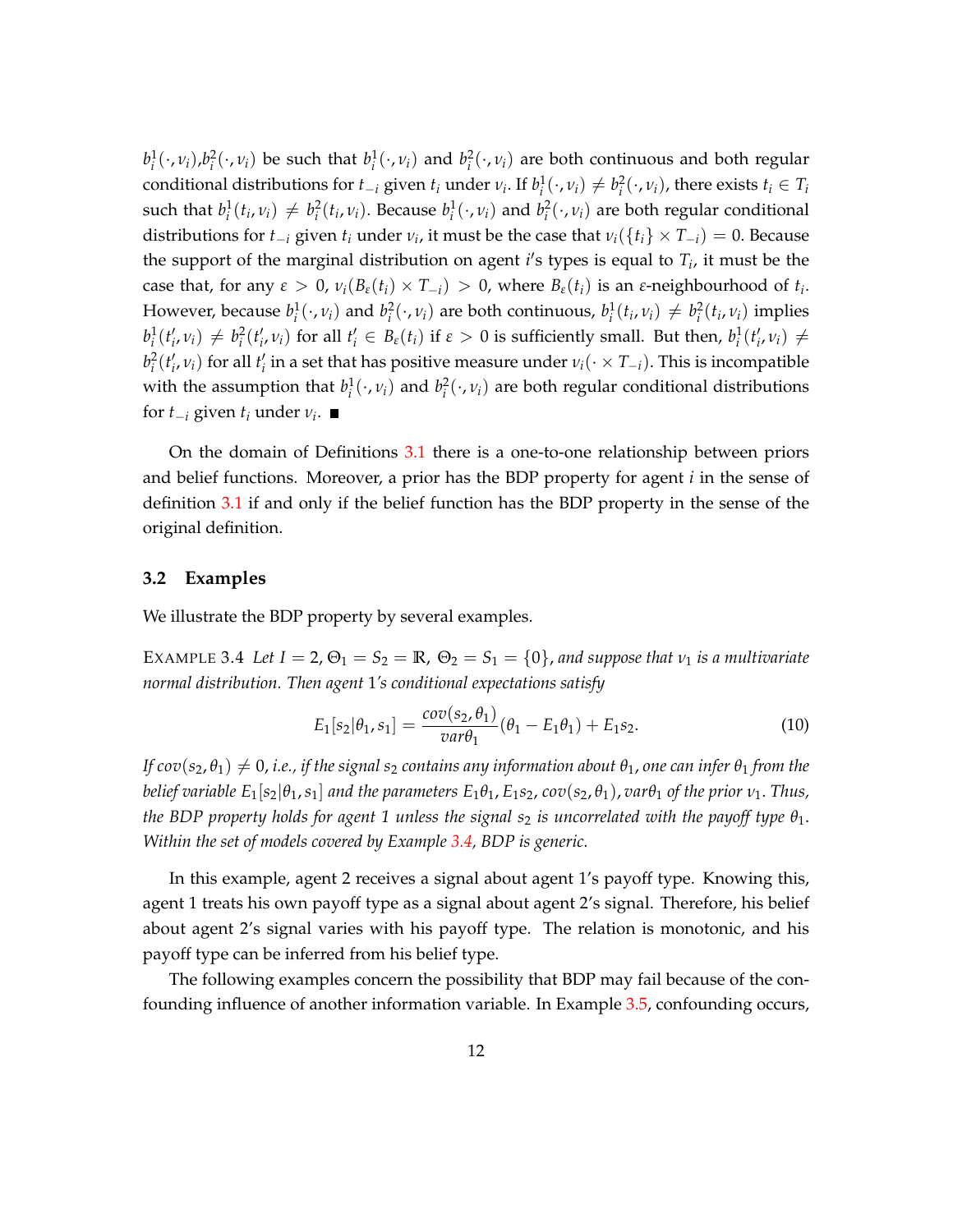$b_i^1(\cdot,\nu_i)$,$b_i^2(\cdot,\nu_i)$ be such that $b_i^1(\cdot,\nu_i)$ and $b_i^2(\cdot,\nu_i)$ are both continuous and both regular conditional distributions for $t_{-i}$ given $t_i$ under $\nu_i$. If $b_i^1(\cdot,\nu_i) \neq b_i^2(\cdot,\nu_i)$, there exists $t_i \in T_i$ such that $b_i^1(t_i,\nu_i) \neq b_i^2(t_i,\nu_i)$. Because $b_i^1(\cdot,\nu_i)$ and $b_i^2(\cdot,\nu_i)$ are both regular conditional distributions for $t_{-i}$ given $t_i$ under $\nu_i$, it must be the case that $\nu_i(\{t_i\} \times T_{-i}) = 0$. Because the support of the marginal distribution on agent $i$'s types is equal to $T_i$, it must be the case that, for any $\varepsilon > 0$, $\nu_i(B_\varepsilon(t_i) \times T_{-i}) > 0$, where $B_\varepsilon(t_i)$ is an $\varepsilon$-neighbourhood of $t_i$. However, because $b_i^1(\cdot,\nu_i)$ and $b_i^2(\cdot,\nu_i)$ are both continuous, $b_i^1(t_i,\nu_i) \neq b_i^2(t_i,\nu_i)$ implies $b_i^1(t_i',\nu_i) \neq b_i^2(t_i',\nu_i)$ for all $t_i' \in B_\varepsilon(t_i)$ if $\varepsilon > 0$ is sufficiently small. But then, $b_i^1(t_i',\nu_i) \neq b_i^2(t_i',\nu_i)$ for all $t_i'$ in a set that has positive measure under $\nu_i(\cdot \times T_{-i})$. This is incompatible with the assumption that $b_i^1(\cdot,\nu_i)$ and $b_i^2(\cdot,\nu_i)$ are both regular conditional distributions for $t_{-i}$ given $t_i$ under $\nu_i$. ■

On the domain of Definitions 3.1 there is a one-to-one relationship between priors and belief functions. Moreover, a prior has the BDP property for agent $i$ in the sense of definition 3.1 if and only if the belief function has the BDP property in the sense of the original definition.

### 3.2 Examples

We illustrate the BDP property by several examples.

EXAMPLE 3.4 *Let $I = 2$, $\Theta_1 = S_2 = \mathbb{R}$, $\Theta_2 = S_1 = \{0\}$, and suppose that $\nu_1$ is a multivariate normal distribution. Then agent 1's conditional expectations satisfy*

$$E_1[s_2|\theta_1, s_1] = \frac{cov(s_2,\theta_1)}{var\theta_1}(\theta_1 - E_1\theta_1) + E_1 s_2. \tag{10}$$

*If $cov(s_2,\theta_1) \neq 0$, i.e., if the signal $s_2$ contains any information about $\theta_1$, one can infer $\theta_1$ from the belief variable $E_1[s_2|\theta_1, s_1]$ and the parameters $E_1\theta_1$, $E_1 s_2$, $cov(s_2,\theta_1)$, $var\theta_1$ of the prior $\nu_1$. Thus, the BDP property holds for agent 1 unless the signal $s_2$ is uncorrelated with the payoff type $\theta_1$. Within the set of models covered by Example 3.4, BDP is generic.*

In this example, agent 2 receives a signal about agent 1's payoff type. Knowing this, agent 1 treats his own payoff type as a signal about agent 2's signal. Therefore, his belief about agent 2's signal varies with his payoff type. The relation is monotonic, and his payoff type can be inferred from his belief type.

The following examples concern the possibility that BDP may fail because of the confounding influence of another information variable. In Example 3.5, confounding occurs,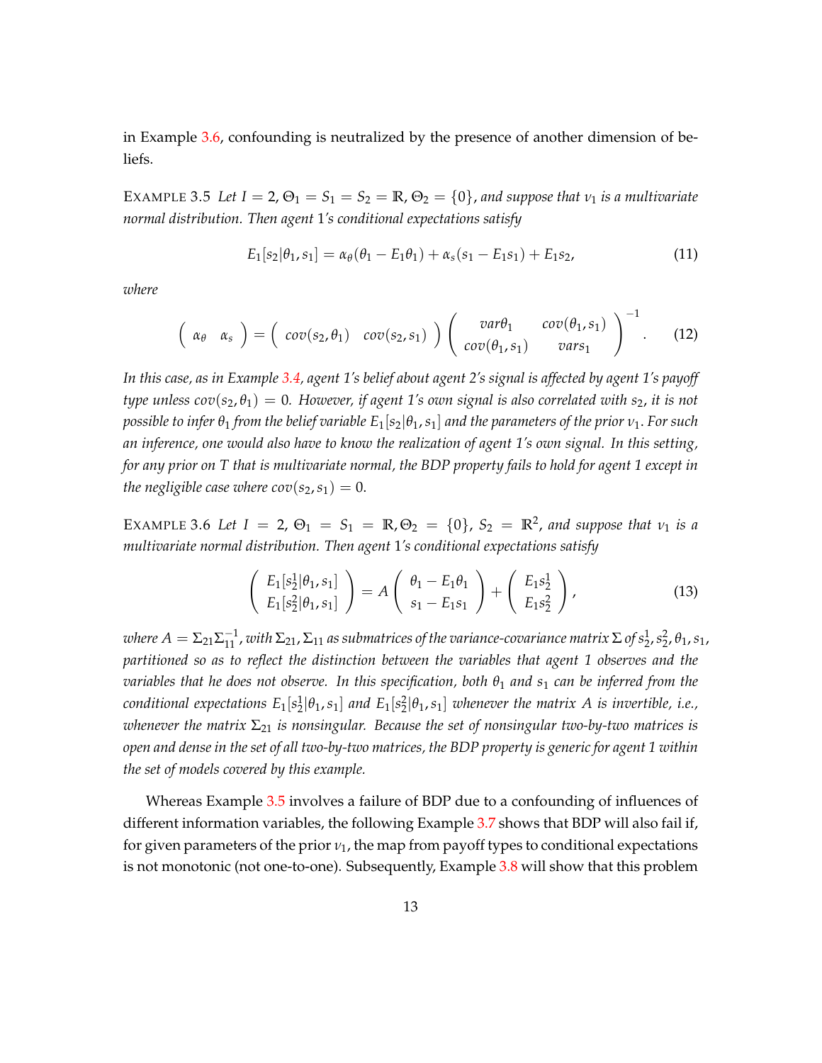in Example 3.6, confounding is neutralized by the presence of another dimension of beliefs.

EXAMPLE 3.5 *Let $I = 2$, $\Theta_1 = S_1 = S_2 = \mathbb{R}$, $\Theta_2 = \{0\}$, and suppose that $\nu_1$ is a multivariate normal distribution. Then agent 1's conditional expectations satisfy*

$$E_1[s_2|\theta_1, s_1] = \alpha_\theta(\theta_1 - E_1\theta_1) + \alpha_s(s_1 - E_1 s_1) + E_1 s_2, \tag{11}$$

*where*

$$\begin{pmatrix} \alpha_\theta & \alpha_s \end{pmatrix} = \begin{pmatrix} cov(s_2, \theta_1) & cov(s_2, s_1) \end{pmatrix} \begin{pmatrix} var\theta_1 & cov(\theta_1, s_1) \\ cov(\theta_1, s_1) & vars_1 \end{pmatrix}^{-1}. \tag{12}$$

*In this case, as in Example 3.4, agent 1's belief about agent 2's signal is affected by agent 1's payoff type unless $cov(s_2, \theta_1) = 0$. However, if agent 1's own signal is also correlated with $s_2$, it is not possible to infer $\theta_1$ from the belief variable $E_1[s_2|\theta_1, s_1]$ and the parameters of the prior $\nu_1$. For such an inference, one would also have to know the realization of agent 1's own signal. In this setting, for any prior on $T$ that is multivariate normal, the BDP property fails to hold for agent 1 except in the negligible case where $cov(s_2, s_1) = 0$.*

EXAMPLE 3.6 *Let $I = 2$, $\Theta_1 = S_1 = \mathbb{R}, \Theta_2 = \{0\}$, $S_2 = \mathbb{R}^2$, and suppose that $\nu_1$ is a multivariate normal distribution. Then agent 1's conditional expectations satisfy*

$$\begin{pmatrix} E_1[s_2^1|\theta_1, s_1] \\ E_1[s_2^2|\theta_1, s_1] \end{pmatrix} = A \begin{pmatrix} \theta_1 - E_1\theta_1 \\ s_1 - E_1 s_1 \end{pmatrix} + \begin{pmatrix} E_1 s_2^1 \\ E_1 s_2^2 \end{pmatrix}, \tag{13}$$

*where $A = \Sigma_{21}\Sigma_{11}^{-1}$, with $\Sigma_{21}, \Sigma_{11}$ as submatrices of the variance-covariance matrix $\Sigma$ of $s_2^1, s_2^2, \theta_1, s_1$, partitioned so as to reflect the distinction between the variables that agent 1 observes and the variables that he does not observe. In this specification, both $\theta_1$ and $s_1$ can be inferred from the conditional expectations $E_1[s_2^1|\theta_1, s_1]$ and $E_1[s_2^2|\theta_1, s_1]$ whenever the matrix $A$ is invertible, i.e., whenever the matrix $\Sigma_{21}$ is nonsingular. Because the set of nonsingular two-by-two matrices is open and dense in the set of all two-by-two matrices, the BDP property is generic for agent 1 within the set of models covered by this example.*

Whereas Example 3.5 involves a failure of BDP due to a confounding of influences of different information variables, the following Example 3.7 shows that BDP will also fail if, for given parameters of the prior $\nu_1$, the map from payoff types to conditional expectations is not monotonic (not one-to-one). Subsequently, Example 3.8 will show that this problem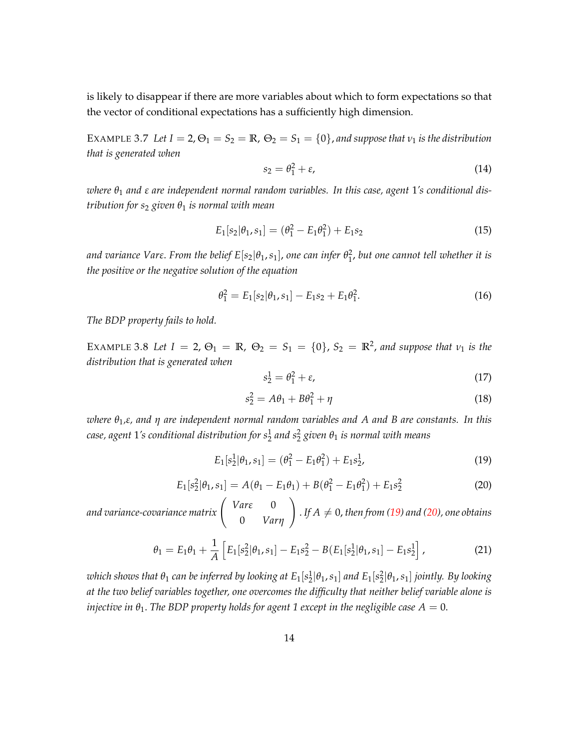is likely to disappear if there are more variables about which to form expectations so that the vector of conditional expectations has a sufficiently high dimension.

EXAMPLE 3.7 *Let $I = 2$, $\Theta_1 = S_2 = \mathbb{R}$, $\Theta_2 = S_1 = \{0\}$, and suppose that $\nu_1$ is the distribution that is generated when*

$$s_2 = \theta_1^2 + \varepsilon, \tag{14}$$

*where $\theta_1$ and $\varepsilon$ are independent normal random variables. In this case, agent 1's conditional distribution for $s_2$ given $\theta_1$ is normal with mean*

$$E_1[s_2|\theta_1, s_1] = (\theta_1^2 - E_1\theta_1^2) + E_1 s_2 \tag{15}$$

*and variance $Var\varepsilon$. From the belief $E[s_2|\theta_1, s_1]$, one can infer $\theta_1^2$, but one cannot tell whether it is the positive or the negative solution of the equation*

$$\theta_1^2 = E_1[s_2|\theta_1, s_1] - E_1 s_2 + E_1\theta_1^2. \tag{16}$$

*The BDP property fails to hold.*

EXAMPLE 3.8 *Let $I = 2$, $\Theta_1 = \mathbb{R}$, $\Theta_2 = S_1 = \{0\}$, $S_2 = \mathbb{R}^2$, and suppose that $\nu_1$ is the distribution that is generated when*

$$s_2^1 = \theta_1^2 + \varepsilon, \tag{17}$$

$$s_2^2 = A\theta_1 + B\theta_1^2 + \eta \tag{18}$$

*where $\theta_1$,$\varepsilon$, and $\eta$ are independent normal random variables and $A$ and $B$ are constants. In this case, agent 1's conditional distribution for $s_2^1$ and $s_2^2$ given $\theta_1$ is normal with means*

$$E_1[s_2^1|\theta_1, s_1] = (\theta_1^2 - E_1\theta_1^2) + E_1 s_2^1, \tag{19}$$

$$E_1[s_2^2|\theta_1, s_1] = A(\theta_1 - E_1\theta_1) + B(\theta_1^2 - E_1\theta_1^2) + E_1 s_2^2 \tag{20}$$

*and variance-covariance matrix $\begin{pmatrix} Var\varepsilon & 0 \\ 0 & Var\eta \end{pmatrix}$. If $A \neq 0$, then from (19) and (20), one obtains*

$$\theta_1 = E_1\theta_1 + \frac{1}{A}\left[E_1[s_2^2|\theta_1, s_1] - E_1 s_2^2 - B(E_1[s_2^1|\theta_1, s_1] - E_1 s_2^1\right], \tag{21}$$

*which shows that $\theta_1$ can be inferred by looking at $E_1[s_2^1|\theta_1, s_1]$ and $E_1[s_2^2|\theta_1, s_1]$ jointly. By looking at the two belief variables together, one overcomes the difficulty that neither belief variable alone is injective in $\theta_1$. The BDP property holds for agent 1 except in the negligible case $A = 0$.*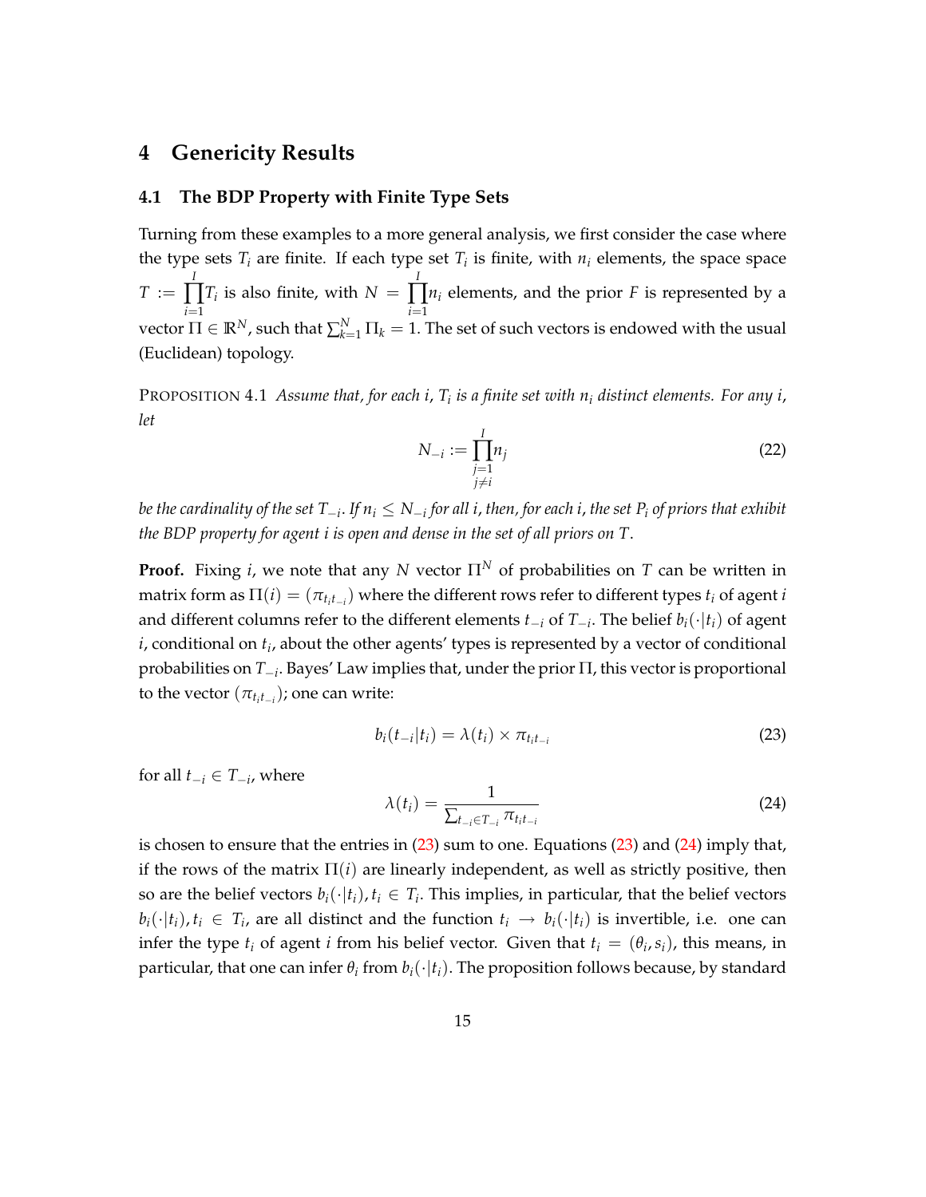## 4 Genericity Results

### 4.1 The BDP Property with Finite Type Sets

Turning from these examples to a more general analysis, we first consider the case where the type sets $T_i$ are finite. If each type set $T_i$ is finite, with $n_i$ elements, the space space $T := \prod_{i=1}^{I} T_i$ is also finite, with $N = \prod_{i=1}^{I} n_i$ elements, and the prior $F$ is represented by a vector $\Pi \in \mathbb{R}^N$, such that $\sum_{k=1}^{N} \Pi_k = 1$. The set of such vectors is endowed with the usual (Euclidean) topology.

PROPOSITION 4.1 *Assume that, for each $i$, $T_i$ is a finite set with $n_i$ distinct elements. For any $i$, let*

$$N_{-i} := \prod_{\substack{j=1 \\ j \neq i}}^{I} n_j \tag{22}$$

*be the cardinality of the set $T_{-i}$. If $n_i \leq N_{-i}$ for all $i$, then, for each $i$, the set $P_i$ of priors that exhibit the BDP property for agent $i$ is open and dense in the set of all priors on $T$.*

**Proof.** Fixing $i$, we note that any $N$ vector $\Pi^N$ of probabilities on $T$ can be written in matrix form as $\Pi(i) = (\pi_{t_i t_{-i}})$ where the different rows refer to different types $t_i$ of agent $i$ and different columns refer to the different elements $t_{-i}$ of $T_{-i}$. The belief $b_i(\cdot|t_i)$ of agent $i$, conditional on $t_i$, about the other agents' types is represented by a vector of conditional probabilities on $T_{-i}$. Bayes' Law implies that, under the prior $\Pi$, this vector is proportional to the vector $(\pi_{t_i t_{-i}})$; one can write:

$$b_i(t_{-i}|t_i) = \lambda(t_i) \times \pi_{t_i t_{-i}} \tag{23}$$

for all $t_{-i} \in T_{-i}$, where

$$\lambda(t_i) = \frac{1}{\sum_{t_{-i} \in T_{-i}} \pi_{t_i t_{-i}}} \tag{24}$$

is chosen to ensure that the entries in (23) sum to one. Equations (23) and (24) imply that, if the rows of the matrix $\Pi(i)$ are linearly independent, as well as strictly positive, then so are the belief vectors $b_i(\cdot|t_i), t_i \in T_i$. This implies, in particular, that the belief vectors $b_i(\cdot|t_i), t_i \in T_i$, are all distinct and the function $t_i \rightarrow b_i(\cdot|t_i)$ is invertible, i.e. one can infer the type $t_i$ of agent $i$ from his belief vector. Given that $t_i = (\theta_i, s_i)$, this means, in particular, that one can infer $\theta_i$ from $b_i(\cdot|t_i)$. The proposition follows because, by standard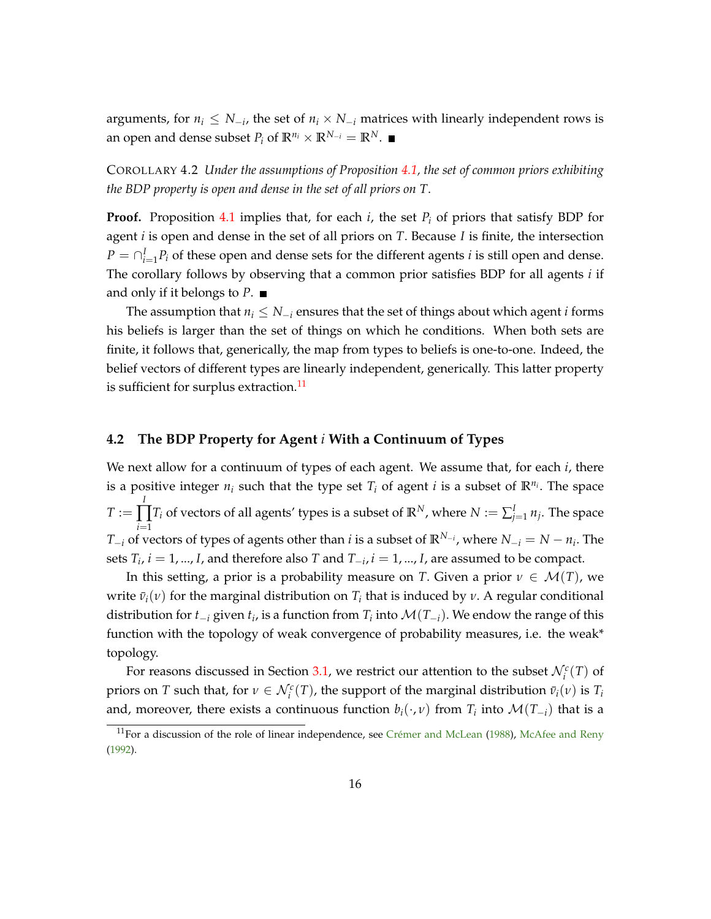arguments, for $n_i \leq N_{-i}$, the set of $n_i \times N_{-i}$ matrices with linearly independent rows is an open and dense subset $P_i$ of $\mathbb{R}^{n_i} \times \mathbb{R}^{N_{-i}} = \mathbb{R}^N$. ■

COROLLARY 4.2 *Under the assumptions of Proposition 4.1, the set of common priors exhibiting the BDP property is open and dense in the set of all priors on $T$.*

**Proof.** Proposition 4.1 implies that, for each $i$, the set $P_i$ of priors that satisfy BDP for agent $i$ is open and dense in the set of all priors on $T$. Because $I$ is finite, the intersection $P = \cap_{i=1}^{I} P_i$ of these open and dense sets for the different agents $i$ is still open and dense. The corollary follows by observing that a common prior satisfies BDP for all agents $i$ if and only if it belongs to $P$. ■

The assumption that $n_i \leq N_{-i}$ ensures that the set of things about which agent $i$ forms his beliefs is larger than the set of things on which he conditions. When both sets are finite, it follows that, generically, the map from types to beliefs is one-to-one. Indeed, the belief vectors of different types are linearly independent, generically. This latter property is sufficient for surplus extraction.[11]

### 4.2 The BDP Property for Agent $i$ With a Continuum of Types

We next allow for a continuum of types of each agent. We assume that, for each $i$, there is a positive integer $n_i$ such that the type set $T_i$ of agent $i$ is a subset of $\mathbb{R}^{n_i}$. The space $T := \prod_{i=1}^{I} T_i$ of vectors of all agents' types is a subset of $\mathbb{R}^N$, where $N := \sum_{j=1}^{I} n_j$. The space $T_{-i}$ of vectors of types of agents other than $i$ is a subset of $\mathbb{R}^{N_{-i}}$, where $N_{-i} = N - n_i$. The sets $T_i$, $i = 1, ..., I$, and therefore also $T$ and $T_{-i}, i = 1, ..., I$, are assumed to be compact.

In this setting, a prior is a probability measure on $T$. Given a prior $\nu \in \mathcal{M}(T)$, we write $\bar{\nu}_i(\nu)$ for the marginal distribution on $T_i$ that is induced by $\nu$. A regular conditional distribution for $t_{-i}$ given $t_i$, is a function from $T_i$ into $\mathcal{M}(T_{-i})$. We endow the range of this function with the topology of weak convergence of probability measures, i.e. the weak* topology.

For reasons discussed in Section 3.1, we restrict our attention to the subset $\mathcal{N}_i^c(T)$ of priors on $T$ such that, for $\nu \in \mathcal{N}_i^c(T)$, the support of the marginal distribution $\bar{\nu}_i(\nu)$ is $T_i$ and, moreover, there exists a continuous function $b_i(\cdot, \nu)$ from $T_i$ into $\mathcal{M}(T_{-i})$ that is a

[11]For a discussion of the role of linear independence, see Crémer and McLean (1988), McAfee and Reny (1992).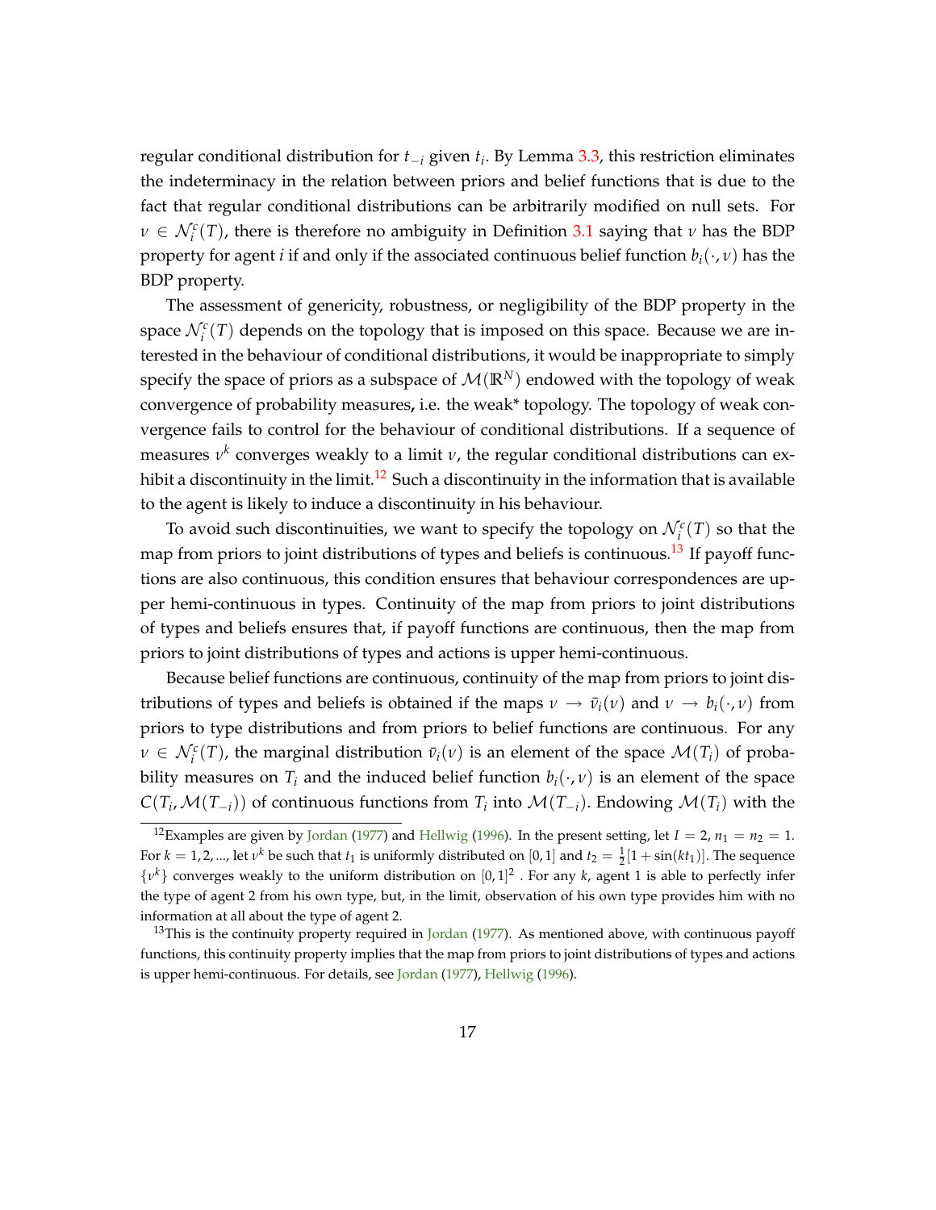regular conditional distribution for $t_{-i}$ given $t_i$. By Lemma 3.3, this restriction eliminates the indeterminacy in the relation between priors and belief functions that is due to the fact that regular conditional distributions can be arbitrarily modified on null sets. For $\nu \in \mathcal{N}_i^c(T)$, there is therefore no ambiguity in Definition 3.1 saying that $\nu$ has the BDP property for agent $i$ if and only if the associated continuous belief function $b_i(\cdot, \nu)$ has the BDP property.

The assessment of genericity, robustness, or negligibility of the BDP property in the space $\mathcal{N}_i^c(T)$ depends on the topology that is imposed on this space. Because we are interested in the behaviour of conditional distributions, it would be inappropriate to simply specify the space of priors as a subspace of $\mathcal{M}(\mathbb{R}^N)$ endowed with the topology of weak convergence of probability measures**,** i.e. the weak* topology. The topology of weak convergence fails to control for the behaviour of conditional distributions. If a sequence of measures $\nu^k$ converges weakly to a limit $\nu$, the regular conditional distributions can exhibit a discontinuity in the limit.[12] Such a discontinuity in the information that is available to the agent is likely to induce a discontinuity in his behaviour.

To avoid such discontinuities, we want to specify the topology on $\mathcal{N}_i^c(T)$ so that the map from priors to joint distributions of types and beliefs is continuous.[13] If payoff functions are also continuous, this condition ensures that behaviour correspondences are upper hemi-continuous in types. Continuity of the map from priors to joint distributions of types and beliefs ensures that, if payoff functions are continuous, then the map from priors to joint distributions of types and actions is upper hemi-continuous.

Because belief functions are continuous, continuity of the map from priors to joint distributions of types and beliefs is obtained if the maps $\nu \to \bar{\nu}_i(\nu)$ and $\nu \to b_i(\cdot, \nu)$ from priors to type distributions and from priors to belief functions are continuous. For any $\nu \in \mathcal{N}_i^c(T)$, the marginal distribution $\bar{\nu}_i(\nu)$ is an element of the space $\mathcal{M}(T_i)$ of probability measures on $T_i$ and the induced belief function $b_i(\cdot, \nu)$ is an element of the space $C(T_i, \mathcal{M}(T_{-i}))$ of continuous functions from $T_i$ into $\mathcal{M}(T_{-i})$. Endowing $\mathcal{M}(T_i)$ with the

[12] Examples are given by Jordan (1977) and Hellwig (1996). In the present setting, let $I = 2$, $n_1 = n_2 = 1$. For $k = 1, 2, ...,$ let $\nu^k$ be such that $t_1$ is uniformly distributed on $[0, 1]$ and $t_2 = \frac{1}{2}[1 + \sin(kt_1)]$. The sequence $\{\nu^k\}$ converges weakly to the uniform distribution on $[0, 1]^2$ . For any $k$, agent 1 is able to perfectly infer the type of agent 2 from his own type, but, in the limit, observation of his own type provides him with no information at all about the type of agent 2.

[13] This is the continuity property required in Jordan (1977). As mentioned above, with continuous payoff functions, this continuity property implies that the map from priors to joint distributions of types and actions is upper hemi-continuous. For details, see Jordan (1977), Hellwig (1996).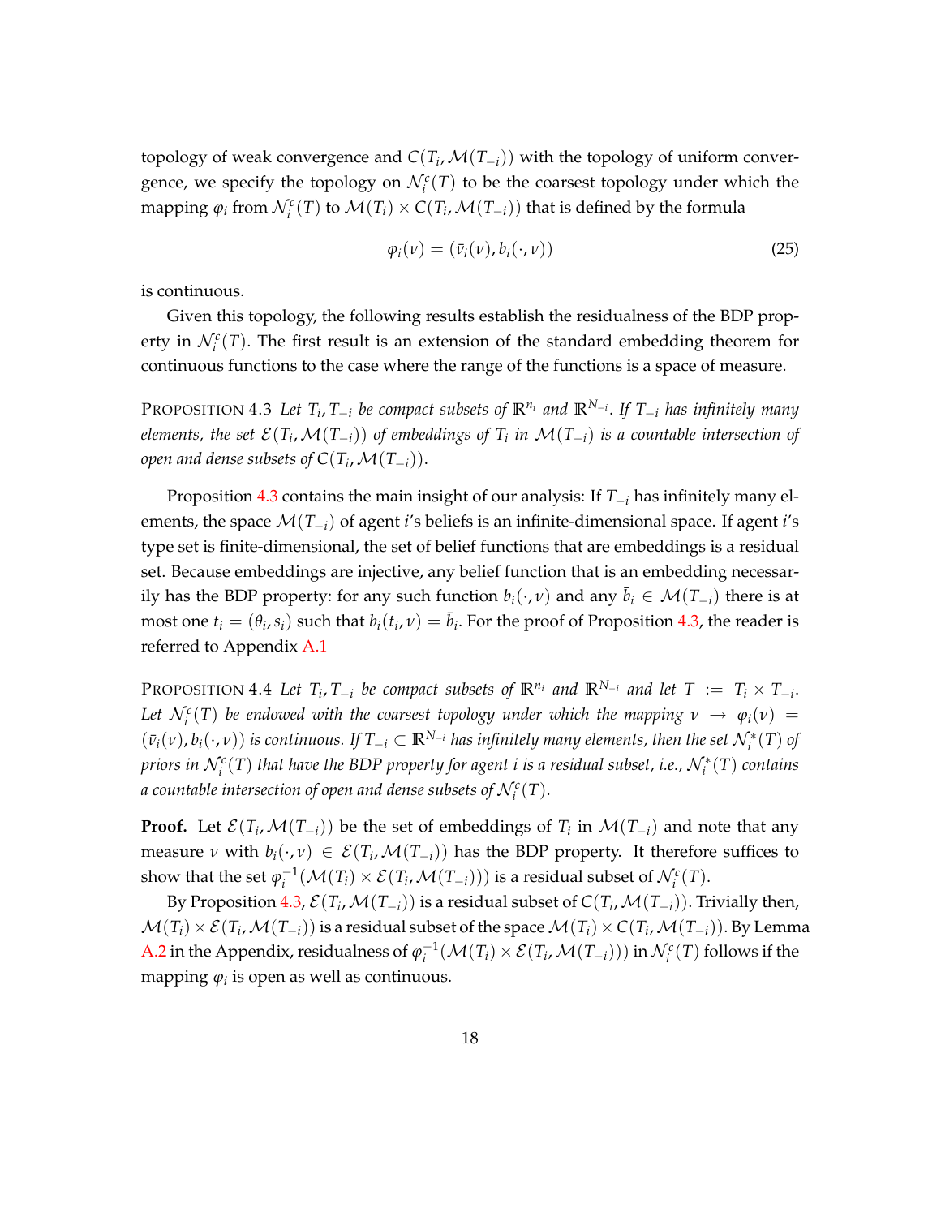topology of weak convergence and $C(T_i, \mathcal{M}(T_{-i}))$ with the topology of uniform convergence, we specify the topology on $\mathcal{N}_i^c(T)$ to be the coarsest topology under which the mapping $\varphi_i$ from $\mathcal{N}_i^c(T)$ to $\mathcal{M}(T_i) \times C(T_i, \mathcal{M}(T_{-i}))$ that is defined by the formula

$$\varphi_i(\nu) = (\bar{\nu}_i(\nu), b_i(\cdot, \nu)) \tag{25}$$

is continuous.

Given this topology, the following results establish the residualness of the BDP property in $\mathcal{N}_i^c(T)$. The first result is an extension of the standard embedding theorem for continuous functions to the case where the range of the functions is a space of measure.

PROPOSITION 4.3 *Let $T_i, T_{-i}$ be compact subsets of $\mathbb{R}^{n_i}$ and $\mathbb{R}^{N_{-i}}$. If $T_{-i}$ has infinitely many elements, the set $\mathcal{E}(T_i, \mathcal{M}(T_{-i}))$ of embeddings of $T_i$ in $\mathcal{M}(T_{-i})$ is a countable intersection of open and dense subsets of $C(T_i, \mathcal{M}(T_{-i}))$.*

Proposition 4.3 contains the main insight of our analysis: If $T_{-i}$ has infinitely many elements, the space $\mathcal{M}(T_{-i})$ of agent $i$'s beliefs is an infinite-dimensional space. If agent $i$'s type set is finite-dimensional, the set of belief functions that are embeddings is a residual set. Because embeddings are injective, any belief function that is an embedding necessarily has the BDP property: for any such function $b_i(\cdot, \nu)$ and any $\bar{b}_i \in \mathcal{M}(T_{-i})$ there is at most one $t_i = (\theta_i, s_i)$ such that $b_i(t_i, \nu) = \bar{b}_i$. For the proof of Proposition 4.3, the reader is referred to Appendix A.1

PROPOSITION 4.4 *Let $T_i, T_{-i}$ be compact subsets of $\mathbb{R}^{n_i}$ and $\mathbb{R}^{N_{-i}}$ and let $T := T_i \times T_{-i}$. Let $\mathcal{N}_i^c(T)$ be endowed with the coarsest topology under which the mapping $\nu \rightarrow \varphi_i(\nu) = (\bar{\nu}_i(\nu), b_i(\cdot, \nu))$ is continuous. If $T_{-i} \subset \mathbb{R}^{N_{-i}}$ has infinitely many elements, then the set $\mathcal{N}_i^*(T)$ of priors in $\mathcal{N}_i^c(T)$ that have the BDP property for agent $i$ is a residual subset, i.e., $\mathcal{N}_i^*(T)$ contains a countable intersection of open and dense subsets of $\mathcal{N}_i^c(T)$.*

**Proof.** Let $\mathcal{E}(T_i, \mathcal{M}(T_{-i}))$ be the set of embeddings of $T_i$ in $\mathcal{M}(T_{-i})$ and note that any measure $\nu$ with $b_i(\cdot, \nu) \in \mathcal{E}(T_i, \mathcal{M}(T_{-i}))$ has the BDP property. It therefore suffices to show that the set $\varphi_i^{-1}(\mathcal{M}(T_i) \times \mathcal{E}(T_i, \mathcal{M}(T_{-i})))$ is a residual subset of $\mathcal{N}_i^c(T)$.

By Proposition 4.3, $\mathcal{E}(T_i, \mathcal{M}(T_{-i}))$ is a residual subset of $C(T_i, \mathcal{M}(T_{-i}))$. Trivially then, $\mathcal{M}(T_i) \times \mathcal{E}(T_i, \mathcal{M}(T_{-i}))$ is a residual subset of the space $\mathcal{M}(T_i) \times C(T_i, \mathcal{M}(T_{-i}))$. By Lemma A.2 in the Appendix, residualness of $\varphi_i^{-1}(\mathcal{M}(T_i) \times \mathcal{E}(T_i, \mathcal{M}(T_{-i})))$ in $\mathcal{N}_i^c(T)$ follows if the mapping $\varphi_i$ is open as well as continuous.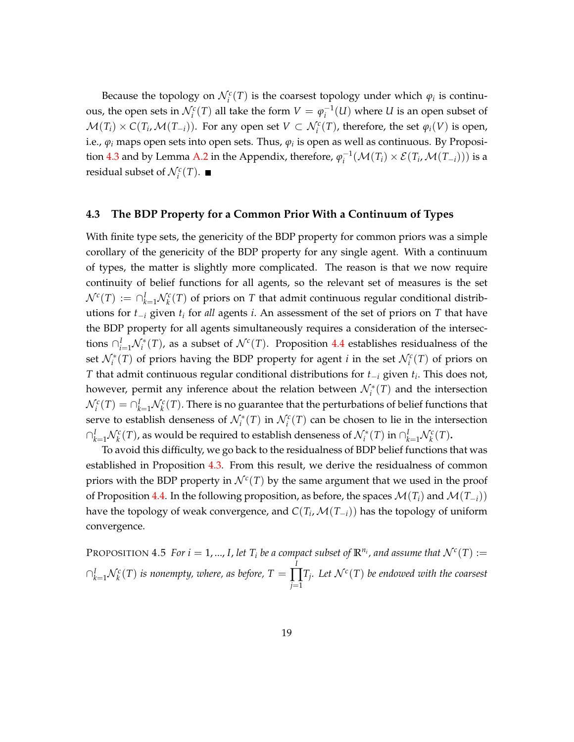Because the topology on $\mathcal{N}_i^c(T)$ is the coarsest topology under which $\varphi_i$ is continuous, the open sets in $\mathcal{N}_i^c(T)$ all take the form $V = \varphi_i^{-1}(U)$ where $U$ is an open subset of $\mathcal{M}(T_i) \times C(T_i, \mathcal{M}(T_{-i}))$. For any open set $V \subset \mathcal{N}_i^c(T)$, therefore, the set $\varphi_i(V)$ is open, i.e., $\varphi_i$ maps open sets into open sets. Thus, $\varphi_i$ is open as well as continuous. By Proposition 4.3 and by Lemma A.2 in the Appendix, therefore, $\varphi_i^{-1}(\mathcal{M}(T_i) \times \mathcal{E}(T_i, \mathcal{M}(T_{-i})))$ is a residual subset of $\mathcal{N}_i^c(T)$. ■

### 4.3 The BDP Property for a Common Prior With a Continuum of Types

With finite type sets, the genericity of the BDP property for common priors was a simple corollary of the genericity of the BDP property for any single agent. With a continuum of types, the matter is slightly more complicated. The reason is that we now require continuity of belief functions for all agents, so the relevant set of measures is the set $\mathcal{N}^c(T) := \cap_{k=1}^I \mathcal{N}_k^c(T)$ of priors on $T$ that admit continuous regular conditional distributions for $t_{-i}$ given $t_i$ for *all* agents $i$. An assessment of the set of priors on $T$ that have the BDP property for all agents simultaneously requires a consideration of the intersections $\cap_{i=1}^I \mathcal{N}_i^*(T)$, as a subset of $\mathcal{N}^c(T)$. Proposition 4.4 establishes residualness of the set $\mathcal{N}_i^*(T)$ of priors having the BDP property for agent $i$ in the set $\mathcal{N}_i^c(T)$ of priors on $T$ that admit continuous regular conditional distributions for $t_{-i}$ given $t_i$. This does not, however, permit any inference about the relation between $\mathcal{N}_i^*(T)$ and the intersection $\mathcal{N}_i^c(T) = \cap_{k=1}^I \mathcal{N}_k^c(T)$. There is no guarantee that the perturbations of belief functions that serve to establish denseness of $\mathcal{N}_i^*(T)$ in $\mathcal{N}_i^c(T)$ can be chosen to lie in the intersection $\cap_{k=1}^I \mathcal{N}_k^c(T)$, as would be required to establish denseness of $\mathcal{N}_i^*(T)$ in $\cap_{k=1}^I \mathcal{N}_k^c(T)$.

To avoid this difficulty, we go back to the residualness of BDP belief functions that was established in Proposition 4.3. From this result, we derive the residualness of common priors with the BDP property in $\mathcal{N}^c(T)$ by the same argument that we used in the proof of Proposition 4.4. In the following proposition, as before, the spaces $\mathcal{M}(T_i)$ and $\mathcal{M}(T_{-i}))$ have the topology of weak convergence, and $C(T_i, \mathcal{M}(T_{-i}))$ has the topology of uniform convergence.

PROPOSITION 4.5 *For $i = 1, ..., I$, let $T_i$ be a compact subset of $\mathbb{R}^{n_i}$, and assume that $\mathcal{N}^c(T) := \cap_{k=1}^I \mathcal{N}_k^c(T)$ is nonempty, where, as before, $T = \prod_{j=1}^I T_j$. Let $\mathcal{N}^c(T)$ be endowed with the coarsest*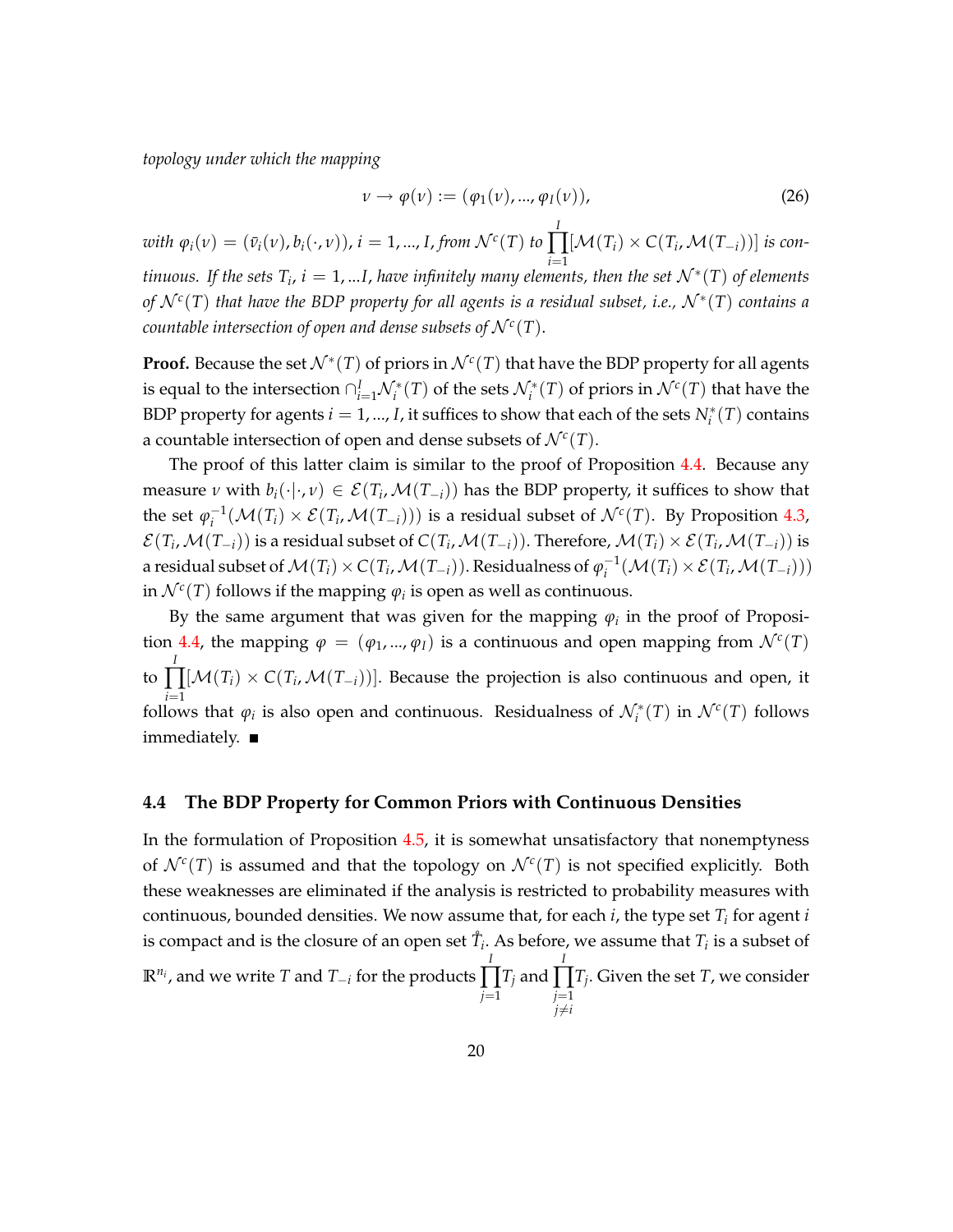*topology under which the mapping*

$$\nu \to \varphi(\nu) := (\varphi_1(\nu), ..., \varphi_I(\nu)), \tag{26}$$

*with* $\varphi_i(\nu) = (\bar{\nu}_i(\nu), b_i(\cdot, \nu))$, $i = 1, ..., I$, *from* $\mathcal{N}^c(T)$ *to* $\prod_{i=1}^{I}[\mathcal{M}(T_i) \times C(T_i, \mathcal{M}(T_{-i}))]$ *is continuous. If the sets* $T_i$, $i = 1, ...I$, *have infinitely many elements, then the set* $\mathcal{N}^*(T)$ *of elements of* $\mathcal{N}^c(T)$ *that have the BDP property for all agents is a residual subset, i.e.,* $\mathcal{N}^*(T)$ *contains a countable intersection of open and dense subsets of* $\mathcal{N}^c(T)$.

**Proof.** Because the set $\mathcal{N}^*(T)$ of priors in $\mathcal{N}^c(T)$ that have the BDP property for all agents is equal to the intersection $\cap_{i=1}^{I}\mathcal{N}_i^*(T)$ of the sets $\mathcal{N}_i^*(T)$ of priors in $\mathcal{N}^c(T)$ that have the BDP property for agents $i = 1, ..., I$, it suffices to show that each of the sets $N_i^*(T)$ contains a countable intersection of open and dense subsets of $\mathcal{N}^c(T)$.

The proof of this latter claim is similar to the proof of Proposition 4.4. Because any measure $\nu$ with $b_i(\cdot|\cdot, \nu) \in \mathcal{E}(T_i, \mathcal{M}(T_{-i}))$ has the BDP property, it suffices to show that the set $\varphi_i^{-1}(\mathcal{M}(T_i) \times \mathcal{E}(T_i, \mathcal{M}(T_{-i})))$ is a residual subset of $\mathcal{N}^c(T)$. By Proposition 4.3, $\mathcal{E}(T_i, \mathcal{M}(T_{-i}))$ is a residual subset of $C(T_i, \mathcal{M}(T_{-i}))$. Therefore, $\mathcal{M}(T_i) \times \mathcal{E}(T_i, \mathcal{M}(T_{-i}))$ is a residual subset of $\mathcal{M}(T_i) \times C(T_i, \mathcal{M}(T_{-i}))$. Residualness of $\varphi_i^{-1}(\mathcal{M}(T_i) \times \mathcal{E}(T_i, \mathcal{M}(T_{-i})))$ in $\mathcal{N}^c(T)$ follows if the mapping $\varphi_i$ is open as well as continuous.

By the same argument that was given for the mapping $\varphi_i$ in the proof of Proposition 4.4, the mapping $\varphi = (\varphi_1, ..., \varphi_I)$ is a continuous and open mapping from $\mathcal{N}^c(T)$ to $\prod_{i=1}^{I}[\mathcal{M}(T_i) \times C(T_i, \mathcal{M}(T_{-i}))]$. Because the projection is also continuous and open, it follows that $\varphi_i$ is also open and continuous. Residualness of $\mathcal{N}_i^*(T)$ in $\mathcal{N}^c(T)$ follows immediately. ∎

### 4.4 The BDP Property for Common Priors with Continuous Densities

In the formulation of Proposition 4.5, it is somewhat unsatisfactory that nonemptyness of $\mathcal{N}^c(T)$ is assumed and that the topology on $\mathcal{N}^c(T)$ is not specified explicitly. Both these weaknesses are eliminated if the analysis is restricted to probability measures with continuous, bounded densities. We now assume that, for each $i$, the type set $T_i$ for agent $i$ is compact and is the closure of an open set $\mathring{T}_i$. As before, we assume that $T_i$ is a subset of $\mathbb{R}^{n_i}$, and we write $T$ and $T_{-i}$ for the products $\prod_{j=1}^{I}T_j$ and $\prod_{\substack{j=1 \\ j\neq i}}^{I}T_j$. Given the set $T$, we consider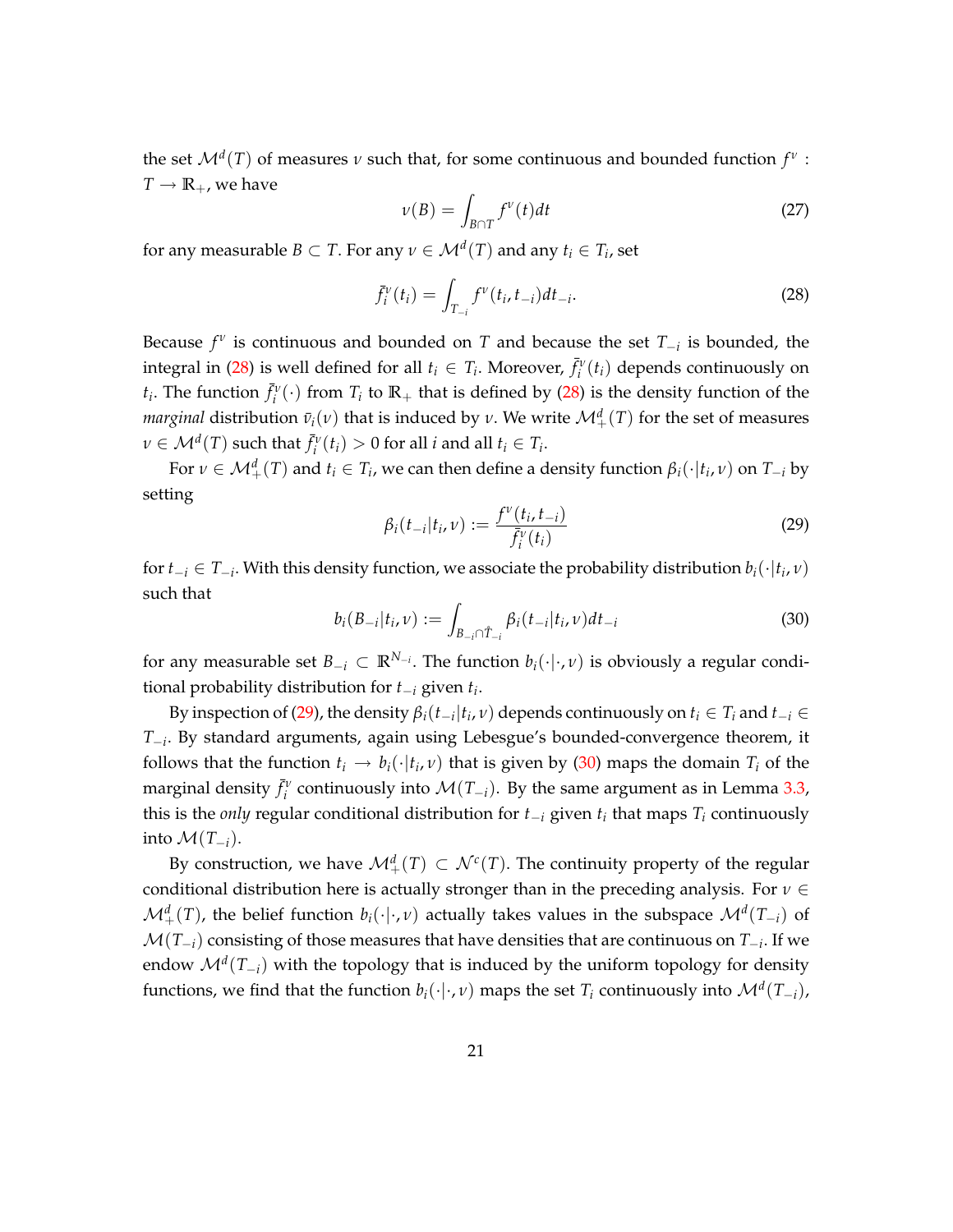the set $\mathcal{M}^d(T)$ of measures $\nu$ such that, for some continuous and bounded function $f^\nu : T \to \mathbb{R}_+$, we have

$$\nu(B) = \int_{B \cap T} f^\nu(t)dt \tag{27}$$

for any measurable $B \subset T$. For any $\nu \in \mathcal{M}^d(T)$ and any $t_i \in T_i$, set

$$\bar{f}_i^\nu(t_i) = \int_{T_{-i}} f^\nu(t_i, t_{-i})dt_{-i}. \tag{28}$$

Because $f^\nu$ is continuous and bounded on $T$ and because the set $T_{-i}$ is bounded, the integral in (28) is well defined for all $t_i \in T_i$. Moreover, $\bar{f}_i^\nu(t_i)$ depends continuously on $t_i$. The function $\bar{f}_i^\nu(\cdot)$ from $T_i$ to $\mathbb{R}_+$ that is defined by (28) is the density function of the *marginal* distribution $\bar{\nu}_i(\nu)$ that is induced by $\nu$. We write $\mathcal{M}_+^d(T)$ for the set of measures $\nu \in \mathcal{M}^d(T)$ such that $\bar{f}_i^\nu(t_i) > 0$ for all $i$ and all $t_i \in T_i$.

For $\nu \in \mathcal{M}_+^d(T)$ and $t_i \in T_i$, we can then define a density function $\beta_i(\cdot|t_i, \nu)$ on $T_{-i}$ by setting

$$\beta_i(t_{-i}|t_i, \nu) := \frac{f^\nu(t_i, t_{-i})}{\bar{f}_i^\nu(t_i)} \tag{29}$$

for $t_{-i} \in T_{-i}$. With this density function, we associate the probability distribution $b_i(\cdot|t_i, \nu)$ such that

$$b_i(B_{-i}|t_i, \nu) := \int_{B_{-i} \cap \hat{T}_{-i}} \beta_i(t_{-i}|t_i, \nu)dt_{-i} \tag{30}$$

for any measurable set $B_{-i} \subset \mathbb{R}^{N_{-i}}$. The function $b_i(\cdot|\cdot, \nu)$ is obviously a regular conditional probability distribution for $t_{-i}$ given $t_i$.

By inspection of (29), the density $\beta_i(t_{-i}|t_i, \nu)$ depends continuously on $t_i \in T_i$ and $t_{-i} \in T_{-i}$. By standard arguments, again using Lebesgue's bounded-convergence theorem, it follows that the function $t_i \to b_i(\cdot|t_i, \nu)$ that is given by (30) maps the domain $T_i$ of the marginal density $\bar{f}_i^\nu$ continuously into $\mathcal{M}(T_{-i})$. By the same argument as in Lemma 3.3, this is the *only* regular conditional distribution for $t_{-i}$ given $t_i$ that maps $T_i$ continuously into $\mathcal{M}(T_{-i})$.

By construction, we have $\mathcal{M}_+^d(T) \subset \mathcal{N}^c(T)$. The continuity property of the regular conditional distribution here is actually stronger than in the preceding analysis. For $\nu \in \mathcal{M}_+^d(T)$, the belief function $b_i(\cdot|\cdot, \nu)$ actually takes values in the subspace $\mathcal{M}^d(T_{-i})$ of $\mathcal{M}(T_{-i})$ consisting of those measures that have densities that are continuous on $T_{-i}$. If we endow $\mathcal{M}^d(T_{-i})$ with the topology that is induced by the uniform topology for density functions, we find that the function $b_i(\cdot|\cdot, \nu)$ maps the set $T_i$ continuously into $\mathcal{M}^d(T_{-i})$,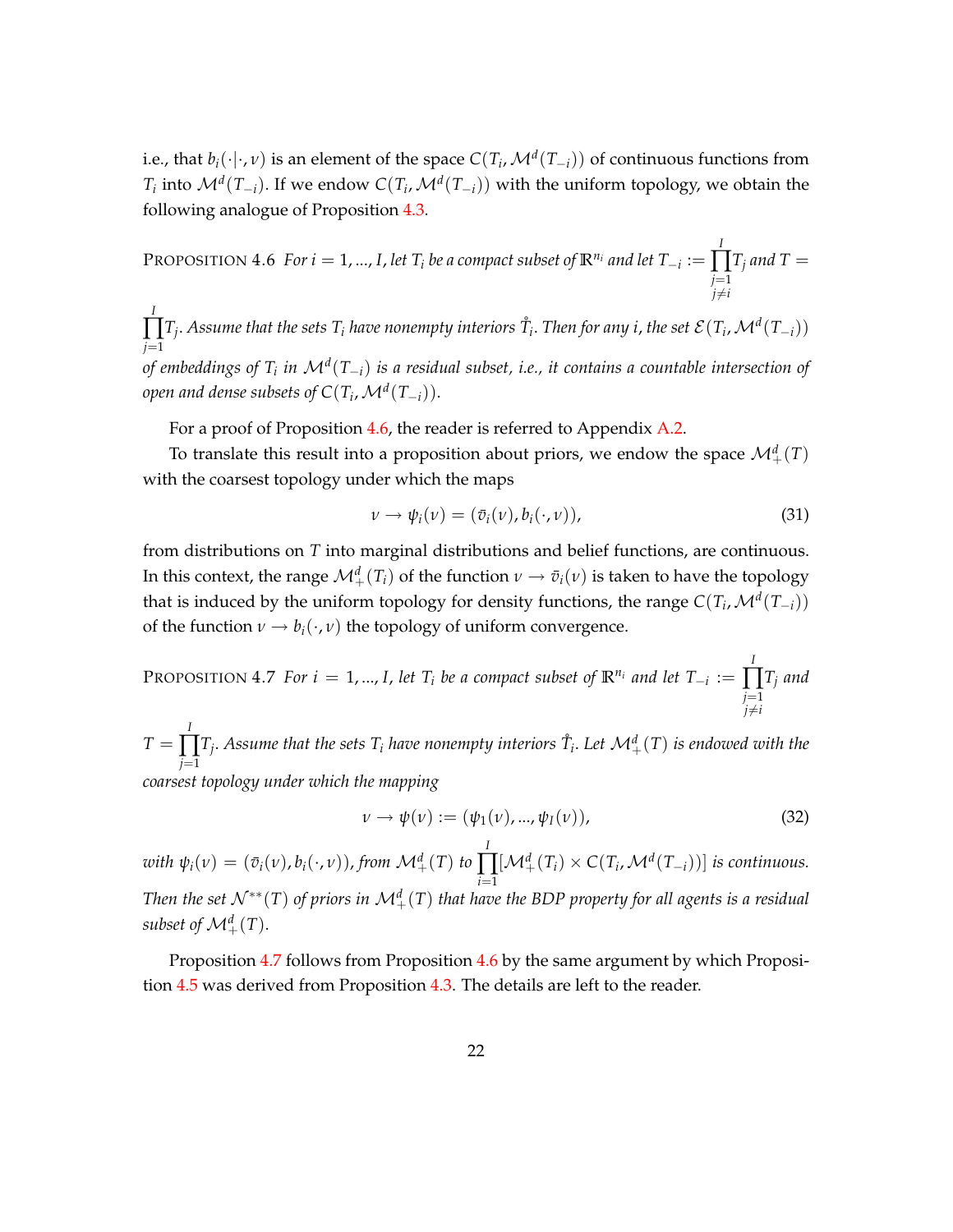i.e., that $b_i(\cdot|\cdot,\nu)$ is an element of the space $C(T_i, \mathcal{M}^d(T_{-i}))$ of continuous functions from $T_i$ into $\mathcal{M}^d(T_{-i})$. If we endow $C(T_i, \mathcal{M}^d(T_{-i}))$ with the uniform topology, we obtain the following analogue of Proposition 4.3.

PROPOSITION 4.6 *For $i = 1, ..., I$, let $T_i$ be a compact subset of $\mathbb{R}^{n_i}$ and let $T_{-i} := \prod_{\substack{j=1 \\ j\neq i}}^{I} T_j$ and $T = \prod_{j=1}^{I} T_j$. Assume that the sets $T_i$ have nonempty interiors $\mathring{T}_i$. Then for any $i$, the set $\mathcal{E}(T_i, \mathcal{M}^d(T_{-i}))$ of embeddings of $T_i$ in $\mathcal{M}^d(T_{-i})$ is a residual subset, i.e., it contains a countable intersection of open and dense subsets of $C(T_i, \mathcal{M}^d(T_{-i}))$.*

For a proof of Proposition 4.6, the reader is referred to Appendix A.2.

To translate this result into a proposition about priors, we endow the space $\mathcal{M}^d_+(T)$ with the coarsest topology under which the maps

$$\nu \rightarrow \psi_i(\nu) = (\bar{v}_i(\nu), b_i(\cdot,\nu)), \tag{31}$$

from distributions on $T$ into marginal distributions and belief functions, are continuous. In this context, the range $\mathcal{M}^d_+(T_i)$ of the function $\nu \rightarrow \bar{v}_i(\nu)$ is taken to have the topology that is induced by the uniform topology for density functions, the range $C(T_i, \mathcal{M}^d(T_{-i}))$ of the function $\nu \rightarrow b_i(\cdot,\nu)$ the topology of uniform convergence.

PROPOSITION 4.7 *For $i = 1, ..., I$, let $T_i$ be a compact subset of $\mathbb{R}^{n_i}$ and let $T_{-i} := \prod_{\substack{j=1 \\ j\neq i}}^{I} T_j$ and $T = \prod_{j=1}^{I} T_j$. Assume that the sets $T_i$ have nonempty interiors $\mathring{T}_i$. Let $\mathcal{M}^d_+(T)$ is endowed with the coarsest topology under which the mapping*

$$\nu \rightarrow \psi(\nu) := (\psi_1(\nu), ..., \psi_I(\nu)), \tag{32}$$

*with $\psi_i(\nu) = (\bar{v}_i(\nu), b_i(\cdot,\nu))$, from $\mathcal{M}^d_+(T)$ to $\prod_{i=1}^{I}[\mathcal{M}^d_+(T_i) \times C(T_i, \mathcal{M}^d(T_{-i}))]$ is continuous. Then the set $\mathcal{N}^{**}(T)$ of priors in $\mathcal{M}^d_+(T)$ that have the BDP property for all agents is a residual subset of $\mathcal{M}^d_+(T)$.*

Proposition 4.7 follows from Proposition 4.6 by the same argument by which Proposition 4.5 was derived from Proposition 4.3. The details are left to the reader.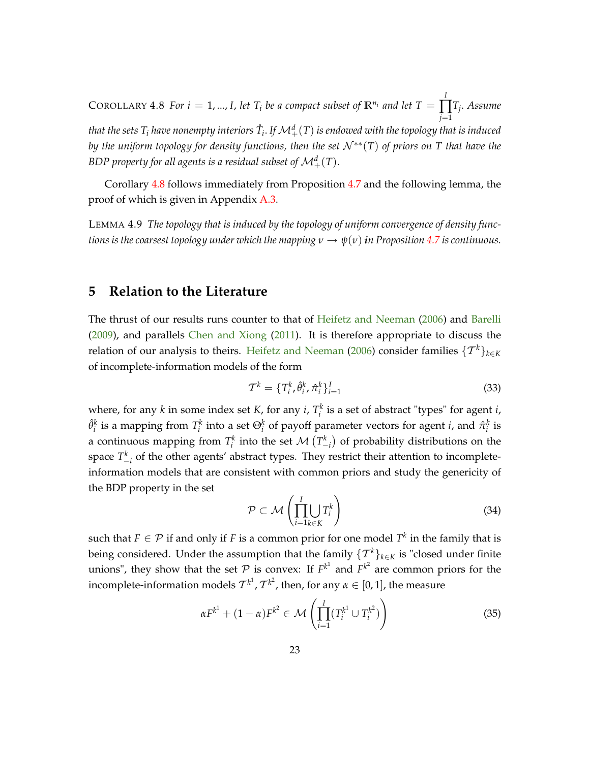COROLLARY 4.8 *For $i = 1, ..., I$, let $T_i$ be a compact subset of $\mathbb{R}^{n_i}$ and let $T = \prod_{j=1}^{I} T_j$. Assume that the sets $T_i$ have nonempty interiors $\mathring{T}_i$. If $\mathcal{M}_+^d(T)$ is endowed with the topology that is induced by the uniform topology for density functions, then the set $\mathcal{N}^{**}(T)$ of priors on $T$ that have the BDP property for all agents is a residual subset of $\mathcal{M}_+^d(T)$.*

Corollary 4.8 follows immediately from Proposition 4.7 and the following lemma, the proof of which is given in Appendix A.3.

LEMMA 4.9 *The topology that is induced by the topology of uniform convergence of density functions is the coarsest topology under which the mapping $\nu \to \psi(\nu)$ in Proposition 4.7 is continuous.*

## 5 Relation to the Literature

The thrust of our results runs counter to that of Heifetz and Neeman (2006) and Barelli (2009), and parallels Chen and Xiong (2011). It is therefore appropriate to discuss the relation of our analysis to theirs. Heifetz and Neeman (2006) consider families $\{\mathcal{T}^k\}_{k \in K}$ of incomplete-information models of the form

$$\mathcal{T}^k = \{T_i^k, \hat{\theta}_i^k, \hat{\pi}_i^k\}_{i=1}^I \tag{33}$$

where, for any $k$ in some index set $K$, for any $i$, $T_i^k$ is a set of abstract "types" for agent $i$, $\hat{\theta}_i^k$ is a mapping from $T_i^k$ into a set $\Theta_i^k$ of payoff parameter vectors for agent $i$, and $\hat{\pi}_i^k$ is a continuous mapping from $T_i^k$ into the set $\mathcal{M}\left(T_{-i}^k\right)$ of probability distributions on the space $T_{-i}^k$ of the other agents' abstract types. They restrict their attention to incomplete-information models that are consistent with common priors and study the genericity of the BDP property in the set

$$\mathcal{P} \subset \mathcal{M}\left(\prod_{i=1}^{I} \bigcup_{k \in K} T_i^k\right) \tag{34}$$

such that $F \in \mathcal{P}$ if and only if $F$ is a common prior for one model $T^k$ in the family that is being considered. Under the assumption that the family $\{\mathcal{T}^k\}_{k \in K}$ is "closed under finite unions", they show that the set $\mathcal{P}$ is convex: If $F^{k^1}$ and $F^{k^2}$ are common priors for the incomplete-information models $\mathcal{T}^{k^1}, \mathcal{T}^{k^2}$, then, for any $\alpha \in [0, 1]$, the measure

$$\alpha F^{k^1} + (1 - \alpha) F^{k^2} \in \mathcal{M}\left(\prod_{i=1}^{I} (T_i^{k^1} \cup T_i^{k^2})\right) \tag{35}$$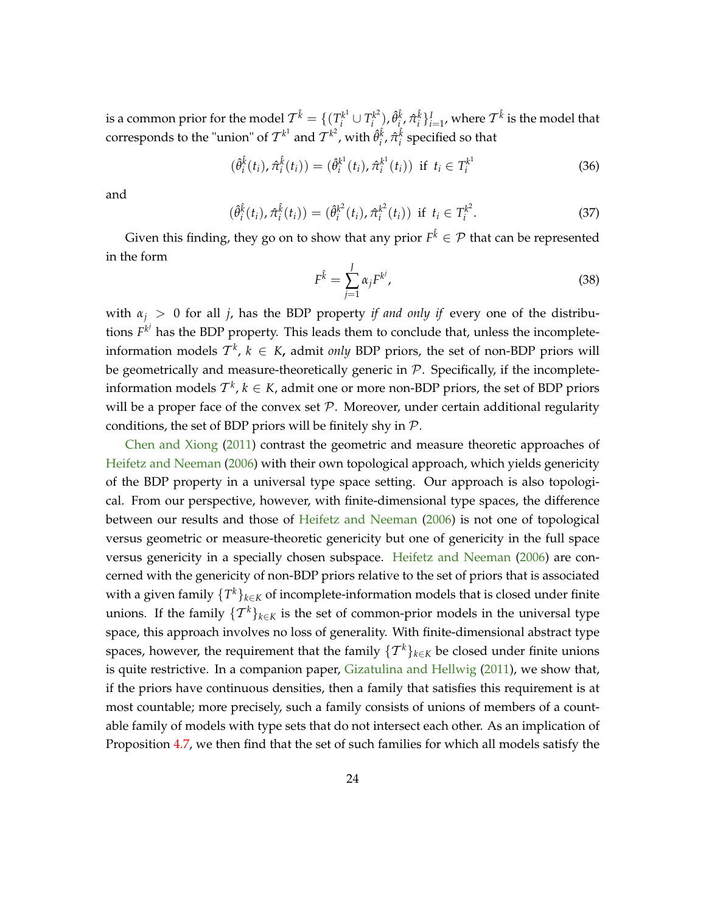is a common prior for the model $\mathcal{T}^{\hat{k}} = \{(T_i^{k^1} \cup T_i^{k^2}), \hat{\theta}_i^{\hat{k}}, \hat{\pi}_i^{\hat{k}}\}_{i=1}^I$, where $\mathcal{T}^{\hat{k}}$ is the model that corresponds to the "union" of $\mathcal{T}^{k^1}$ and $\mathcal{T}^{k^2}$, with $\hat{\theta}_i^{\hat{k}}, \hat{\pi}_i^{\hat{k}}$ specified so that

$$(\hat{\theta}_i^{\hat{k}}(t_i), \hat{\pi}_i^{\hat{k}}(t_i)) = (\hat{\theta}_i^{k^1}(t_i), \hat{\pi}_i^{k^1}(t_i)) \text{ if } t_i \in T_i^{k^1} \tag{36}$$

and

$$(\hat{\theta}_i^{\hat{k}}(t_i), \hat{\pi}_i^{\hat{k}}(t_i)) = (\hat{\theta}_i^{k^2}(t_i), \hat{\pi}_i^{k^2}(t_i)) \text{ if } t_i \in T_i^{k^2}. \tag{37}$$

Given this finding, they go on to show that any prior $F^{\hat{k}} \in \mathcal{P}$ that can be represented in the form

$$F^{\hat{k}} = \sum_{j=1}^{J} \alpha_j F^{k^j}, \tag{38}$$

with $\alpha_j > 0$ for all $j$, has the BDP property *if and only if* every one of the distributions $F^{k^j}$ has the BDP property. This leads them to conclude that, unless the incomplete-information models $\mathcal{T}^k$, $k \in K$, admit *only* BDP priors, the set of non-BDP priors will be geometrically and measure-theoretically generic in $\mathcal{P}$. Specifically, if the incomplete-information models $\mathcal{T}^k$, $k \in K$, admit one or more non-BDP priors, the set of BDP priors will be a proper face of the convex set $\mathcal{P}$. Moreover, under certain additional regularity conditions, the set of BDP priors will be finitely shy in $\mathcal{P}$.

Chen and Xiong (2011) contrast the geometric and measure theoretic approaches of Heifetz and Neeman (2006) with their own topological approach, which yields genericity of the BDP property in a universal type space setting. Our approach is also topological. From our perspective, however, with finite-dimensional type spaces, the difference between our results and those of Heifetz and Neeman (2006) is not one of topological versus geometric or measure-theoretic genericity but one of genericity in the full space versus genericity in a specially chosen subspace. Heifetz and Neeman (2006) are concerned with the genericity of non-BDP priors relative to the set of priors that is associated with a given family $\{T^k\}_{k\in K}$ of incomplete-information models that is closed under finite unions. If the family $\{\mathcal{T}^k\}_{k\in K}$ is the set of common-prior models in the universal type space, this approach involves no loss of generality. With finite-dimensional abstract type spaces, however, the requirement that the family $\{\mathcal{T}^k\}_{k\in K}$ be closed under finite unions is quite restrictive. In a companion paper, Gizatulina and Hellwig (2011), we show that, if the priors have continuous densities, then a family that satisfies this requirement is at most countable; more precisely, such a family consists of unions of members of a countable family of models with type sets that do not intersect each other. As an implication of Proposition 4.7, we then find that the set of such families for which all models satisfy the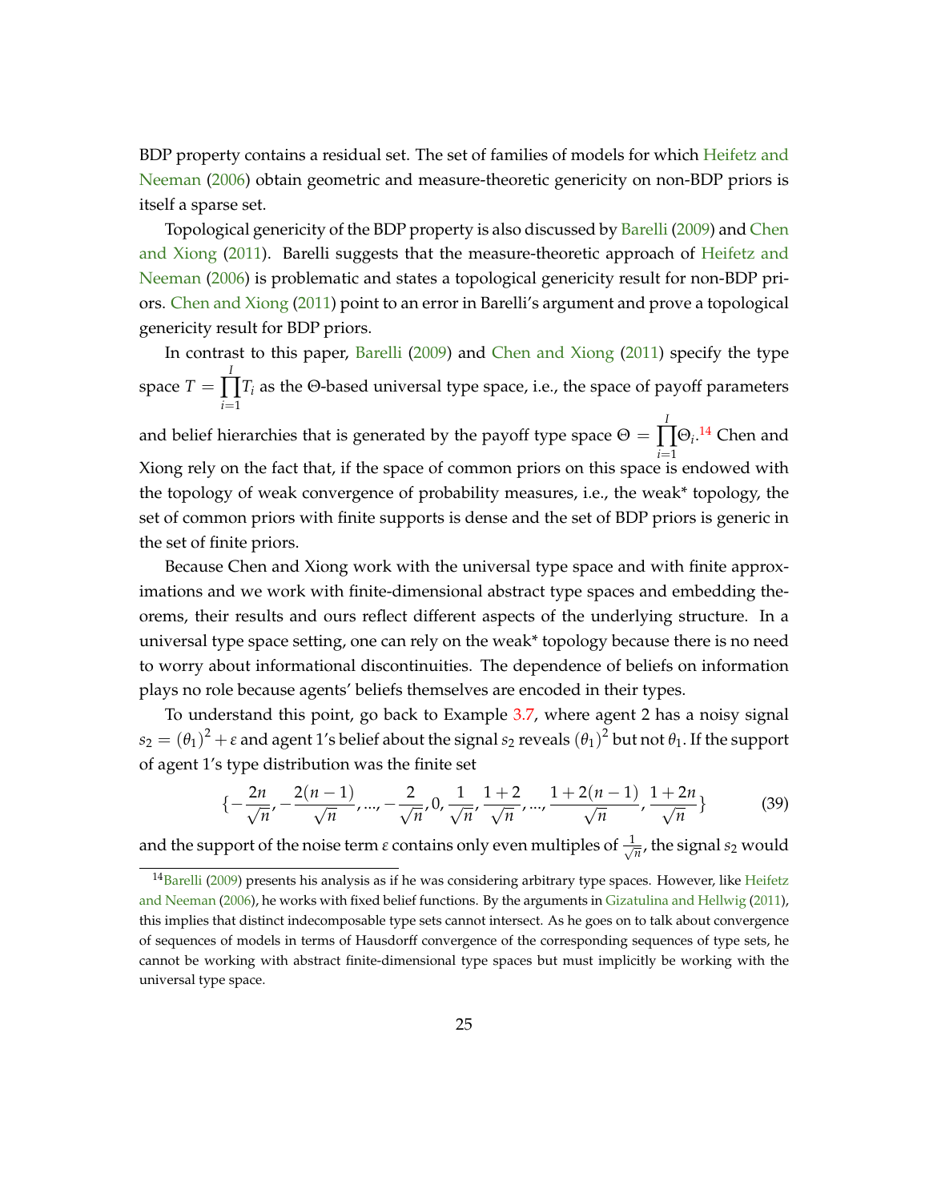BDP property contains a residual set. The set of families of models for which Heifetz and Neeman (2006) obtain geometric and measure-theoretic genericity on non-BDP priors is itself a sparse set.

Topological genericity of the BDP property is also discussed by Barelli (2009) and Chen and Xiong (2011). Barelli suggests that the measure-theoretic approach of Heifetz and Neeman (2006) is problematic and states a topological genericity result for non-BDP priors. Chen and Xiong (2011) point to an error in Barelli's argument and prove a topological genericity result for BDP priors.

In contrast to this paper, Barelli (2009) and Chen and Xiong (2011) specify the type space $T = \prod_{i=1}^{I} T_i$ as the $\Theta$-based universal type space, i.e., the space of payoff parameters and belief hierarchies that is generated by the payoff type space $\Theta = \prod_{i=1}^{I} \Theta_i$.[14] Chen and Xiong rely on the fact that, if the space of common priors on this space is endowed with the topology of weak convergence of probability measures, i.e., the weak* topology, the set of common priors with finite supports is dense and the set of BDP priors is generic in the set of finite priors.

Because Chen and Xiong work with the universal type space and with finite approximations and we work with finite-dimensional abstract type spaces and embedding theorems, their results and ours reflect different aspects of the underlying structure. In a universal type space setting, one can rely on the weak* topology because there is no need to worry about informational discontinuities. The dependence of beliefs on information plays no role because agents' beliefs themselves are encoded in their types.

To understand this point, go back to Example 3.7, where agent 2 has a noisy signal $s_2 = (\theta_1)^2 + \varepsilon$ and agent 1's belief about the signal $s_2$ reveals $(\theta_1)^2$ but not $\theta_1$. If the support of agent 1's type distribution was the finite set

$$\{-\frac{2n}{\sqrt{n}}, -\frac{2(n-1)}{\sqrt{n}}, ..., -\frac{2}{\sqrt{n}}, 0, \frac{1}{\sqrt{n}}, \frac{1+2}{\sqrt{n}}, ..., \frac{1+2(n-1)}{\sqrt{n}}, \frac{1+2n}{\sqrt{n}}\} \tag{39}$$

and the support of the noise term $\varepsilon$ contains only even multiples of $\frac{1}{\sqrt{n}}$, the signal $s_2$ would

[14] Barelli (2009) presents his analysis as if he was considering arbitrary type spaces. However, like Heifetz and Neeman (2006), he works with fixed belief functions. By the arguments in Gizatulina and Hellwig (2011), this implies that distinct indecomposable type sets cannot intersect. As he goes on to talk about convergence of sequences of models in terms of Hausdorff convergence of the corresponding sequences of type sets, he cannot be working with abstract finite-dimensional type spaces but must implicitly be working with the universal type space.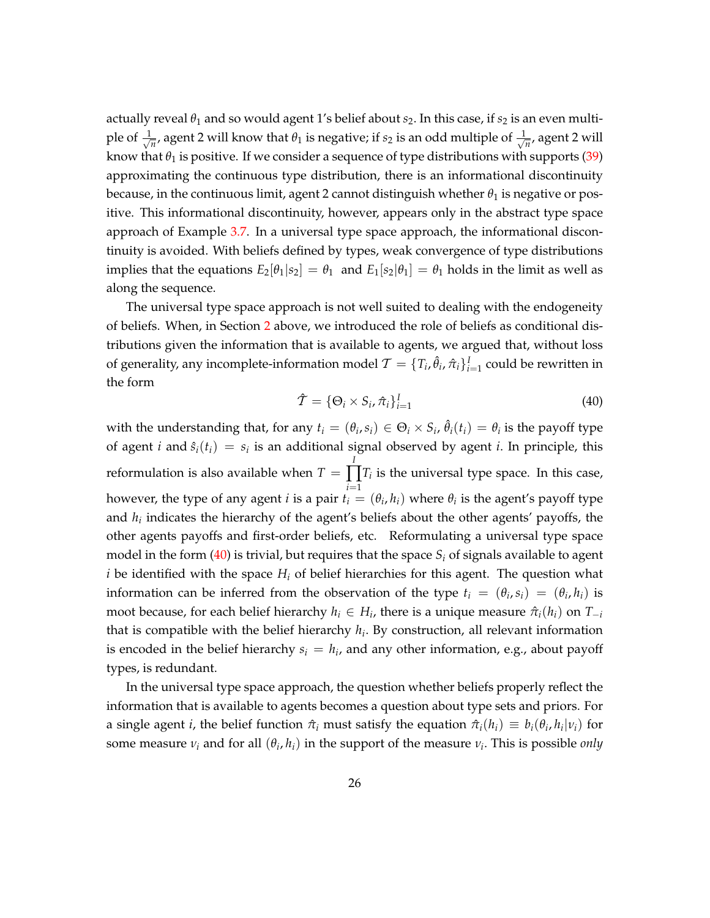actually reveal $\theta_1$ and so would agent 1's belief about $s_2$. In this case, if $s_2$ is an even multiple of $\frac{1}{\sqrt{n}}$, agent 2 will know that $\theta_1$ is negative; if $s_2$ is an odd multiple of $\frac{1}{\sqrt{n}}$, agent 2 will know that $\theta_1$ is positive. If we consider a sequence of type distributions with supports (39) approximating the continuous type distribution, there is an informational discontinuity because, in the continuous limit, agent 2 cannot distinguish whether $\theta_1$ is negative or positive. This informational discontinuity, however, appears only in the abstract type space approach of Example 3.7. In a universal type space approach, the informational discontinuity is avoided. With beliefs defined by types, weak convergence of type distributions implies that the equations $E_2[\theta_1|s_2] = \theta_1$ and $E_1[s_2|\theta_1] = \theta_1$ holds in the limit as well as along the sequence.

The universal type space approach is not well suited to dealing with the endogeneity of beliefs. When, in Section 2 above, we introduced the role of beliefs as conditional distributions given the information that is available to agents, we argued that, without loss of generality, any incomplete-information model $\mathcal{T} = \{T_i, \hat{\theta}_i, \hat{\pi}_i\}_{i=1}^{I}$ could be rewritten in the form

$$\hat{\mathcal{T}} = \{\Theta_i \times S_i, \hat{\pi}_i\}_{i=1}^{I} \tag{40}$$

with the understanding that, for any $t_i = (\theta_i, s_i) \in \Theta_i \times S_i$, $\hat{\theta}_i(t_i) = \theta_i$ is the payoff type of agent $i$ and $\hat{s}_i(t_i) = s_i$ is an additional signal observed by agent $i$. In principle, this reformulation is also available when $T = \prod_{i=1}^{I} T_i$ is the universal type space. In this case, however, the type of any agent $i$ is a pair $t_i = (\theta_i, h_i)$ where $\theta_i$ is the agent's payoff type and $h_i$ indicates the hierarchy of the agent's beliefs about the other agents' payoffs, the other agents payoffs and first-order beliefs, etc. Reformulating a universal type space model in the form (40) is trivial, but requires that the space $S_i$ of signals available to agent $i$ be identified with the space $H_i$ of belief hierarchies for this agent. The question what information can be inferred from the observation of the type $t_i = (\theta_i, s_i) = (\theta_i, h_i)$ is moot because, for each belief hierarchy $h_i \in H_i$, there is a unique measure $\hat{\pi}_i(h_i)$ on $T_{-i}$ that is compatible with the belief hierarchy $h_i$. By construction, all relevant information is encoded in the belief hierarchy $s_i = h_i$, and any other information, e.g., about payoff types, is redundant.

In the universal type space approach, the question whether beliefs properly reflect the information that is available to agents becomes a question about type sets and priors. For a single agent $i$, the belief function $\hat{\pi}_i$ must satisfy the equation $\hat{\pi}_i(h_i) \equiv b_i(\theta_i, h_i|\nu_i)$ for some measure $\nu_i$ and for all $(\theta_i, h_i)$ in the support of the measure $\nu_i$. This is possible *only*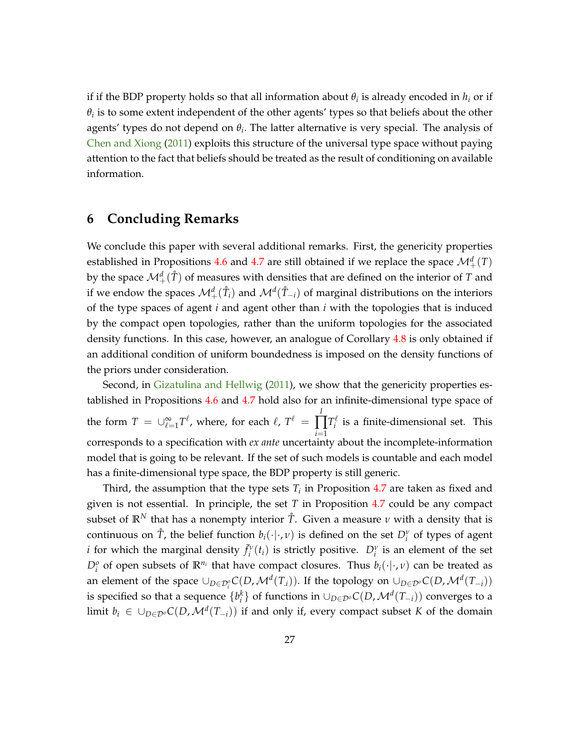if if the BDP property holds so that all information about $\theta_i$ is already encoded in $h_i$ or if $\theta_i$ is to some extent independent of the other agents' types so that beliefs about the other agents' types do not depend on $\theta_i$. The latter alternative is very special. The analysis of Chen and Xiong (2011) exploits this structure of the universal type space without paying attention to the fact that beliefs should be treated as the result of conditioning on available information.

## 6 Concluding Remarks

We conclude this paper with several additional remarks. First, the genericity properties established in Propositions 4.6 and 4.7 are still obtained if we replace the space $\mathcal{M}^d_+(T)$ by the space $\mathcal{M}^d_+(\mathring{T})$ of measures with densities that are defined on the interior of $T$ and if we endow the spaces $\mathcal{M}^d_+(\mathring{T}_i)$ and $\mathcal{M}^d(\mathring{T}_{-i})$ of marginal distributions on the interiors of the type spaces of agent $i$ and agent other than $i$ with the topologies that is induced by the compact open topologies, rather than the uniform topologies for the associated density functions. In this case, however, an analogue of Corollary 4.8 is only obtained if an additional condition of uniform boundedness is imposed on the density functions of the priors under consideration.

Second, in Gizatulina and Hellwig (2011), we show that the genericity properties established in Propositions 4.6 and 4.7 hold also for an infinite-dimensional type space of the form $T = \cup_{\ell=1}^{\infty} T^\ell$, where, for each $\ell$, $T^\ell = \prod_{i=1}^{I} T_i^\ell$ is a finite-dimensional set. This corresponds to a specification with *ex ante* uncertainty about the incomplete-information model that is going to be relevant. If the set of such models is countable and each model has a finite-dimensional type space, the BDP property is still generic.

Third, the assumption that the type sets $T_i$ in Proposition 4.7 are taken as fixed and given is not essential. In principle, the set $T$ in Proposition 4.7 could be any compact subset of $\mathbb{R}^N$ that has a nonempty interior $\mathring{T}$. Given a measure $\nu$ with a density that is continuous on $\mathring{T}$, the belief function $b_i(\cdot|\cdot,\nu)$ is defined on the set $D_i^\nu$ of types of agent $i$ for which the marginal density $\bar{f}_i^\nu(t_i)$ is strictly positive. $D_i^\nu$ is an element of the set $D_i^o$ of open subsets of $\mathbb{R}^{n_i}$ that have compact closures. Thus $b_i(\cdot|\cdot,\nu)$ can be treated as an element of the space $\cup_{D\in\mathcal{D}_i^o} C(D, \mathcal{M}^d(T_{.i}))$. If the topology on $\cup_{D\in\mathcal{D}^o} C(D, \mathcal{M}^d(T_{-i}))$ is specified so that a sequence $\{b_i^k\}$ of functions in $\cup_{D\in\mathcal{D}^o} C(D, \mathcal{M}^d(T_{-i}))$ converges to a limit $b_i \in \cup_{D\in\mathcal{D}^o} C(D, \mathcal{M}^d(T_{-i}))$ if and only if, every compact subset $K$ of the domain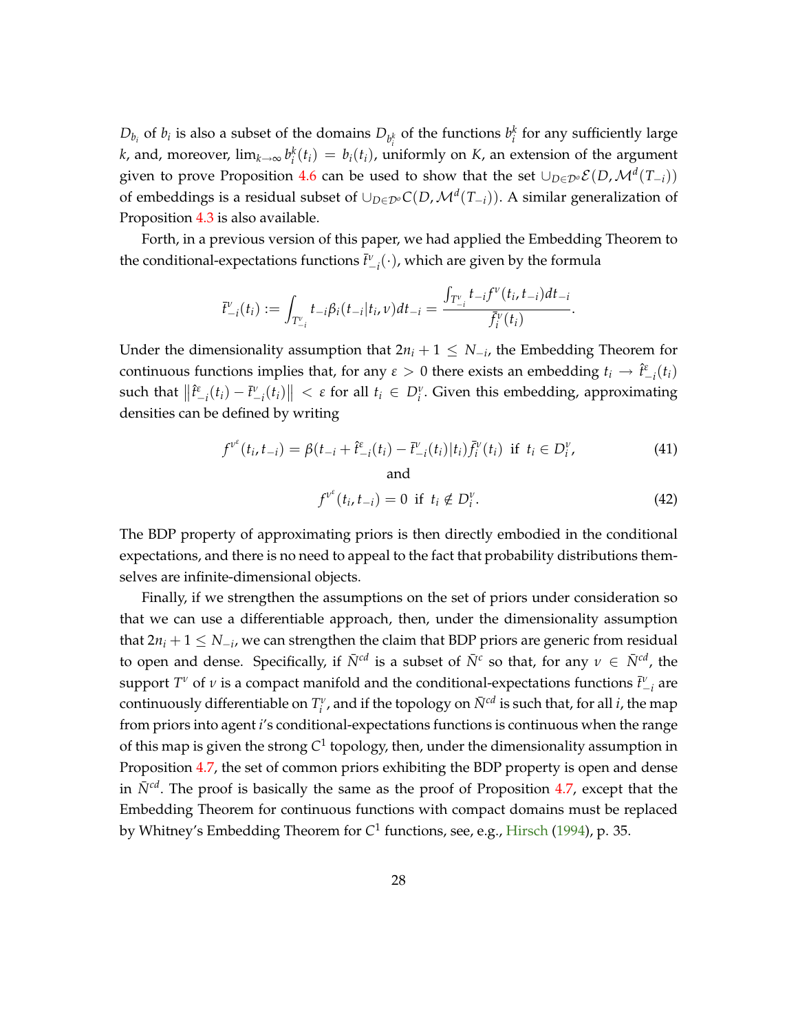$D_{b_i}$ of $b_i$ is also a subset of the domains $D_{b_i^k}$ of the functions $b_i^k$ for any sufficiently large $k$, and, moreover, $\lim_{k\to\infty} b_i^k(t_i) = b_i(t_i)$, uniformly on $K$, an extension of the argument given to prove Proposition 4.6 can be used to show that the set $\cup_{D\in\mathcal{D}^o}\mathcal{E}(D, \mathcal{M}^d(T_{-i}))$ of embeddings is a residual subset of $\cup_{D\in\mathcal{D}^o} C(D, \mathcal{M}^d(T_{-i}))$. A similar generalization of Proposition 4.3 is also available.

Forth, in a previous version of this paper, we had applied the Embedding Theorem to the conditional-expectations functions $\bar{t}^{\nu}_{-i}(\cdot)$, which are given by the formula

$$\bar{t}^{\nu}_{-i}(t_i) := \int_{T^{\nu}_{-i}} t_{-i}\beta_i(t_{-i}|t_i,\nu)dt_{-i} = \frac{\int_{T^{\nu}_{-i}} t_{-i} f^{\nu}(t_i,t_{-i})dt_{-i}}{\bar{f}^{\nu}_i(t_i)}.$$

Under the dimensionality assumption that $2n_i + 1 \leq N_{-i}$, the Embedding Theorem for continuous functions implies that, for any $\varepsilon > 0$ there exists an embedding $t_i \to \hat{t}^{\varepsilon}_{-i}(t_i)$ such that $\left\|\hat{t}^{\varepsilon}_{-i}(t_i) - \bar{t}^{\nu}_{-i}(t_i)\right\| < \varepsilon$ for all $t_i \in D^{\nu}_i$. Given this embedding, approximating densities can be defined by writing

$$f^{\nu^{\varepsilon}}(t_i,t_{-i}) = \beta(t_{-i} + \hat{t}^{\varepsilon}_{-i}(t_i) - \bar{t}^{\nu}_{-i}(t_i)|t_i)\bar{f}^{\nu}_i(t_i) \;\text{ if }\; t_i \in D^{\nu}_i, \tag{41}$$

and

$$f^{\nu^{\varepsilon}}(t_i,t_{-i}) = 0 \;\text{ if }\; t_i \notin D^{\nu}_i. \tag{42}$$

The BDP property of approximating priors is then directly embodied in the conditional expectations, and there is no need to appeal to the fact that probability distributions themselves are infinite-dimensional objects.

Finally, if we strengthen the assumptions on the set of priors under consideration so that we can use a differentiable approach, then, under the dimensionality assumption that $2n_i + 1 \leq N_{-i}$, we can strengthen the claim that BDP priors are generic from residual to open and dense. Specifically, if $\bar{N}^{cd}$ is a subset of $\bar{N}^{c}$ so that, for any $\nu \in \bar{N}^{cd}$, the support $T^{\nu}$ of $\nu$ is a compact manifold and the conditional-expectations functions $\bar{t}^{\nu}_{-i}$ are continuously differentiable on $T^{\nu}_i$, and if the topology on $\bar{N}^{cd}$ is such that, for all $i$, the map from priors into agent $i$'s conditional-expectations functions is continuous when the range of this map is given the strong $C^1$ topology, then, under the dimensionality assumption in Proposition 4.7, the set of common priors exhibiting the BDP property is open and dense in $\bar{N}^{cd}$. The proof is basically the same as the proof of Proposition 4.7, except that the Embedding Theorem for continuous functions with compact domains must be replaced by Whitney's Embedding Theorem for $C^1$ functions, see, e.g., Hirsch (1994), p. 35.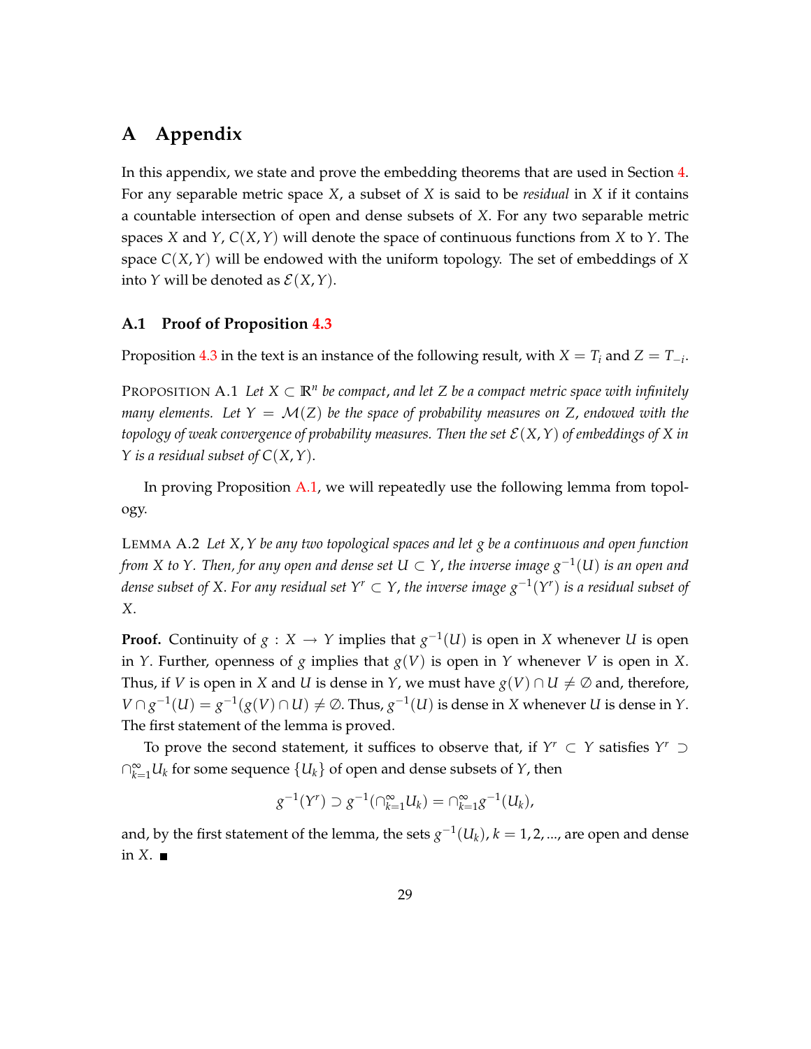# A Appendix

In this appendix, we state and prove the embedding theorems that are used in Section 4. For any separable metric space $X$, a subset of $X$ is said to be *residual* in $X$ if it contains a countable intersection of open and dense subsets of $X$. For any two separable metric spaces $X$ and $Y$, $C(X, Y)$ will denote the space of continuous functions from $X$ to $Y$. The space $C(X, Y)$ will be endowed with the uniform topology. The set of embeddings of $X$ into $Y$ will be denoted as $\mathcal{E}(X, Y)$.

## A.1 Proof of Proposition 4.3

Proposition 4.3 in the text is an instance of the following result, with $X = T_i$ and $Z = T_{-i}$.

PROPOSITION A.1 *Let $X \subset \mathbb{R}^n$ be compact, and let $Z$ be a compact metric space with infinitely many elements. Let $Y = \mathcal{M}(Z)$ be the space of probability measures on $Z$, endowed with the topology of weak convergence of probability measures. Then the set $\mathcal{E}(X, Y)$ of embeddings of $X$ in $Y$ is a residual subset of $C(X, Y)$.*

In proving Proposition A.1, we will repeatedly use the following lemma from topology.

LEMMA A.2 *Let $X, Y$ be any two topological spaces and let $g$ be a continuous and open function from $X$ to $Y$. Then, for any open and dense set $U \subset Y$, the inverse image $g^{-1}(U)$ is an open and dense subset of $X$. For any residual set $Y^r \subset Y$, the inverse image $g^{-1}(Y^r)$ is a residual subset of $X$.*

**Proof.** Continuity of $g : X \to Y$ implies that $g^{-1}(U)$ is open in $X$ whenever $U$ is open in $Y$. Further, openness of $g$ implies that $g(V)$ is open in $Y$ whenever $V$ is open in $X$. Thus, if $V$ is open in $X$ and $U$ is dense in $Y$, we must have $g(V) \cap U \neq \emptyset$ and, therefore, $V \cap g^{-1}(U) = g^{-1}(g(V) \cap U) \neq \emptyset$. Thus, $g^{-1}(U)$ is dense in $X$ whenever $U$ is dense in $Y$. The first statement of the lemma is proved.

To prove the second statement, it suffices to observe that, if $Y^r \subset Y$ satisfies $Y^r \supset \cap_{k=1}^{\infty} U_k$ for some sequence $\{U_k\}$ of open and dense subsets of $Y$, then

$$g^{-1}(Y^r) \supset g^{-1}(\cap_{k=1}^{\infty} U_k) = \cap_{k=1}^{\infty} g^{-1}(U_k),$$

and, by the first statement of the lemma, the sets $g^{-1}(U_k)$, $k = 1, 2, ...$, are open and dense in $X$. ∎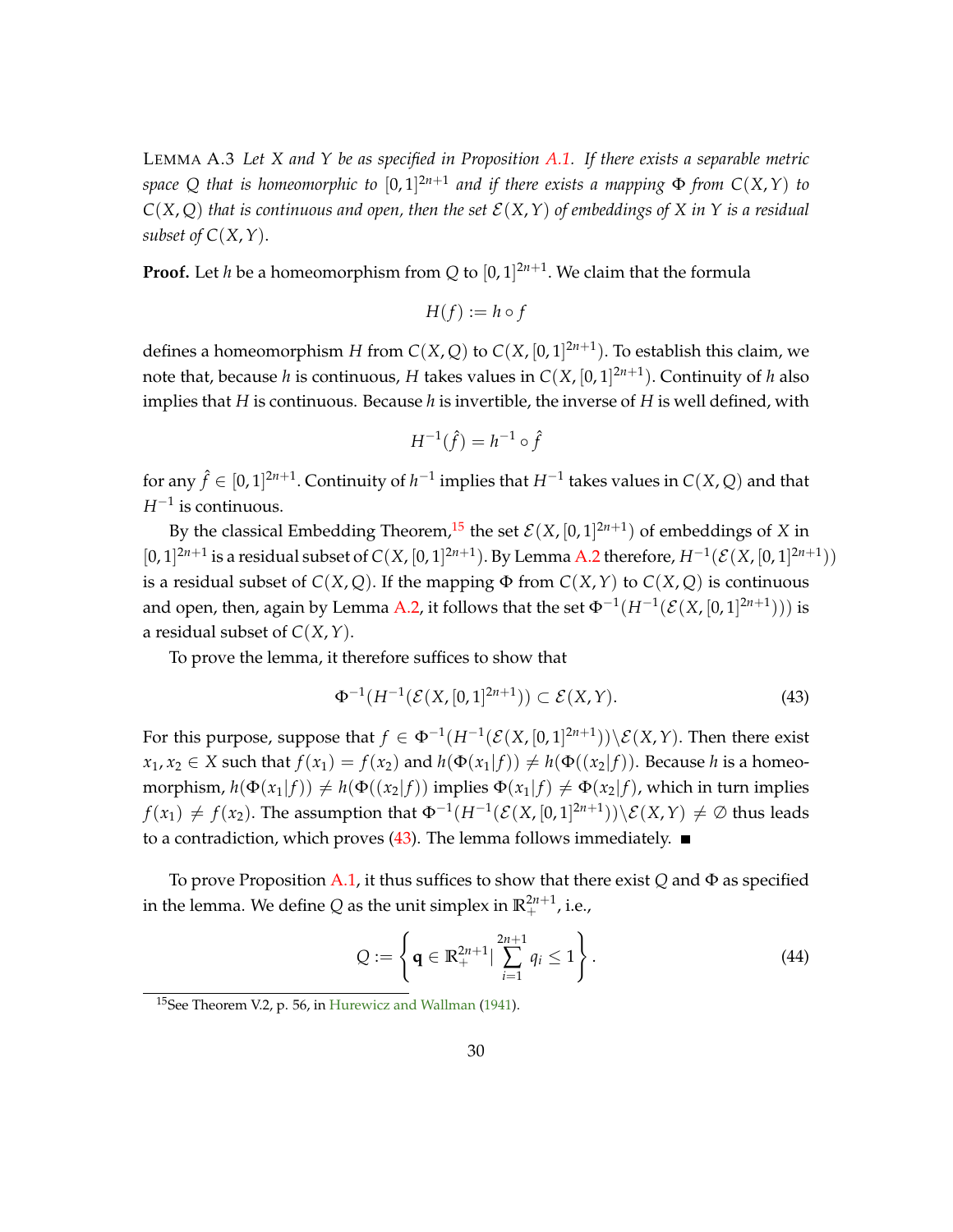LEMMA A.3 *Let $X$ and $Y$ be as specified in Proposition A.1. If there exists a separable metric space $Q$ that is homeomorphic to $[0,1]^{2n+1}$ and if there exists a mapping $\Phi$ from $C(X,Y)$ to $C(X,Q)$ that is continuous and open, then the set $\mathcal{E}(X,Y)$ of embeddings of $X$ in $Y$ is a residual subset of $C(X,Y)$.*

**Proof.** Let $h$ be a homeomorphism from $Q$ to $[0,1]^{2n+1}$. We claim that the formula

$$H(f) := h \circ f$$

defines a homeomorphism $H$ from $C(X,Q)$ to $C(X,[0,1]^{2n+1})$. To establish this claim, we note that, because $h$ is continuous, $H$ takes values in $C(X,[0,1]^{2n+1})$. Continuity of $h$ also implies that $H$ is continuous. Because $h$ is invertible, the inverse of $H$ is well defined, with

$$H^{-1}(\hat{f}) = h^{-1} \circ \hat{f}$$

for any $\hat{f} \in [0,1]^{2n+1}$. Continuity of $h^{-1}$ implies that $H^{-1}$ takes values in $C(X,Q)$ and that $H^{-1}$ is continuous.

By the classical Embedding Theorem,[15] the set $\mathcal{E}(X,[0,1]^{2n+1})$ of embeddings of $X$ in $[0,1]^{2n+1}$ is a residual subset of $C(X,[0,1]^{2n+1})$. By Lemma A.2 therefore, $H^{-1}(\mathcal{E}(X,[0,1]^{2n+1}))$ is a residual subset of $C(X,Q)$. If the mapping $\Phi$ from $C(X,Y)$ to $C(X,Q)$ is continuous and open, then, again by Lemma A.2, it follows that the set $\Phi^{-1}(H^{-1}(\mathcal{E}(X,[0,1]^{2n+1})))$ is a residual subset of $C(X,Y)$.

To prove the lemma, it therefore suffices to show that

$$\Phi^{-1}(H^{-1}(\mathcal{E}(X,[0,1]^{2n+1})) \subset \mathcal{E}(X,Y). \tag{43}$$

For this purpose, suppose that $f \in \Phi^{-1}(H^{-1}(\mathcal{E}(X,[0,1]^{2n+1}))\backslash\mathcal{E}(X,Y)$. Then there exist $x_1, x_2 \in X$ such that $f(x_1) = f(x_2)$ and $h(\Phi(x_1|f)) \neq h(\Phi((x_2|f))$. Because $h$ is a homeomorphism, $h(\Phi(x_1|f)) \neq h(\Phi((x_2|f))$ implies $\Phi(x_1|f) \neq \Phi(x_2|f)$, which in turn implies $f(x_1) \neq f(x_2)$. The assumption that $\Phi^{-1}(H^{-1}(\mathcal{E}(X,[0,1]^{2n+1}))\backslash\mathcal{E}(X,Y) \neq \emptyset$ thus leads to a contradiction, which proves (43). The lemma follows immediately. ■

To prove Proposition A.1, it thus suffices to show that there exist $Q$ and $\Phi$ as specified in the lemma. We define $Q$ as the unit simplex in $\mathbb{R}_+^{2n+1}$, i.e.,

$$Q := \left\{ \mathbf{q} \in \mathbb{R}_+^{2n+1} | \sum_{i=1}^{2n+1} q_i \leq 1 \right\}. \tag{44}$$

[15] See Theorem V.2, p. 56, in Hurewicz and Wallman (1941).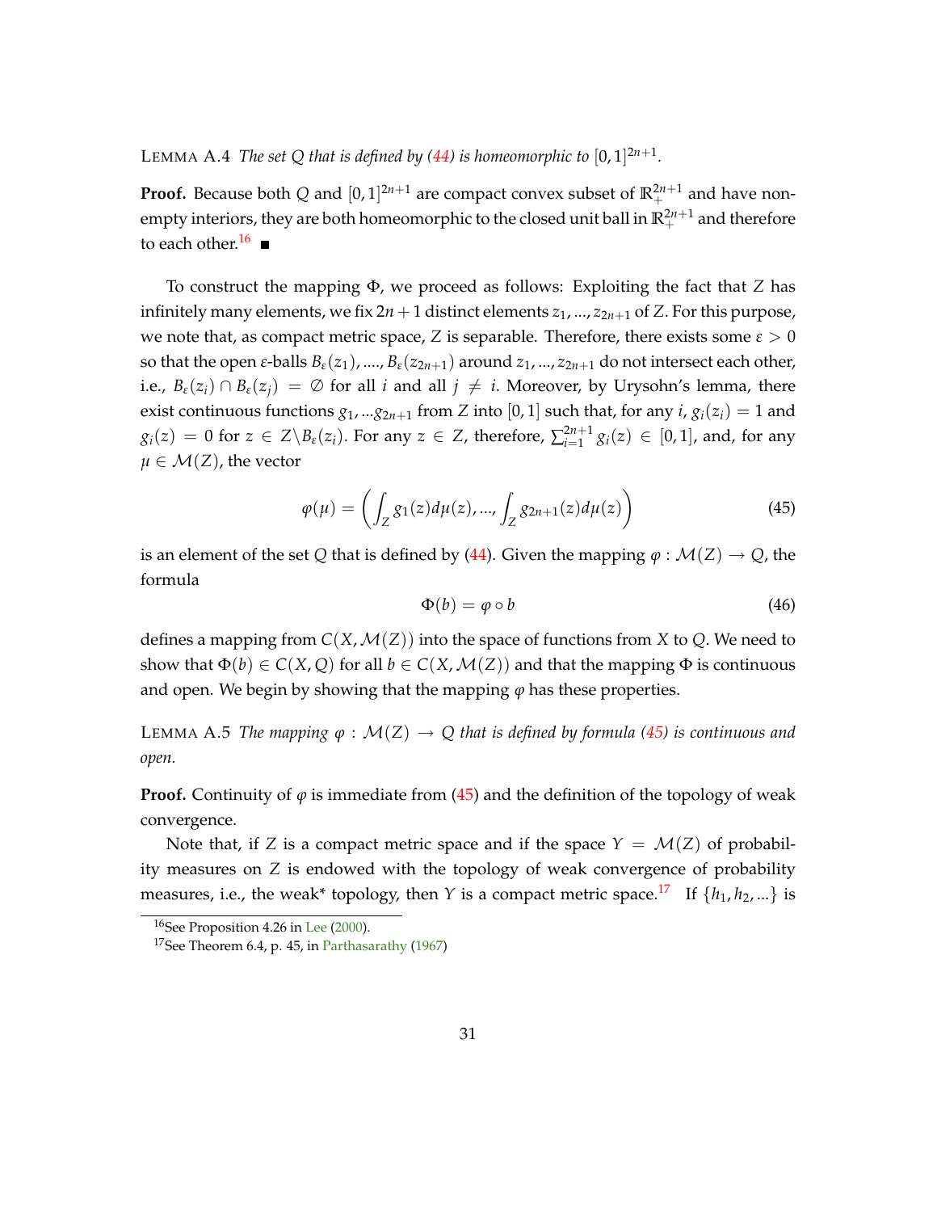LEMMA A.4 *The set $Q$ that is defined by (44) is homeomorphic to $[0,1]^{2n+1}$.*

**Proof.** Because both $Q$ and $[0,1]^{2n+1}$ are compact convex subset of $\mathbb{R}_+^{2n+1}$ and have non-empty interiors, they are both homeomorphic to the closed unit ball in $\mathbb{R}_+^{2n+1}$ and therefore to each other.[16] ■

To construct the mapping $\Phi$, we proceed as follows: Exploiting the fact that $Z$ has infinitely many elements, we fix $2n+1$ distinct elements $z_1, ..., z_{2n+1}$ of $Z$. For this purpose, we note that, as compact metric space, $Z$ is separable. Therefore, there exists some $\varepsilon > 0$ so that the open $\varepsilon$-balls $B_\varepsilon(z_1), ...., B_\varepsilon(z_{2n+1})$ around $z_1, ..., z_{2n+1}$ do not intersect each other, i.e., $B_\varepsilon(z_i) \cap B_\varepsilon(z_j) = \emptyset$ for all $i$ and all $j \neq i$. Moreover, by Urysohn's lemma, there exist continuous functions $g_1, ...g_{2n+1}$ from $Z$ into $[0,1]$ such that, for any $i$, $g_i(z_i) = 1$ and $g_i(z) = 0$ for $z \in Z \backslash B_\varepsilon(z_i)$. For any $z \in Z$, therefore, $\sum_{i=1}^{2n+1} g_i(z) \in [0,1]$, and, for any $\mu \in \mathcal{M}(Z)$, the vector

$$\varphi(\mu) = \left( \int_Z g_1(z) d\mu(z), ..., \int_Z g_{2n+1}(z) d\mu(z) \right) \tag{45}$$

is an element of the set $Q$ that is defined by (44). Given the mapping $\varphi : \mathcal{M}(Z) \to Q$, the formula

$$\Phi(b) = \varphi \circ b \tag{46}$$

defines a mapping from $C(X, \mathcal{M}(Z))$ into the space of functions from $X$ to $Q$. We need to show that $\Phi(b) \in C(X, Q)$ for all $b \in C(X, \mathcal{M}(Z))$ and that the mapping $\Phi$ is continuous and open. We begin by showing that the mapping $\varphi$ has these properties.

LEMMA A.5 *The mapping $\varphi : \mathcal{M}(Z) \to Q$ that is defined by formula (45) is continuous and open.*

**Proof.** Continuity of $\varphi$ is immediate from (45) and the definition of the topology of weak convergence.

Note that, if $Z$ is a compact metric space and if the space $Y = \mathcal{M}(Z)$ of probability measures on $Z$ is endowed with the topology of weak convergence of probability measures, i.e., the weak* topology, then $Y$ is a compact metric space.[17] If $\{h_1, h_2, ...\}$ is

[16] See Proposition 4.26 in Lee (2000).

[17] See Theorem 6.4, p. 45, in Parthasarathy (1967)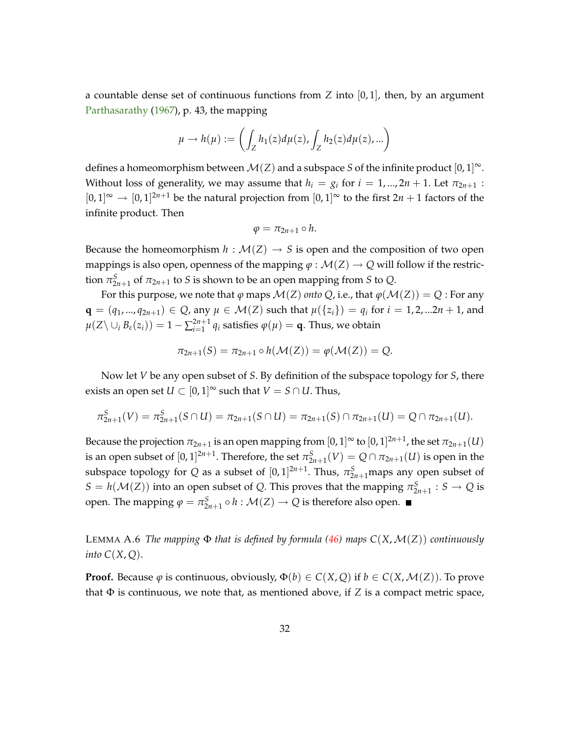a countable dense set of continuous functions from $Z$ into $[0,1]$, then, by an argument Parthasarathy (1967), p. 43, the mapping

$$\mu \to h(\mu) := \left( \int_Z h_1(z) d\mu(z), \int_Z h_2(z) d\mu(z), ... \right)$$

defines a homeomorphism between $\mathcal{M}(Z)$ and a subspace $S$ of the infinite product $[0,1]^{\infty}$. Without loss of generality, we may assume that $h_i = g_i$ for $i = 1, ..., 2n+1$. Let $\pi_{2n+1} : [0,1]^{\infty} \to [0,1]^{2n+1}$ be the natural projection from $[0,1]^{\infty}$ to the first $2n+1$ factors of the infinite product. Then

$$\varphi = \pi_{2n+1} \circ h.$$

Because the homeomorphism $h : \mathcal{M}(Z) \to S$ is open and the composition of two open mappings is also open, openness of the mapping $\varphi : \mathcal{M}(Z) \to Q$ will follow if the restriction $\pi_{2n+1}^S$ of $\pi_{2n+1}$ to $S$ is shown to be an open mapping from $S$ to $Q$.

For this purpose, we note that $\varphi$ maps $\mathcal{M}(Z)$ *onto* $Q$, i.e., that $\varphi(\mathcal{M}(Z)) = Q$ : For any $\mathbf{q} = (q_1, ..., q_{2n+1}) \in Q$, any $\mu \in \mathcal{M}(Z)$ such that $\mu(\{z_i\}) = q_i$ for $i = 1, 2, ...2n+1$, and $\mu(Z \setminus \cup_i B_\varepsilon(z_i)) = 1 - \sum_{i=1}^{2n+1} q_i$ satisfies $\varphi(\mu) = \mathbf{q}$. Thus, we obtain

$$\pi_{2n+1}(S) = \pi_{2n+1} \circ h(\mathcal{M}(Z)) = \varphi(\mathcal{M}(Z)) = Q.$$

Now let $V$ be any open subset of $S$. By definition of the subspace topology for $S$, there exists an open set $U \subset [0,1]^{\infty}$ such that $V = S \cap U$. Thus,

$$\pi_{2n+1}^S(V) = \pi_{2n+1}^S(S \cap U) = \pi_{2n+1}(S \cap U) = \pi_{2n+1}(S) \cap \pi_{2n+1}(U) = Q \cap \pi_{2n+1}(U).$$

Because the projection $\pi_{2n+1}$ is an open mapping from $[0,1]^{\infty}$ to $[0,1]^{2n+1}$, the set $\pi_{2n+1}(U)$ is an open subset of $[0,1]^{2n+1}$. Therefore, the set $\pi_{2n+1}^S(V) = Q \cap \pi_{2n+1}(U)$ is open in the subspace topology for $Q$ as a subset of $[0,1]^{2n+1}$. Thus, $\pi_{2n+1}^S$maps any open subset of $S = h(\mathcal{M}(Z))$ into an open subset of $Q$. This proves that the mapping $\pi_{2n+1}^S : S \to Q$ is open. The mapping $\varphi = \pi_{2n+1}^S \circ h : \mathcal{M}(Z) \to Q$ is therefore also open. ■

LEMMA A.6 *The mapping $\Phi$ that is defined by formula (46) maps $C(X, \mathcal{M}(Z))$ continuously into $C(X, Q)$.*

**Proof.** Because $\varphi$ is continuous, obviously, $\Phi(b) \in C(X, Q)$ if $b \in C(X, \mathcal{M}(Z))$. To prove that $\Phi$ is continuous, we note that, as mentioned above, if $Z$ is a compact metric space,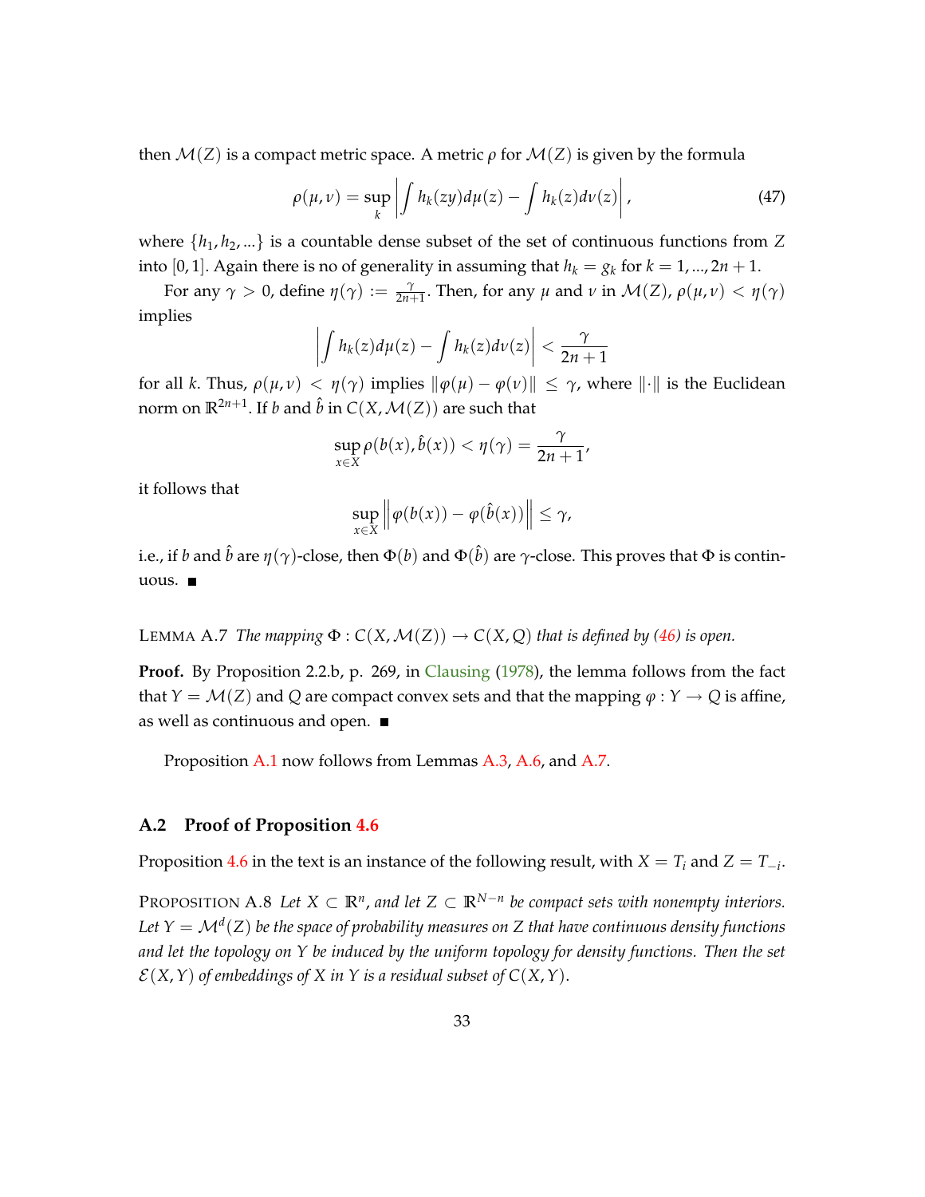then $\mathcal{M}(Z)$ is a compact metric space. A metric $\rho$ for $\mathcal{M}(Z)$ is given by the formula

$$\rho(\mu, \nu) = \sup_k \left| \int h_k(zy) d\mu(z) - \int h_k(z) d\nu(z) \right|, \tag{47}$$

where $\{h_1, h_2, ...\}$ is a countable dense subset of the set of continuous functions from $Z$ into $[0, 1]$. Again there is no of generality in assuming that $h_k = g_k$ for $k = 1, ..., 2n + 1$.

For any $\gamma > 0$, define $\eta(\gamma) := \frac{\gamma}{2n+1}$. Then, for any $\mu$ and $\nu$ in $\mathcal{M}(Z)$, $\rho(\mu, \nu) < \eta(\gamma)$ implies

$$\left| \int h_k(z) d\mu(z) - \int h_k(z) d\nu(z) \right| < \frac{\gamma}{2n+1}$$

for all $k$. Thus, $\rho(\mu, \nu) < \eta(\gamma)$ implies $\|\varphi(\mu) - \varphi(\nu)\| \leq \gamma$, where $\|\cdot\|$ is the Euclidean norm on $\mathbb{R}^{2n+1}$. If $b$ and $\hat{b}$ in $C(X, \mathcal{M}(Z))$ are such that

$$\sup_{x \in X} \rho(b(x), \hat{b}(x)) < \eta(\gamma) = \frac{\gamma}{2n+1},$$

it follows that

$$\sup_{x \in X} \left\| \varphi(b(x)) - \varphi(\hat{b}(x)) \right\| \leq \gamma,$$

i.e., if $b$ and $\hat{b}$ are $\eta(\gamma)$-close, then $\Phi(b)$ and $\Phi(\hat{b})$ are $\gamma$-close. This proves that $\Phi$ is continuous. ■

LEMMA A.7 *The mapping $\Phi : C(X, \mathcal{M}(Z)) \to C(X, Q)$ that is defined by (46) is open.*

**Proof.** By Proposition 2.2.b, p. 269, in Clausing (1978), the lemma follows from the fact that $Y = \mathcal{M}(Z)$ and $Q$ are compact convex sets and that the mapping $\varphi : Y \to Q$ is affine, as well as continuous and open. ■

Proposition A.1 now follows from Lemmas A.3, A.6, and A.7.

## A.2 Proof of Proposition 4.6

Proposition 4.6 in the text is an instance of the following result, with $X = T_i$ and $Z = T_{-i}$.

PROPOSITION A.8 *Let $X \subset \mathbb{R}^n$, and let $Z \subset \mathbb{R}^{N-n}$ be compact sets with nonempty interiors. Let $Y = \mathcal{M}^d(Z)$ be the space of probability measures on $Z$ that have continuous density functions and let the topology on $Y$ be induced by the uniform topology for density functions. Then the set $\mathcal{E}(X, Y)$ of embeddings of $X$ in $Y$ is a residual subset of $C(X, Y)$.*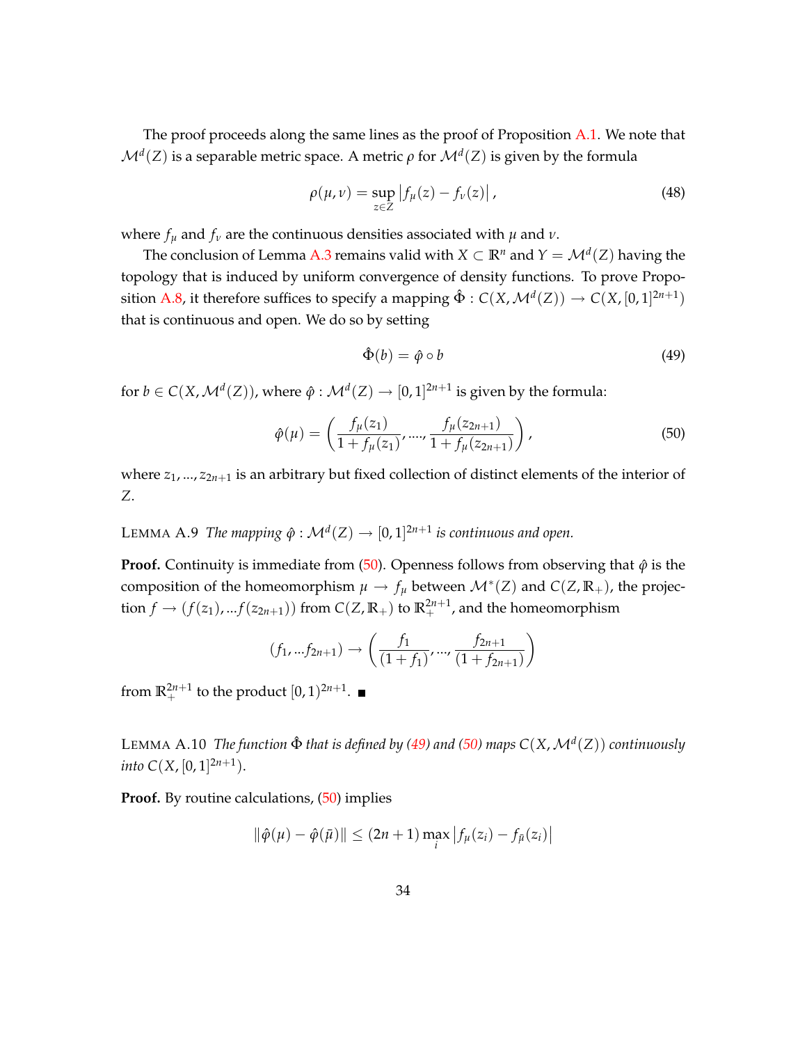The proof proceeds along the same lines as the proof of Proposition A.1. We note that $\mathcal{M}^d(Z)$ is a separable metric space. A metric $\rho$ for $\mathcal{M}^d(Z)$ is given by the formula

$$\rho(\mu, \nu) = \sup_{z \in Z} \left| f_\mu(z) - f_\nu(z) \right|, \tag{48}$$

where $f_\mu$ and $f_\nu$ are the continuous densities associated with $\mu$ and $\nu$.

The conclusion of Lemma A.3 remains valid with $X \subset \mathbb{R}^n$ and $Y = \mathcal{M}^d(Z)$ having the topology that is induced by uniform convergence of density functions. To prove Proposition A.8, it therefore suffices to specify a mapping $\hat{\Phi} : C(X, \mathcal{M}^d(Z)) \to C(X, [0,1]^{2n+1})$ that is continuous and open. We do so by setting

$$\hat{\Phi}(b) = \hat{\varphi} \circ b \tag{49}$$

for $b \in C(X, \mathcal{M}^d(Z))$, where $\hat{\varphi} : \mathcal{M}^d(Z) \to [0,1]^{2n+1}$ is given by the formula:

$$\hat{\varphi}(\mu) = \left( \frac{f_\mu(z_1)}{1 + f_\mu(z_1)}, ...., \frac{f_\mu(z_{2n+1})}{1 + f_\mu(z_{2n+1})} \right), \tag{50}$$

where $z_1, ..., z_{2n+1}$ is an arbitrary but fixed collection of distinct elements of the interior of $Z$.

LEMMA A.9 *The mapping $\hat{\varphi} : \mathcal{M}^d(Z) \to [0,1]^{2n+1}$ is continuous and open.*

**Proof.** Continuity is immediate from (50). Openness follows from observing that $\hat{\varphi}$ is the composition of the homeomorphism $\mu \to f_\mu$ between $\mathcal{M}^*(Z)$ and $C(Z, \mathbb{R}_+)$, the projection $f \to (f(z_1), ...f(z_{2n+1}))$ from $C(Z, \mathbb{R}_+)$ to $\mathbb{R}_+^{2n+1}$, and the homeomorphism

$$(f_1, ...f_{2n+1}) \to \left( \frac{f_1}{(1 + f_1)}, ..., \frac{f_{2n+1}}{(1 + f_{2n+1})} \right)$$

from $\mathbb{R}_+^{2n+1}$ to the product $[0,1)^{2n+1}$. ■

LEMMA A.10 *The function $\hat{\Phi}$ that is defined by (49) and (50) maps $C(X, \mathcal{M}^d(Z))$ continuously into $C(X, [0,1]^{2n+1})$.*

**Proof.** By routine calculations, (50) implies

$$\|\hat{\varphi}(\mu) - \hat{\varphi}(\bar{\mu})\| \leq (2n+1) \max_i \left| f_\mu(z_i) - f_{\bar{\mu}}(z_i) \right|$$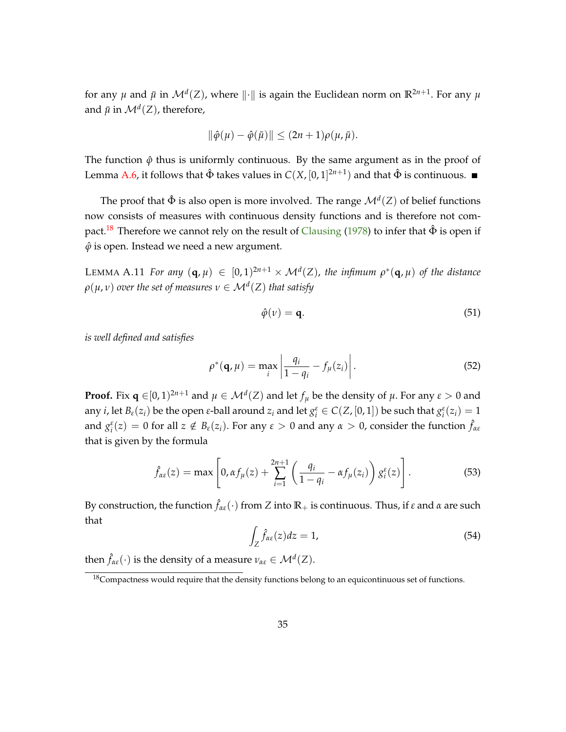for any $\mu$ and $\bar{\mu}$ in $\mathcal{M}^d(Z)$, where $\|\cdot\|$ is again the Euclidean norm on $\mathbb{R}^{2n+1}$. For any $\mu$ and $\bar{\mu}$ in $\mathcal{M}^d(Z)$, therefore,

$$\|\hat{\varphi}(\mu) - \hat{\varphi}(\bar{\mu})\| \leq (2n+1)\rho(\mu, \bar{\mu}).$$

The function $\hat{\varphi}$ thus is uniformly continuous. By the same argument as in the proof of Lemma A.6, it follows that $\hat{\Phi}$ takes values in $C(X, [0,1]^{2n+1})$ and that $\hat{\Phi}$ is continuous. ■

The proof that $\hat{\Phi}$ is also open is more involved. The range $\mathcal{M}^d(Z)$ of belief functions now consists of measures with continuous density functions and is therefore not compact.[18] Therefore we cannot rely on the result of Clausing (1978) to infer that $\hat{\Phi}$ is open if $\hat{\varphi}$ is open. Instead we need a new argument.

LEMMA A.11 *For any $(\mathbf{q}, \mu) \in [0,1)^{2n+1} \times \mathcal{M}^d(Z)$, the infimum $\rho^*(\mathbf{q}, \mu)$ of the distance $\rho(\mu, \nu)$ over the set of measures $\nu \in \mathcal{M}^d(Z)$ that satisfy*

$$\hat{\varphi}(\nu) = \mathbf{q}. \tag{51}$$

*is well defined and satisfies*

$$\rho^*(\mathbf{q}, \mu) = \max_i \left| \frac{q_i}{1 - q_i} - f_\mu(z_i) \right|. \tag{52}$$

**Proof.** Fix $\mathbf{q} \in [0,1)^{2n+1}$ and $\mu \in \mathcal{M}^d(Z)$ and let $f_\mu$ be the density of $\mu$. For any $\varepsilon > 0$ and any $i$, let $B_\varepsilon(z_i)$ be the open $\varepsilon$-ball around $z_i$ and let $g_i^\varepsilon \in C(Z, [0,1])$ be such that $g_i^\varepsilon(z_i) = 1$ and $g_i^\varepsilon(z) = 0$ for all $z \notin B_\varepsilon(z_i)$. For any $\varepsilon > 0$ and any $\alpha > 0$, consider the function $\hat{f}_{\alpha\varepsilon}$ that is given by the formula

$$\hat{f}_{\alpha\varepsilon}(z) = \max\left[0, \alpha f_\mu(z) + \sum_{i=1}^{2n+1} \left( \frac{q_i}{1 - q_i} - \alpha f_\mu(z_i) \right) g_i^\varepsilon(z) \right]. \tag{53}$$

By construction, the function $\hat{f}_{\alpha\varepsilon}(\cdot)$ from $Z$ into $\mathbb{R}_+$ is continuous. Thus, if $\varepsilon$ and $\alpha$ are such that

$$\int_Z \hat{f}_{\alpha\varepsilon}(z) dz = 1, \tag{54}$$

then $\hat{f}_{\alpha\varepsilon}(\cdot)$ is the density of a measure $\nu_{\alpha\varepsilon} \in \mathcal{M}^d(Z)$.

[18] Compactness would require that the density functions belong to an equicontinuous set of functions.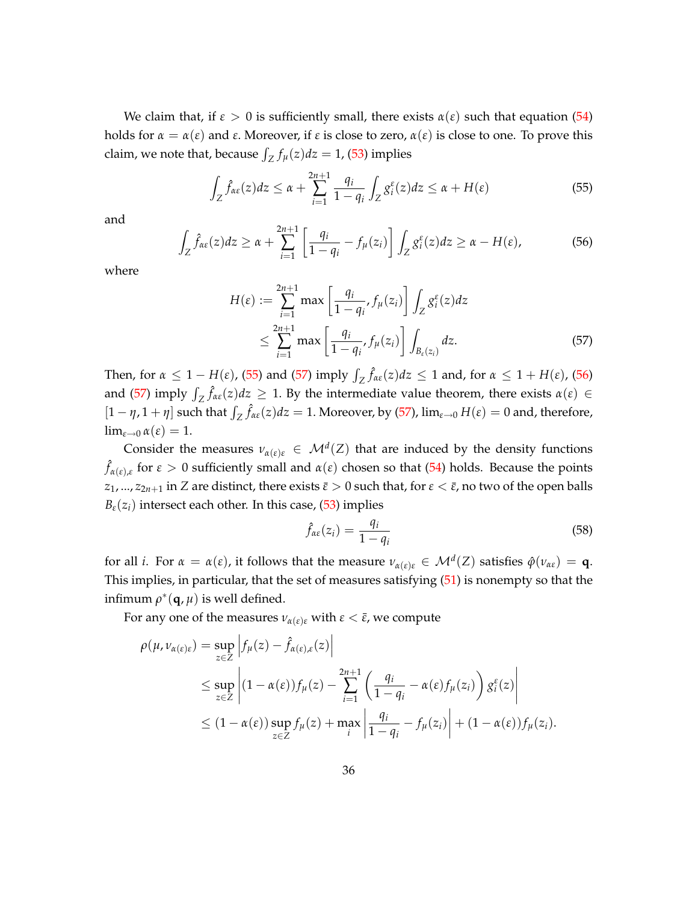We claim that, if $\varepsilon > 0$ is sufficiently small, there exists $\alpha(\varepsilon)$ such that equation (54) holds for $\alpha = \alpha(\varepsilon)$ and $\varepsilon$. Moreover, if $\varepsilon$ is close to zero, $\alpha(\varepsilon)$ is close to one. To prove this claim, we note that, because $\int_Z f_\mu(z)dz = 1$, (53) implies

$$\int_Z \hat{f}_{\alpha\varepsilon}(z)dz \leq \alpha + \sum_{i=1}^{2n+1} \frac{q_i}{1-q_i} \int_Z g_i^\varepsilon(z)dz \leq \alpha + H(\varepsilon) \tag{55}$$

and

$$\int_Z \hat{f}_{\alpha\varepsilon}(z)dz \geq \alpha + \sum_{i=1}^{2n+1} \left[\frac{q_i}{1-q_i} - f_\mu(z_i)\right] \int_Z g_i^\varepsilon(z)dz \geq \alpha - H(\varepsilon), \tag{56}$$

where

$$\begin{aligned} H(\varepsilon) &:= \sum_{i=1}^{2n+1} \max\left[\frac{q_i}{1-q_i}, f_\mu(z_i)\right] \int_Z g_i^\varepsilon(z)dz \\ &\leq \sum_{i=1}^{2n+1} \max\left[\frac{q_i}{1-q_i}, f_\mu(z_i)\right] \int_{B_\varepsilon(z_i)} dz. \end{aligned} \tag{57}$$

Then, for $\alpha \leq 1 - H(\varepsilon)$, (55) and (57) imply $\int_Z \hat{f}_{\alpha\varepsilon}(z)dz \leq 1$ and, for $\alpha \leq 1 + H(\varepsilon)$, (56) and (57) imply $\int_Z \hat{f}_{\alpha\varepsilon}(z)dz \geq 1$. By the intermediate value theorem, there exists $\alpha(\varepsilon) \in [1-\eta, 1+\eta]$ such that $\int_Z \hat{f}_{\alpha\varepsilon}(z)dz = 1$. Moreover, by (57), $\lim_{\varepsilon\to 0} H(\varepsilon) = 0$ and, therefore, $\lim_{\varepsilon\to 0} \alpha(\varepsilon) = 1$.

Consider the measures $\nu_{\alpha(\varepsilon)\varepsilon} \in \mathcal{M}^d(Z)$ that are induced by the density functions $\hat{f}_{\alpha(\varepsilon),\varepsilon}$ for $\varepsilon > 0$ sufficiently small and $\alpha(\varepsilon)$ chosen so that (54) holds. Because the points $z_1, ..., z_{2n+1}$ in $Z$ are distinct, there exists $\bar{\varepsilon} > 0$ such that, for $\varepsilon < \bar{\varepsilon}$, no two of the open balls $B_\varepsilon(z_i)$ intersect each other. In this case, (53) implies

$$\hat{f}_{\alpha\varepsilon}(z_i) = \frac{q_i}{1-q_i} \tag{58}$$

for all $i$. For $\alpha = \alpha(\varepsilon)$, it follows that the measure $\nu_{\alpha(\varepsilon)\varepsilon} \in \mathcal{M}^d(Z)$ satisfies $\hat{\varphi}(\nu_{\alpha\varepsilon}) = \mathbf{q}$. This implies, in particular, that the set of measures satisfying (51) is nonempty so that the infimum $\rho^*(\mathbf{q}, \mu)$ is well defined.

For any one of the measures $\nu_{\alpha(\varepsilon)\varepsilon}$ with $\varepsilon < \bar{\varepsilon}$, we compute

$$\begin{aligned} \rho(\mu, \nu_{\alpha(\varepsilon)\varepsilon}) &= \sup_{z\in Z} \left| f_\mu(z) - \hat{f}_{\alpha(\varepsilon),\varepsilon}(z) \right| \\ &\leq \sup_{z\in Z} \left| (1-\alpha(\varepsilon))f_\mu(z) - \sum_{i=1}^{2n+1} \left(\frac{q_i}{1-q_i} - \alpha(\varepsilon)f_\mu(z_i)\right) g_i^\varepsilon(z) \right| \\ &\leq (1-\alpha(\varepsilon)) \sup_{z\in Z} f_\mu(z) + \max_i \left| \frac{q_i}{1-q_i} - f_\mu(z_i) \right| + (1-\alpha(\varepsilon)) f_\mu(z_i). \end{aligned}$$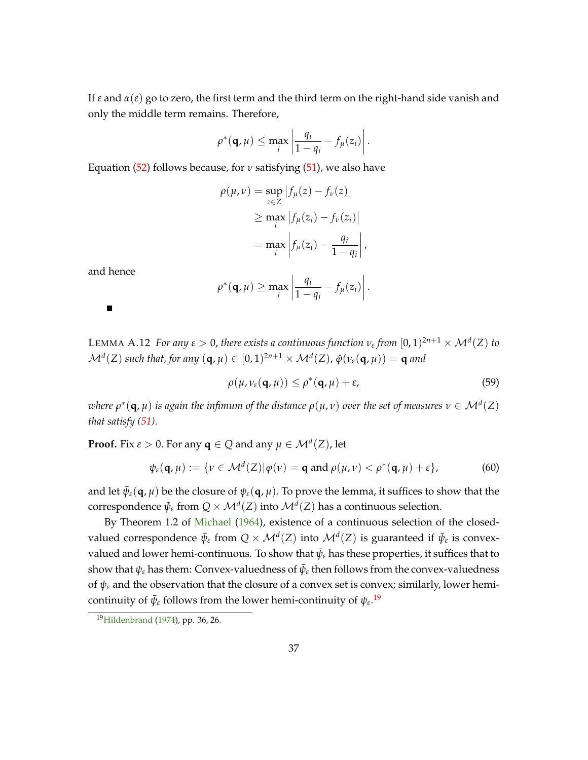If $\varepsilon$ and $\alpha(\varepsilon)$ go to zero, the first term and the third term on the right-hand side vanish and only the middle term remains. Therefore,

$$\rho^*(\mathbf{q}, \mu) \leq \max_i \left| \frac{q_i}{1-q_i} - f_\mu(z_i) \right|.$$

Equation (52) follows because, for $\nu$ satisfying (51), we also have

$$\begin{aligned}
\rho(\mu, \nu) &= \sup_{z \in Z} \left| f_\mu(z) - f_\nu(z) \right| \\
&\geq \max_i \left| f_\mu(z_i) - f_\nu(z_i) \right| \\
&= \max_i \left| f_\mu(z_i) - \frac{q_i}{1-q_i} \right|,
\end{aligned}$$

and hence

$$\rho^*(\mathbf{q}, \mu) \geq \max_i \left| \frac{q_i}{1-q_i} - f_\mu(z_i) \right|.$$

■

LEMMA A.12 *For any $\varepsilon > 0$, there exists a continuous function $\nu_\varepsilon$ from $[0,1)^{2n+1} \times \mathcal{M}^d(Z)$ to $\mathcal{M}^d(Z)$ such that, for any $(\mathbf{q}, \mu) \in [0,1)^{2n+1} \times \mathcal{M}^d(Z)$, $\hat{\varphi}(\nu_\varepsilon(\mathbf{q}, \mu)) = \mathbf{q}$ and*

$$\rho(\mu, \nu_\varepsilon(\mathbf{q}, \mu)) \leq \rho^*(\mathbf{q}, \mu) + \varepsilon, \tag{59}$$

*where $\rho^*(\mathbf{q}, \mu)$ is again the infimum of the distance $\rho(\mu, \nu)$ over the set of measures $\nu \in \mathcal{M}^d(Z)$ that satisfy (51).*

**Proof.** Fix $\varepsilon > 0$. For any $\mathbf{q} \in Q$ and any $\mu \in \mathcal{M}^d(Z)$, let

$$\psi_\varepsilon(\mathbf{q}, \mu) := \{\nu \in \mathcal{M}^d(Z) | \varphi(\nu) = \mathbf{q} \text{ and } \rho(\mu, \nu) < \rho^*(\mathbf{q}, \mu) + \varepsilon\}, \tag{60}$$

and let $\bar{\psi}_\varepsilon(\mathbf{q}, \mu)$ be the closure of $\psi_\varepsilon(\mathbf{q}, \mu)$. To prove the lemma, it suffices to show that the correspondence $\bar{\psi}_\varepsilon$ from $Q \times \mathcal{M}^d(Z)$ into $\mathcal{M}^d(Z)$ has a continuous selection.

By Theorem 1.2 of Michael (1964), existence of a continuous selection of the closed-valued correspondence $\bar{\psi}_\varepsilon$ from $Q \times \mathcal{M}^d(Z)$ into $\mathcal{M}^d(Z)$ is guaranteed if $\bar{\psi}_\varepsilon$ is convex-valued and lower hemi-continuous. To show that $\bar{\psi}_\varepsilon$ has these properties, it suffices that to show that $\psi_\varepsilon$ has them: Convex-valuedness of $\bar{\psi}_\varepsilon$ then follows from the convex-valuedness of $\psi_\varepsilon$ and the observation that the closure of a convex set is convex; similarly, lower hemi-continuity of $\bar{\psi}_\varepsilon$ follows from the lower hemi-continuity of $\psi_\varepsilon$.[19]

[19] Hildenbrand (1974), pp. 36, 26.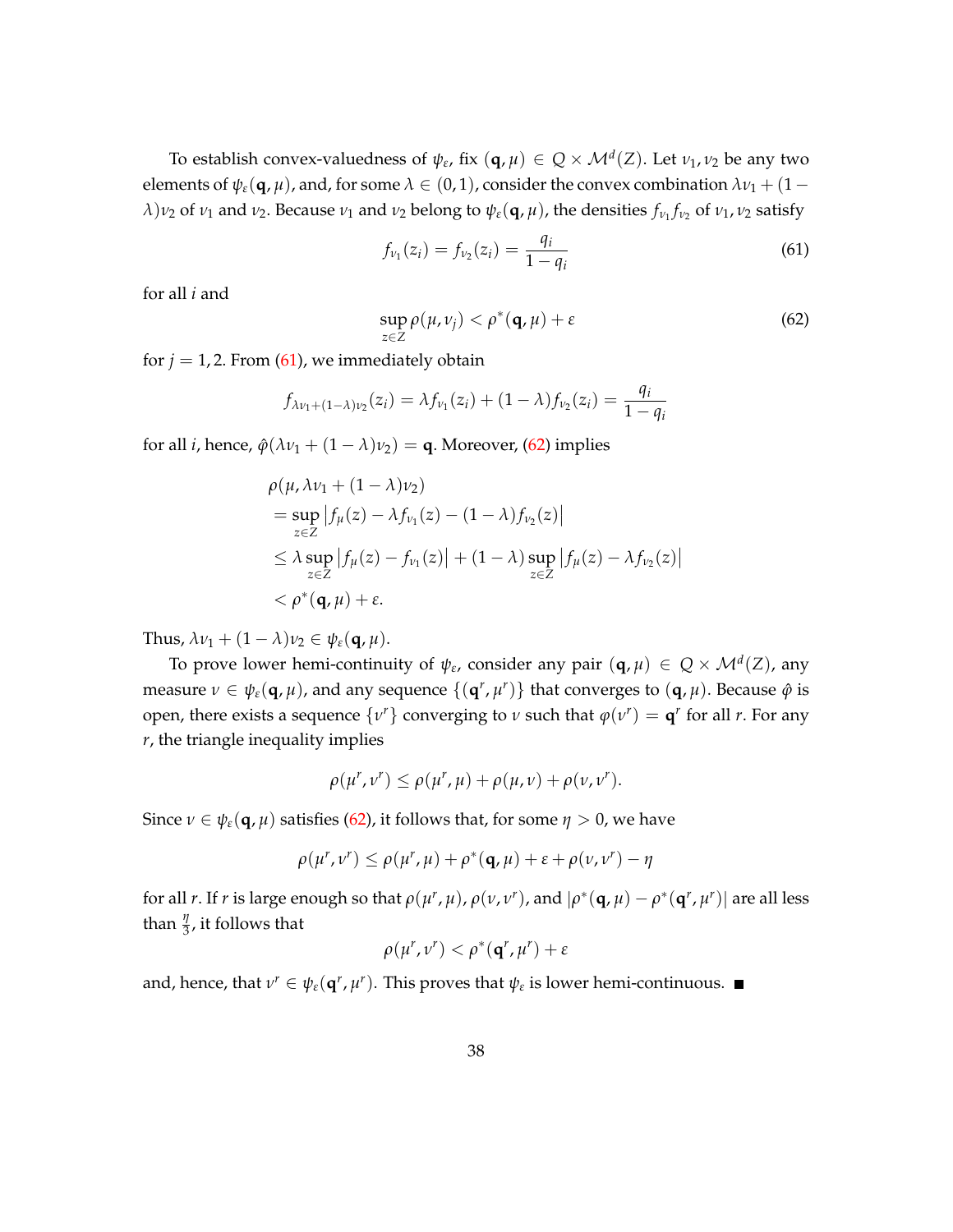To establish convex-valuedness of $\psi_\varepsilon$, fix $(\mathbf{q}, \mu) \in Q \times \mathcal{M}^d(Z)$. Let $\nu_1, \nu_2$ be any two elements of $\psi_\varepsilon(\mathbf{q}, \mu)$, and, for some $\lambda \in (0,1)$, consider the convex combination $\lambda\nu_1 + (1 - \lambda)\nu_2$ of $\nu_1$ and $\nu_2$. Because $\nu_1$ and $\nu_2$ belong to $\psi_\varepsilon(\mathbf{q}, \mu)$, the densities $f_{\nu_1} f_{\nu_2}$ of $\nu_1, \nu_2$ satisfy

$$f_{\nu_1}(z_i) = f_{\nu_2}(z_i) = \frac{q_i}{1 - q_i} \tag{61}$$

for all $i$ and

$$\sup_{z \in Z} \rho(\mu, \nu_j) < \rho^*(\mathbf{q}, \mu) + \varepsilon \tag{62}$$

for $j = 1, 2$. From (61), we immediately obtain

$$f_{\lambda\nu_1 + (1-\lambda)\nu_2}(z_i) = \lambda f_{\nu_1}(z_i) + (1 - \lambda) f_{\nu_2}(z_i) = \frac{q_i}{1 - q_i}$$

for all $i$, hence, $\hat{\varphi}(\lambda\nu_1 + (1 - \lambda)\nu_2) = \mathbf{q}$. Moreover, (62) implies

$$\begin{aligned}
&\rho(\mu, \lambda\nu_1 + (1 - \lambda)\nu_2) \\
&= \sup_{z \in Z} \left| f_\mu(z) - \lambda f_{\nu_1}(z) - (1 - \lambda) f_{\nu_2}(z) \right| \\
&\leq \lambda \sup_{z \in Z} \left| f_\mu(z) - f_{\nu_1}(z) \right| + (1 - \lambda) \sup_{z \in Z} \left| f_\mu(z) - \lambda f_{\nu_2}(z) \right| \\
&< \rho^*(\mathbf{q}, \mu) + \varepsilon.
\end{aligned}$$

Thus, $\lambda\nu_1 + (1 - \lambda)\nu_2 \in \psi_\varepsilon(\mathbf{q}, \mu)$.

To prove lower hemi-continuity of $\psi_\varepsilon$, consider any pair $(\mathbf{q}, \mu) \in Q \times \mathcal{M}^d(Z)$, any measure $\nu \in \psi_\varepsilon(\mathbf{q}, \mu)$, and any sequence $\{(\mathbf{q}^r, \mu^r)\}$ that converges to $(\mathbf{q}, \mu)$. Because $\hat{\varphi}$ is open, there exists a sequence $\{\nu^r\}$ converging to $\nu$ such that $\varphi(\nu^r) = \mathbf{q}^r$ for all $r$. For any $r$, the triangle inequality implies

$$\rho(\mu^r, \nu^r) \leq \rho(\mu^r, \mu) + \rho(\mu, \nu) + \rho(\nu, \nu^r).$$

Since $\nu \in \psi_\varepsilon(\mathbf{q}, \mu)$ satisfies (62), it follows that, for some $\eta > 0$, we have

$$\rho(\mu^r, \nu^r) \leq \rho(\mu^r, \mu) + \rho^*(\mathbf{q}, \mu) + \varepsilon + \rho(\nu, \nu^r) - \eta$$

for all $r$. If $r$ is large enough so that $\rho(\mu^r, \mu)$, $\rho(\nu, \nu^r)$, and $|\rho^*(\mathbf{q}, \mu) - \rho^*(\mathbf{q}^r, \mu^r)|$ are all less than $\frac{\eta}{3}$, it follows that

$$\rho(\mu^r, \nu^r) < \rho^*(\mathbf{q}^r, \mu^r) + \varepsilon$$

and, hence, that $\nu^r \in \psi_\varepsilon(\mathbf{q}^r, \mu^r)$. This proves that $\psi_\varepsilon$ is lower hemi-continuous. ■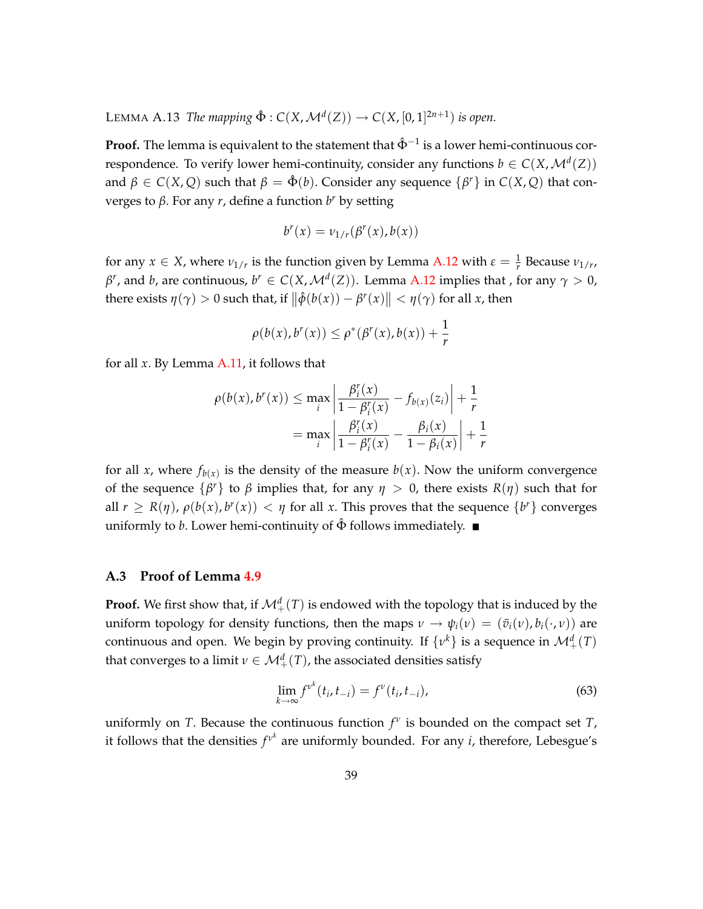LEMMA A.13 *The mapping* $\hat{\Phi} : C(X, \mathcal{M}^d(Z)) \to C(X, [0,1]^{2n+1})$ *is open.*

**Proof.** The lemma is equivalent to the statement that $\hat{\Phi}^{-1}$ is a lower hemi-continuous correspondence. To verify lower hemi-continuity, consider any functions $b \in C(X, \mathcal{M}^d(Z))$ and $\beta \in C(X, Q)$ such that $\beta = \hat{\Phi}(b)$. Consider any sequence $\{\beta^r\}$ in $C(X, Q)$ that converges to $\beta$. For any $r$, define a function $b^r$ by setting

$$b^r(x) = \nu_{1/r}(\beta^r(x), b(x))$$

for any $x \in X$, where $\nu_{1/r}$ is the function given by Lemma A.12 with $\varepsilon = \frac{1}{r}$ Because $\nu_{1/r}$, $\beta^r$, and $b$, are continuous, $b^r \in C(X, \mathcal{M}^d(Z))$. Lemma A.12 implies that , for any $\gamma > 0$, there exists $\eta(\gamma) > 0$ such that, if $\|\hat{\phi}(b(x)) - \beta^r(x)\| < \eta(\gamma)$ for all $x$, then

$$\rho(b(x), b^r(x)) \leq \rho^*(\beta^r(x), b(x)) + \frac{1}{r}$$

for all $x$. By Lemma A.11, it follows that

$$\begin{aligned}
\rho(b(x), b^r(x)) &\leq \max_i \left| \frac{\beta_i^r(x)}{1 - \beta_i^r(x)} - f_{b(x)}(z_i) \right| + \frac{1}{r} \\
&= \max_i \left| \frac{\beta_i^r(x)}{1 - \beta_i^r(x)} - \frac{\beta_i(x)}{1 - \beta_i(x)} \right| + \frac{1}{r}
\end{aligned}$$

for all $x$, where $f_{b(x)}$ is the density of the measure $b(x)$. Now the uniform convergence of the sequence $\{\beta^r\}$ to $\beta$ implies that, for any $\eta > 0$, there exists $R(\eta)$ such that for all $r \geq R(\eta)$, $\rho(b(x), b^r(x)) < \eta$ for all $x$. This proves that the sequence $\{b^r\}$ converges uniformly to $b$. Lower hemi-continuity of $\hat{\Phi}$ follows immediately. ■

### A.3 Proof of Lemma 4.9

**Proof.** We first show that, if $\mathcal{M}_+^d(T)$ is endowed with the topology that is induced by the uniform topology for density functions, then the maps $\nu \to \psi_i(\nu) = (\bar{v}_i(\nu), b_i(\cdot, \nu))$ are continuous and open. We begin by proving continuity. If $\{\nu^k\}$ is a sequence in $\mathcal{M}_+^d(T)$ that converges to a limit $\nu \in \mathcal{M}_+^d(T)$, the associated densities satisfy

$$\lim_{k \to \infty} f^{\nu^k}(t_i, t_{-i}) = f^{\nu}(t_i, t_{-i}), \tag{63}$$

uniformly on $T$. Because the continuous function $f^{\nu}$ is bounded on the compact set $T$, it follows that the densities $f^{\nu^k}$ are uniformly bounded. For any $i$, therefore, Lebesgue's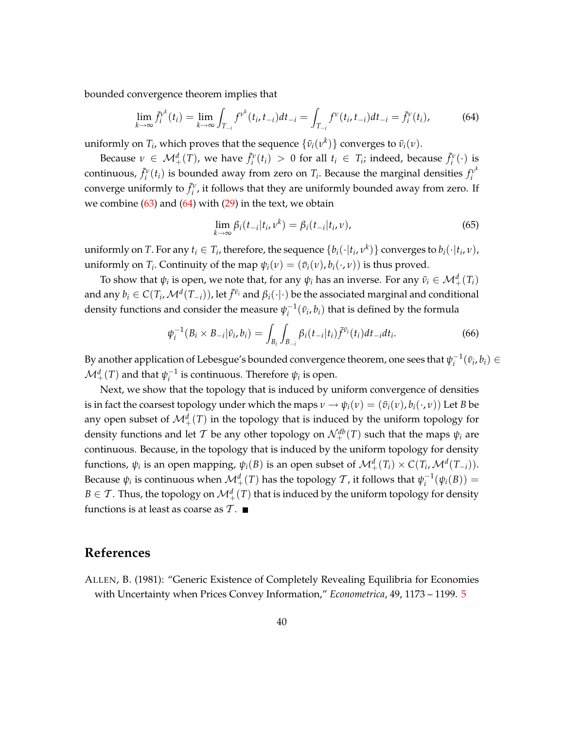bounded convergence theorem implies that

$$\lim_{k\to\infty} \bar{f}_i^{\nu^k}(t_i) = \lim_{k\to\infty} \int_{T_{-i}} f^{\nu^k}(t_i, t_{-i}) dt_{-i} = \int_{T_{-i}} f^{\nu}(t_i, t_{-i}) dt_{-i} = \bar{f}_i^{\nu}(t_i), \tag{64}$$

uniformly on $T_i$, which proves that the sequence $\{\bar{\nu}_i(\nu^k)\}$ converges to $\bar{\nu}_i(\nu)$.

Because $\nu \in \mathcal{M}_+^d(T)$, we have $\bar{f}_i^{\nu}(t_i) > 0$ for all $t_i \in T_i$; indeed, because $\bar{f}_i^{\nu}(\cdot)$ is continuous, $\bar{f}_i^{\nu}(t_i)$ is bounded away from zero on $T_i$. Because the marginal densities $f_i^{\nu^k}$ converge uniformly to $\bar{f}_i^{\nu}$, it follows that they are uniformly bounded away from zero. If we combine (63) and (64) with (29) in the text, we obtain

$$\lim_{k\to\infty} \beta_i(t_{-i}|t_i, \nu^k) = \beta_i(t_{-i}|t_i, \nu), \tag{65}$$

uniformly on $T$. For any $t_i \in T_i$, therefore, the sequence $\{b_i(\cdot|t_i, \nu^k)\}$ converges to $b_i(\cdot|t_i, \nu)$, uniformly on $T_i$. Continuity of the map $\psi_i(\nu) = (\bar{\nu}_i(\nu), b_i(\cdot, \nu))$ is thus proved.

To show that $\psi_i$ is open, we note that, for any $\psi_i$ has an inverse. For any $\bar{\nu}_i \in \mathcal{M}_+^d(T_i)$ and any $b_i \in C(T_i, \mathcal{M}^d(T_{-i}))$, let $\bar{f}^{\bar{\nu}_i}$ and $\beta_i(\cdot|\cdot)$ be the associated marginal and conditional density functions and consider the measure $\psi_i^{-1}(\bar{\nu}_i, b_i)$ that is defined by the formula

$$\psi_i^{-1}(B_i \times B_{-i}|\bar{\nu}_i, b_i) = \int_{B_i} \int_{B_{-i}} \beta_i(t_{-i}|t_i) \bar{f}^{\bar{\nu}_i}(t_i) dt_{-i} dt_i. \tag{66}$$

By another application of Lebesgue's bounded convergence theorem, one sees that $\psi_i^{-1}(\bar{\nu}_i, b_i) \in \mathcal{M}_+^d(T)$ and that $\psi_i^{-1}$ is continuous. Therefore $\psi_i$ is open.

Next, we show that the topology that is induced by uniform convergence of densities is in fact the coarsest topology under which the maps $\nu \to \psi_i(\nu) = (\bar{\nu}_i(\nu), b_i(\cdot, \nu))$ Let $B$ be any open subset of $\mathcal{M}_+^d(T)$ in the topology that is induced by the uniform topology for density functions and let $\mathcal{T}$ be any other topology on $\mathcal{N}_+^{db}(T)$ such that the maps $\psi_i$ are continuous. Because, in the topology that is induced by the uniform topology for density functions, $\psi_i$ is an open mapping, $\psi_i(B)$ is an open subset of $\mathcal{M}_+^d(T_i) \times C(T_i, \mathcal{M}^d(T_{-i}))$. Because $\psi_i$ is continuous when $\mathcal{M}_+^d(T)$ has the topology $\mathcal{T}$, it follows that $\psi_i^{-1}(\psi_i(B)) = B \in \mathcal{T}$. Thus, the topology on $\mathcal{M}_+^d(T)$ that is induced by the uniform topology for density functions is at least as coarse as $\mathcal{T}$. ■

## References

ALLEN, B. (1981): "Generic Existence of Completely Revealing Equilibria for Economies with Uncertainty when Prices Convey Information," *Econometrica*, 49, 1173 – 1199. 5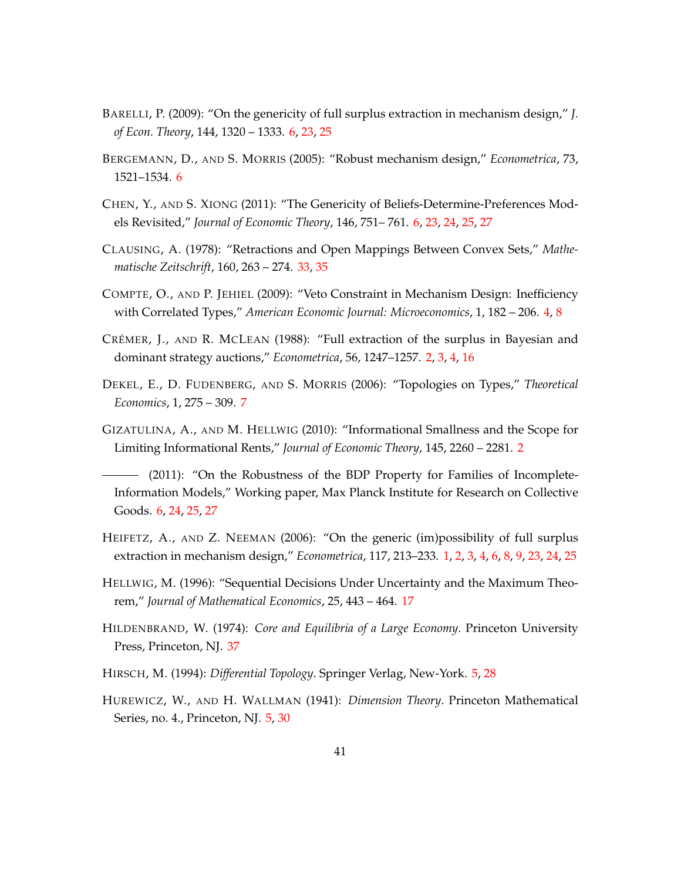Barelli, P. (2009): "On the genericity of full surplus extraction in mechanism design," *J. of Econ. Theory*, 144, 1320 – 1333. 6, 23, 25

Bergemann, D., and S. Morris (2005): "Robust mechanism design," *Econometrica*, 73, 1521–1534. 6

Chen, Y., and S. Xiong (2011): "The Genericity of Beliefs-Determine-Preferences Models Revisited," *Journal of Economic Theory*, 146, 751– 761. 6, 23, 24, 25, 27

Clausing, A. (1978): "Retractions and Open Mappings Between Convex Sets," *Mathematische Zeitschrift*, 160, 263 – 274. 33, 35

Compte, O., and P. Jehiel (2009): "Veto Constraint in Mechanism Design: Inefficiency with Correlated Types," *American Economic Journal: Microeconomics*, 1, 182 – 206. 4, 8

Crémer, J., and R. McLean (1988): "Full extraction of the surplus in Bayesian and dominant strategy auctions," *Econometrica*, 56, 1247–1257. 2, 3, 4, 16

Dekel, E., D. Fudenberg, and S. Morris (2006): "Topologies on Types," *Theoretical Economics*, 1, 275 – 309. 7

Gizatulina, A., and M. Hellwig (2010): "Informational Smallness and the Scope for Limiting Informational Rents," *Journal of Economic Theory*, 145, 2260 – 2281. 2

——— (2011): "On the Robustness of the BDP Property for Families of Incomplete-Information Models," Working paper, Max Planck Institute for Research on Collective Goods. 6, 24, 25, 27

Heifetz, A., and Z. Neeman (2006): "On the generic (im)possibility of full surplus extraction in mechanism design," *Econometrica*, 117, 213–233. 1, 2, 3, 4, 6, 8, 9, 23, 24, 25

Hellwig, M. (1996): "Sequential Decisions Under Uncertainty and the Maximum Theorem," *Journal of Mathematical Economics*, 25, 443 – 464. 17

Hildenbrand, W. (1974): *Core and Equilibria of a Large Economy*. Princeton University Press, Princeton, NJ. 37

Hirsch, M. (1994): *Differential Topology*. Springer Verlag, New-York. 5, 28

Hurewicz, W., and H. Wallman (1941): *Dimension Theory*. Princeton Mathematical Series, no. 4., Princeton, NJ. 5, 30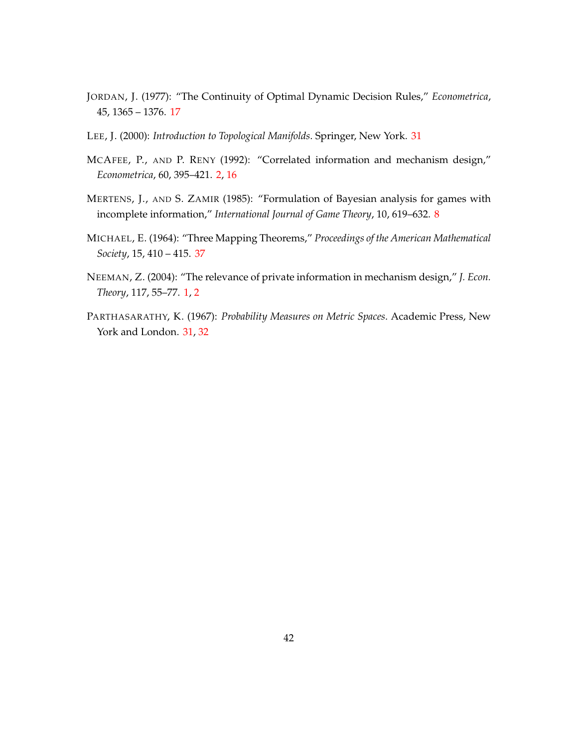JORDAN, J. (1977): "The Continuity of Optimal Dynamic Decision Rules," *Econometrica*, 45, 1365 – 1376. 17

LEE, J. (2000): *Introduction to Topological Manifolds*. Springer, New York. 31

MCAFEE, P., AND P. RENY (1992): "Correlated information and mechanism design," *Econometrica*, 60, 395–421. 2, 16

MERTENS, J., AND S. ZAMIR (1985): "Formulation of Bayesian analysis for games with incomplete information," *International Journal of Game Theory*, 10, 619–632. 8

MICHAEL, E. (1964): "Three Mapping Theorems," *Proceedings of the American Mathematical Society*, 15, 410 – 415. 37

NEEMAN, Z. (2004): "The relevance of private information in mechanism design," *J. Econ. Theory*, 117, 55–77. 1, 2

PARTHASARATHY, K. (1967): *Probability Measures on Metric Spaces*. Academic Press, New York and London. 31, 32